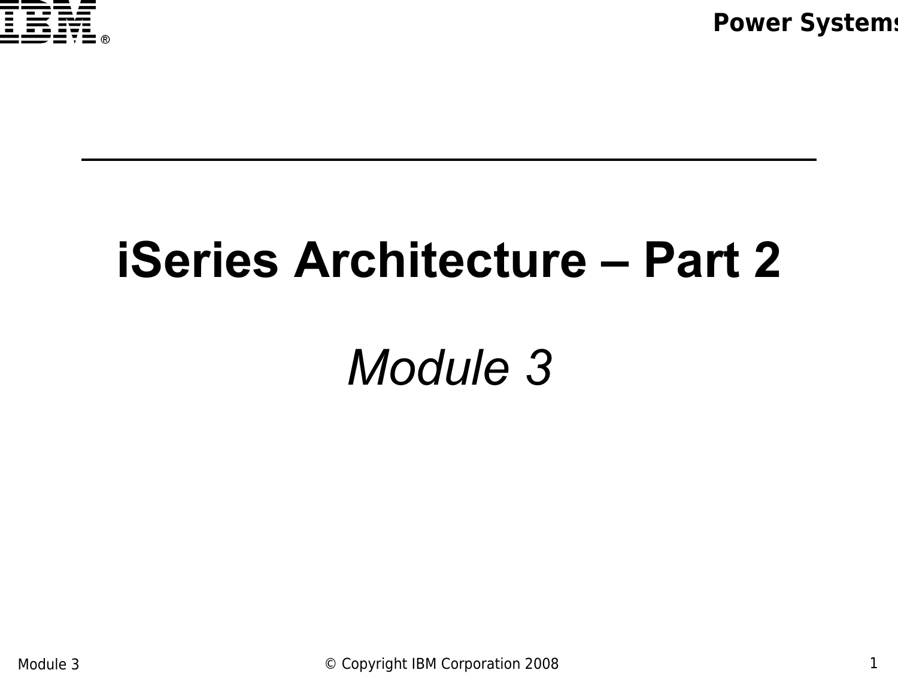# iSeries Architecture – Part 2

*Module 3*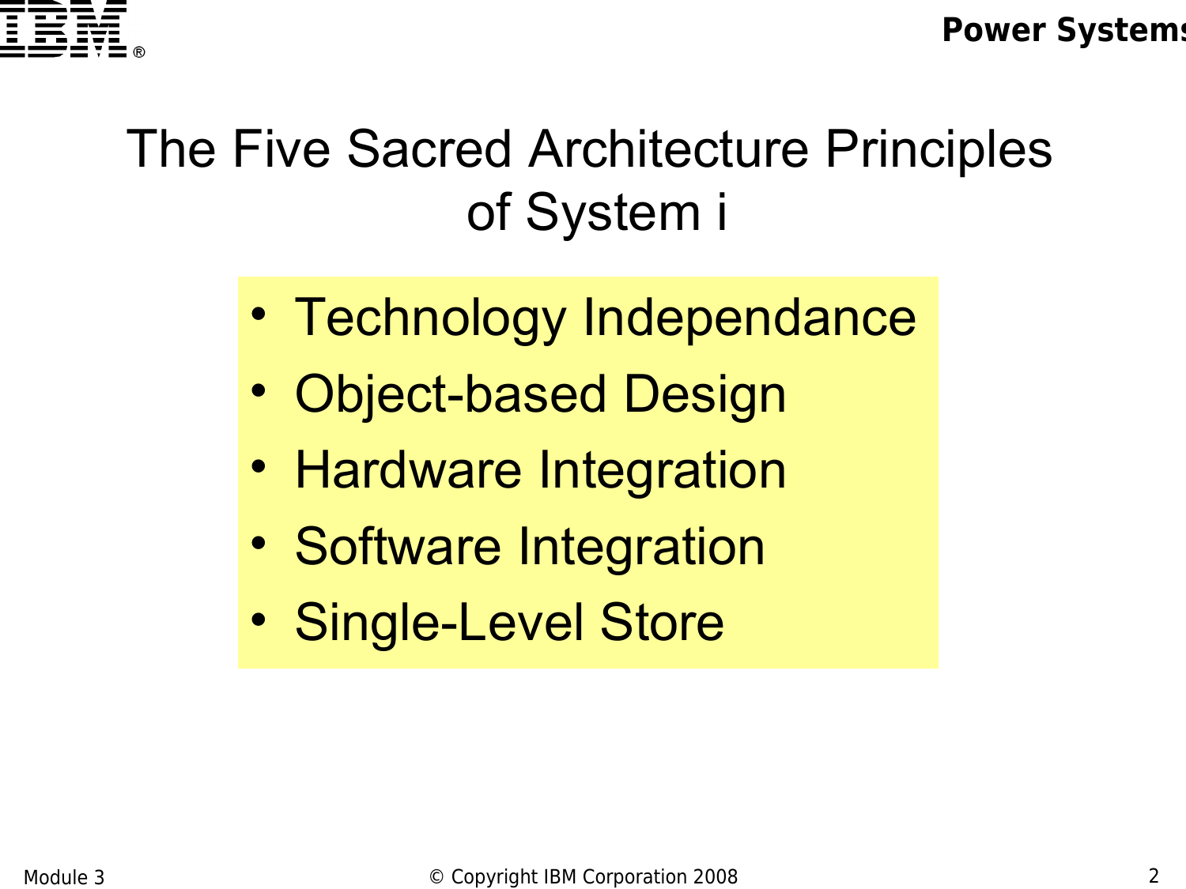# The Five Sacred Architecture Principles of System i

- Technology Independance
- Object-based Design
- Hardware Integration
- Software Integration
- Single-Level Store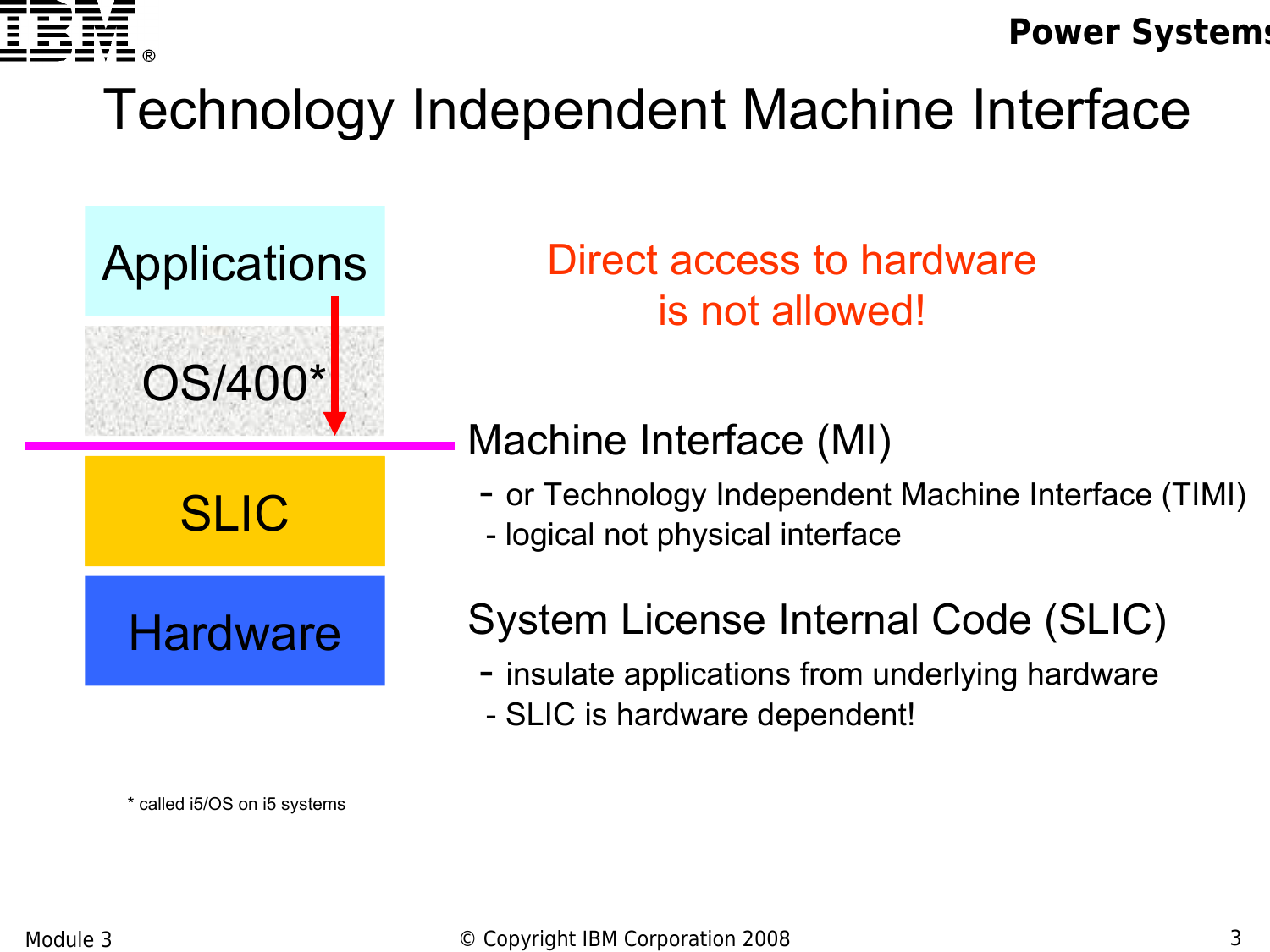# Technology Independent Machine Interface

Applications

OS/400*

SLIC

Hardware

Direct access to hardware is not allowed!

Machine Interface (MI)

- or Technology Independent Machine Interface (TIMI)
- logical not physical interface

System License Internal Code (SLIC)

- insulate applications from underlying hardware
- SLIC is hardware dependent!

* called i5/OS on i5 systems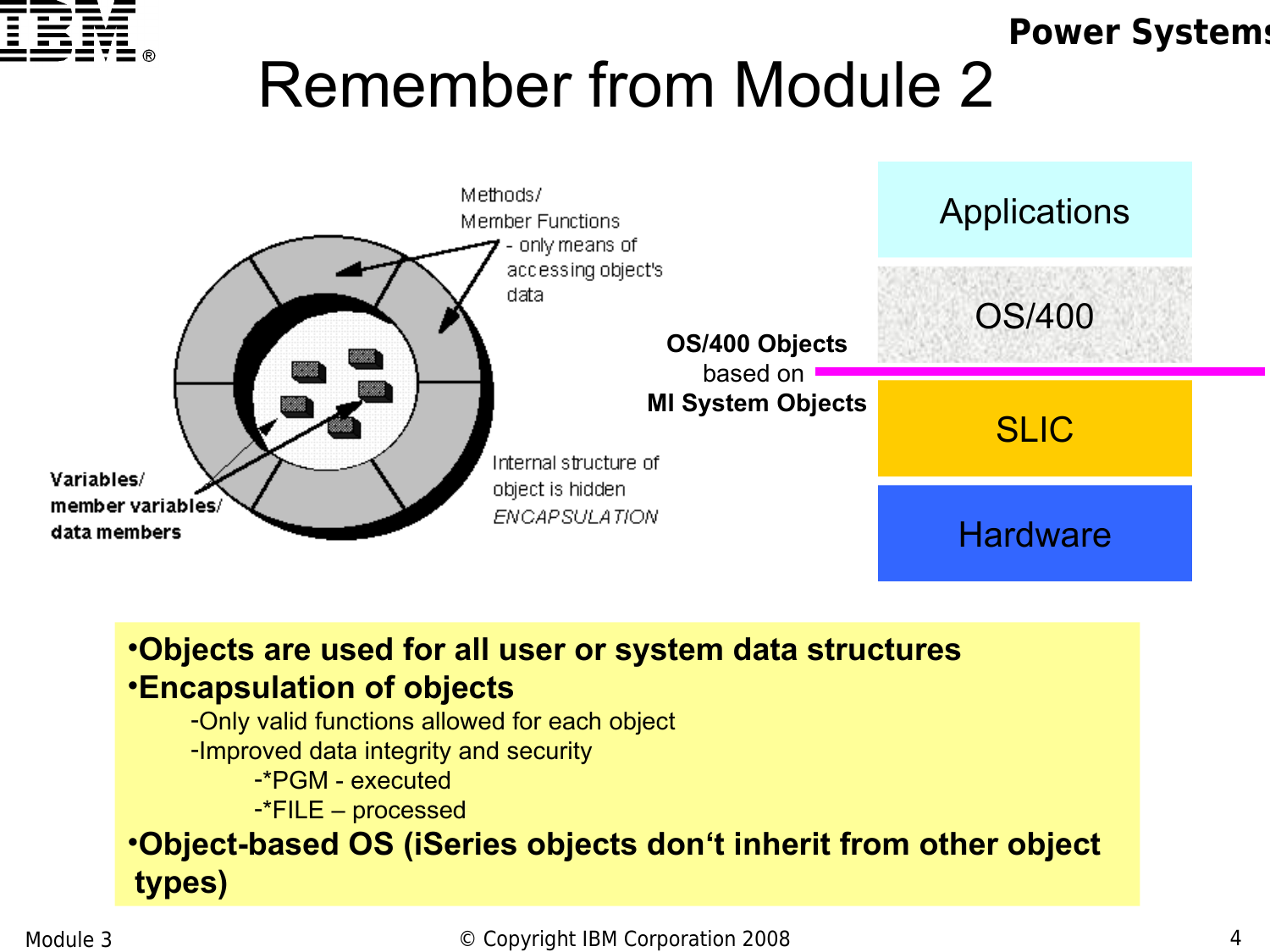# Remember from Module 2

Methods/
Member Functions
- only means of accessing object's data

Variables/
member variables/
data members

Internal structure of object is hidden
*ENCAPSULATION*

**OS/400 Objects**
based on
**MI System Objects**

Applications

OS/400

SLIC

Hardware

- **Objects are used for all user or system data structures**
- **Encapsulation of objects**
  - -Only valid functions allowed for each object
  - -Improved data integrity and security
    - -*PGM - executed
    - -*FILE – processed
- **Object-based OS (iSeries objects don't inherit from other object types)**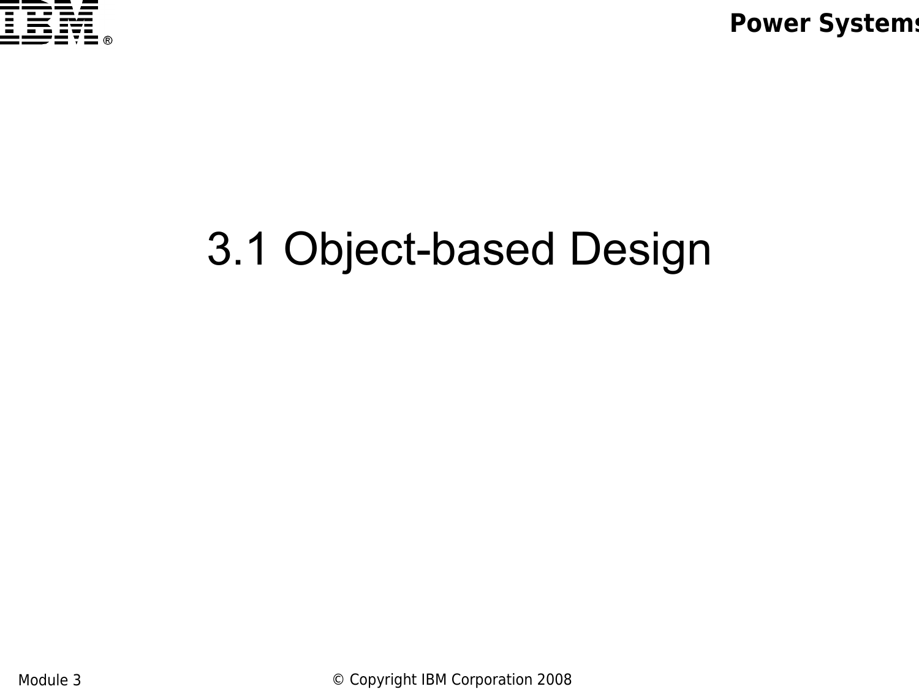# 3.1 Object-based Design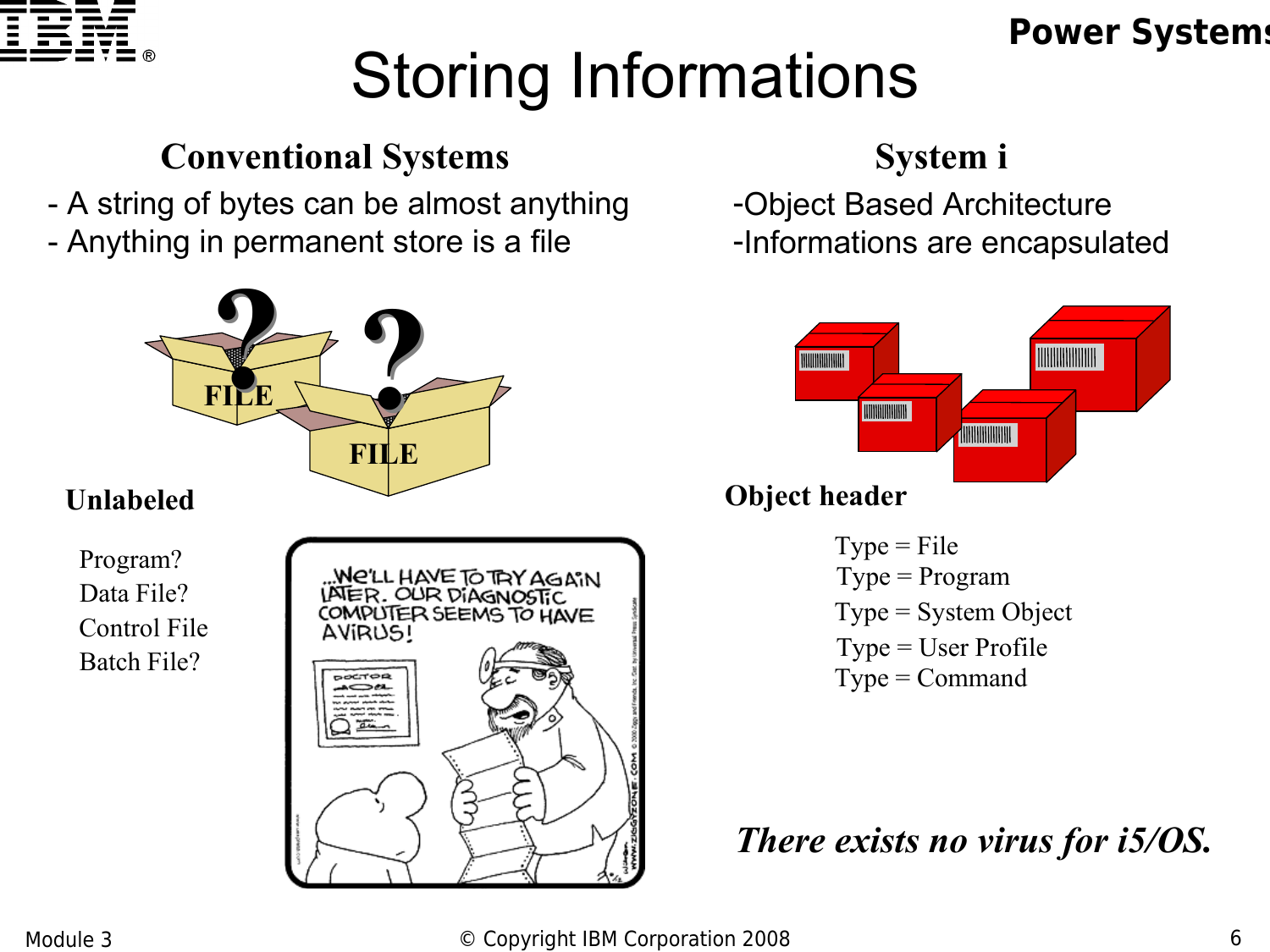# Storing Informations

## Conventional Systems

- A string of bytes can be almost anything
- Anything in permanent store is a file

**Unlabeled**

Program?
Data File?
Control File
Batch File?

## System i

-Object Based Architecture
-Informations are encapsulated

**Object header**

Type = File
Type = Program
Type = System Object
Type = User Profile
Type = Command

***There exists no virus for i5/OS.***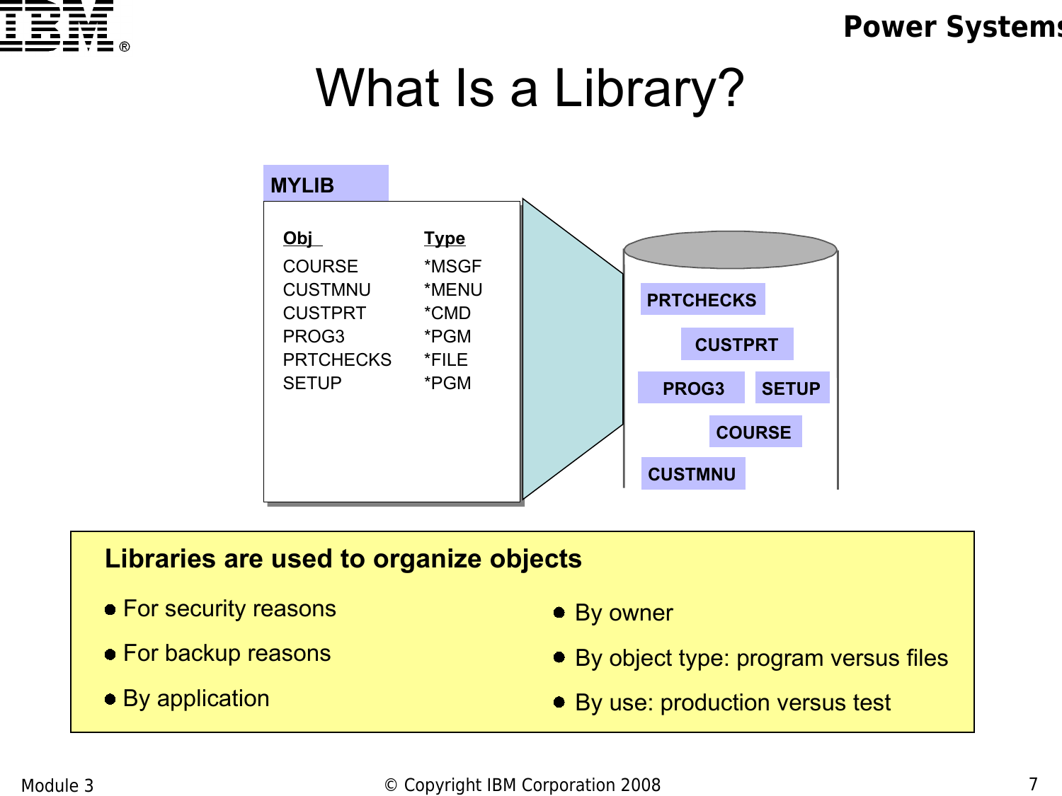# What Is a Library?

**MYLIB**

| Obj | Type |
| --- | --- |
| COURSE | *MSGF |
| CUSTMNU | *MENU |
| CUSTPRT | *CMD |
| PROG3 | *PGM |
| PRTCHECKS | *FILE |
| SETUP | *PGM |

PRTCHECKS, CUSTPRT, PROG3, SETUP, COURSE, CUSTMNU

**Libraries are used to organize objects**

- For security reasons
- For backup reasons
- By application
- By owner
- By object type: program versus files
- By use: production versus test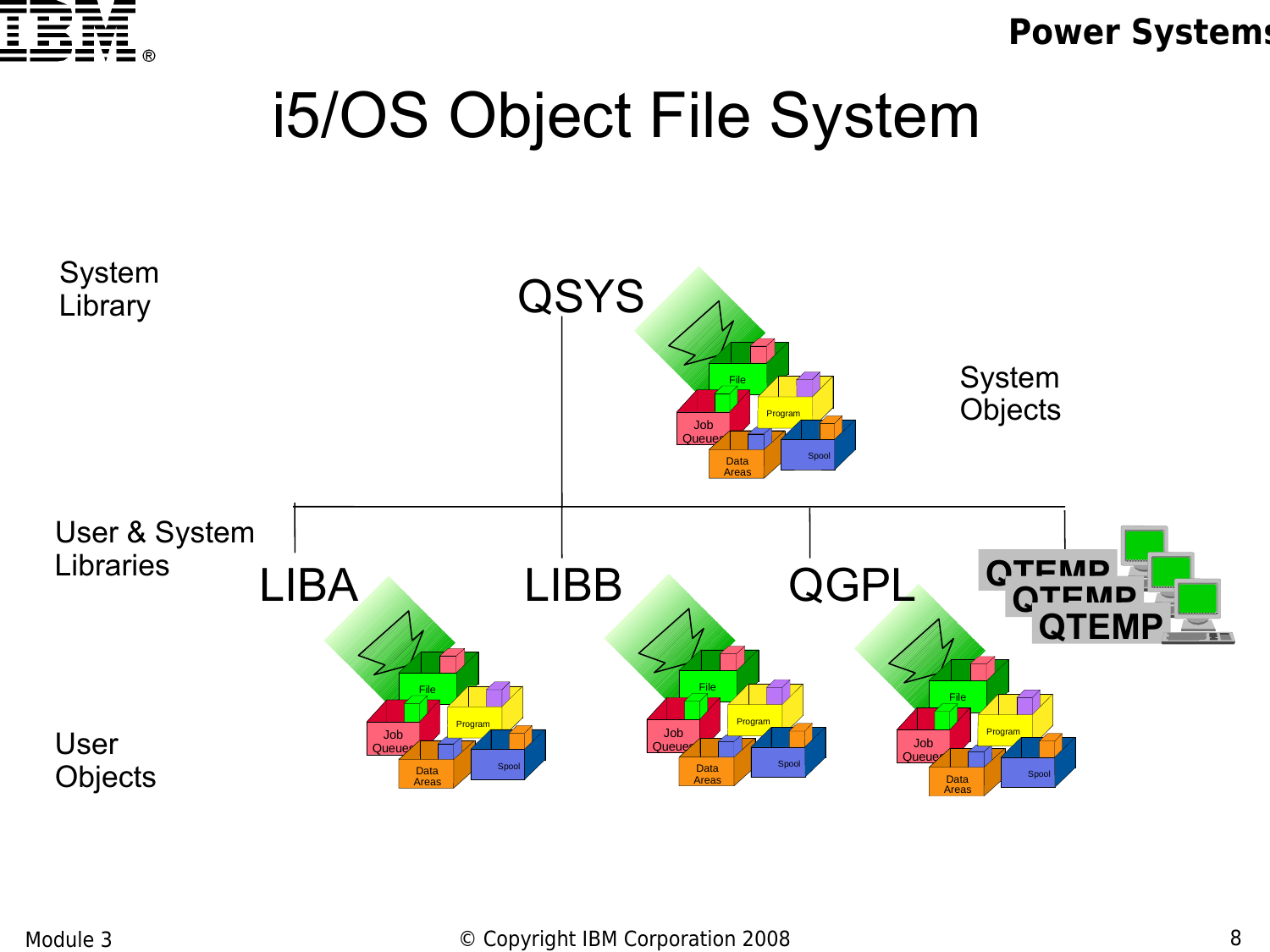# i5/OS Object File System

System Library

QSYS

System Objects

User & System Libraries

LIBA

LIBB

QGPL

QTEMP

User Objects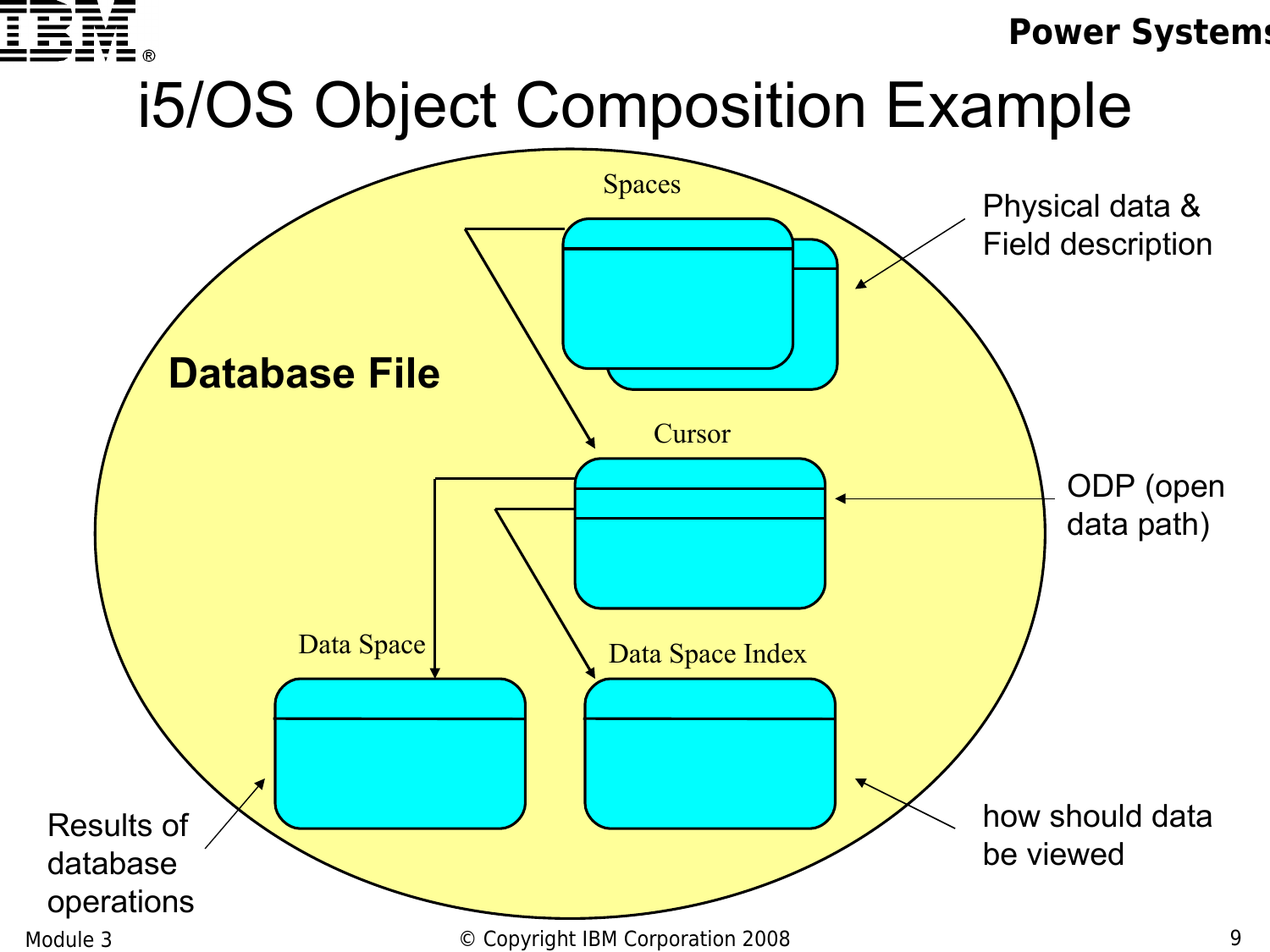# i5/OS Object Composition Example

**Database File**

Spaces

Physical data & Field description

Cursor

ODP (open data path)

Data Space

Data Space Index

Results of database operations

how should data be viewed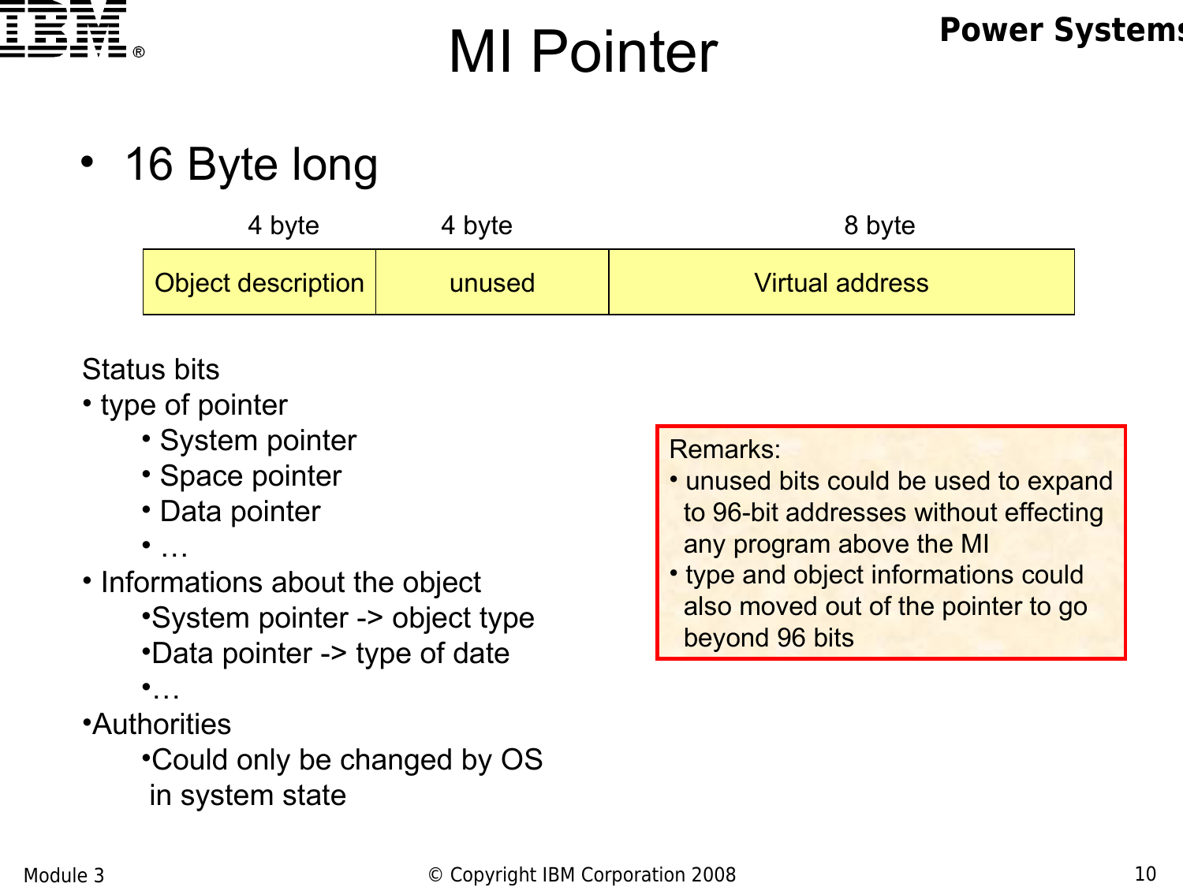# MI Pointer

- 16 Byte long

| 4 byte | 4 byte | 8 byte |
|---|---|---|
| Object description | unused | Virtual address |

Status bits

- type of pointer
  - System pointer
  - Space pointer
  - Data pointer
  - …
- Informations about the object
  - System pointer -> object type
  - Data pointer -> type of date
  - …
- Authorities
  - Could only be changed by OS in system state

Remarks:

- unused bits could be used to expand to 96-bit addresses without effecting any program above the MI
- type and object informations could also moved out of the pointer to go beyond 96 bits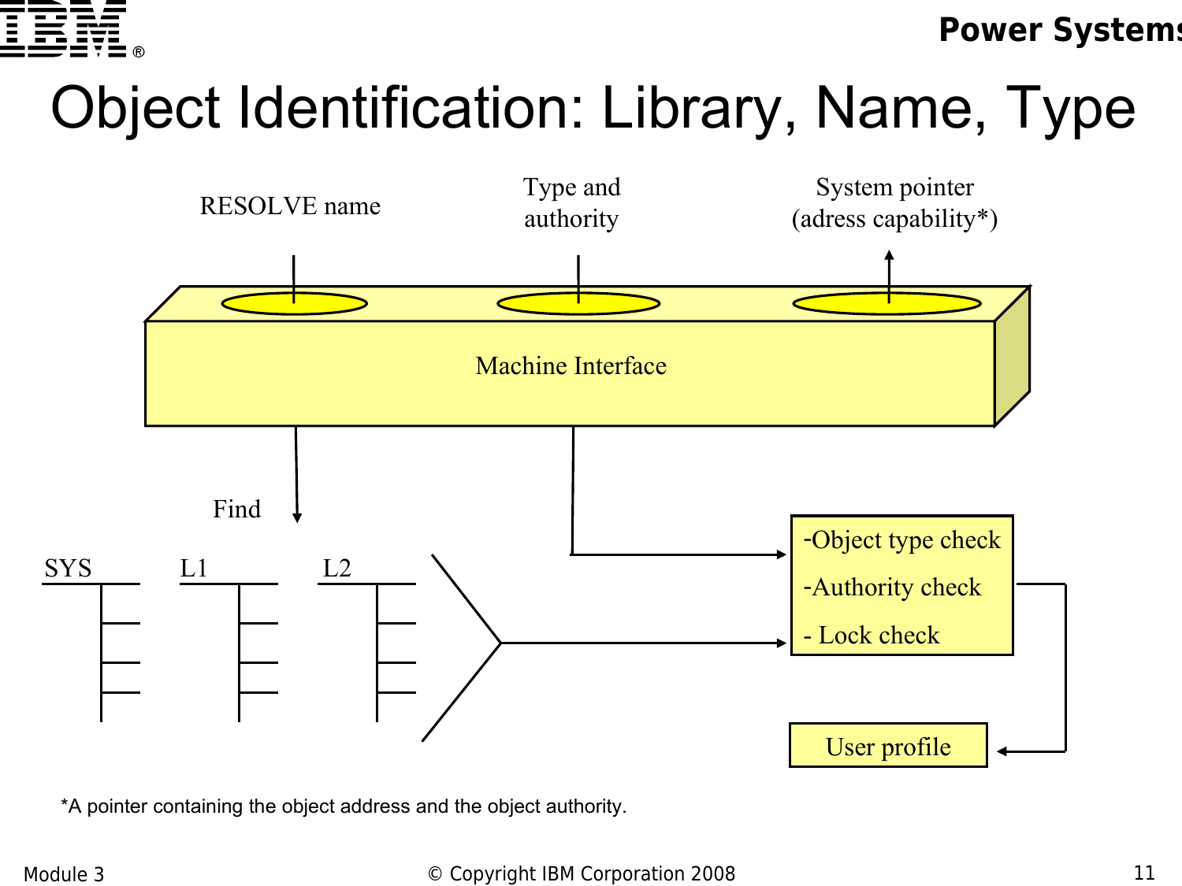# Object Identification: Library, Name, Type

RESOLVE name

Type and authority

System pointer (adress capability*)

Machine Interface

Find

SYS

L1

L2

-Object type check

-Authority check

- Lock check

User profile

*A pointer containing the object address and the object authority.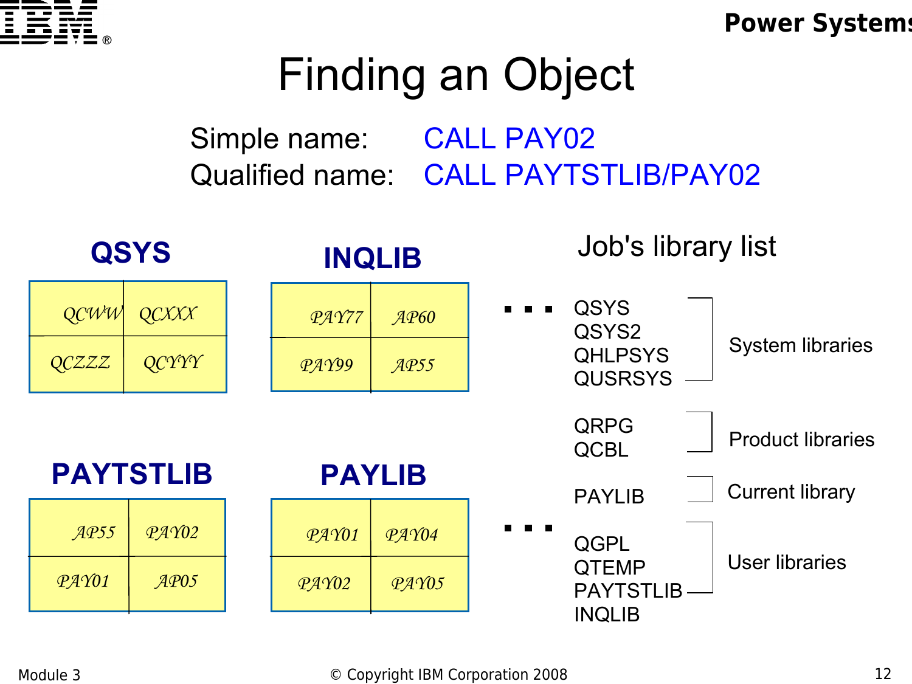# Finding an Object

Simple name: CALL PAY02

Qualified name: CALL PAYTSTLIB/PAY02

**QSYS**

| QCWW | QCXXX |
|---|---|
| QCZZZ | QCYYY |

**INQLIB**

| PAY77 | AP60 |
|---|---|
| PAY99 | AP55 |

**PAYTSTLIB**

| AP55 | PAY02 |
|---|---|
| PAY01 | AP05 |

**PAYLIB**

| PAY01 | PAY04 |
|---|---|
| PAY02 | PAY05 |

Job's library list

. . .

- QSYS
- QSYS2
- QHLPSYS
- QUSRSYS

System libraries

- QRPG
- QCBL

Product libraries

- PAYLIB

Current library

. . .

- QGPL
- QTEMP
- PAYTSTLIB
- INQLIB

User libraries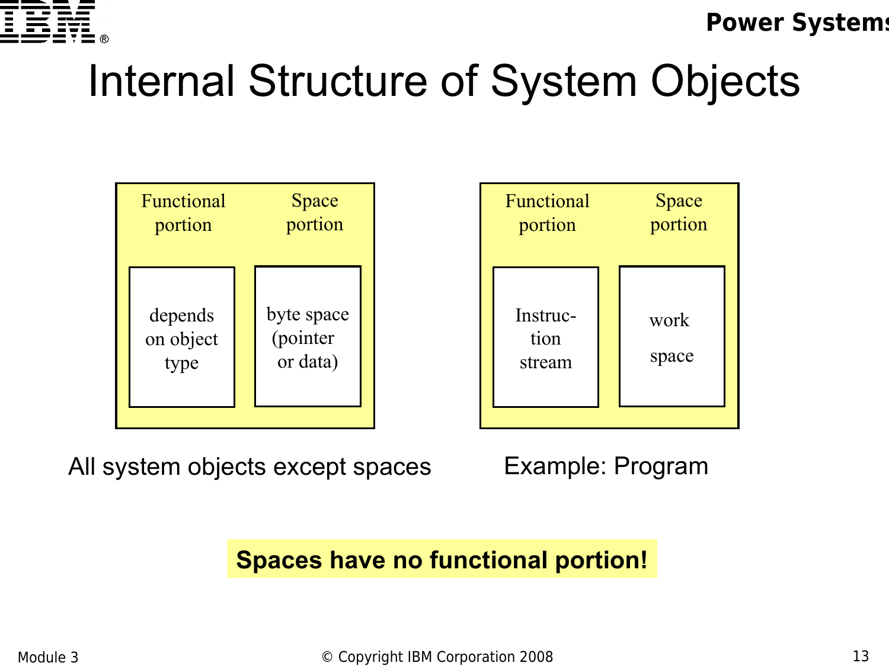# Internal Structure of System Objects

| Functional portion | Space portion |
| --- | --- |
| depends on object type | byte space (pointer or data) |

All system objects except spaces

| Functional portion | Space portion |
| --- | --- |
| Instruction stream | work space |

Example: Program

**Spaces have no functional portion!**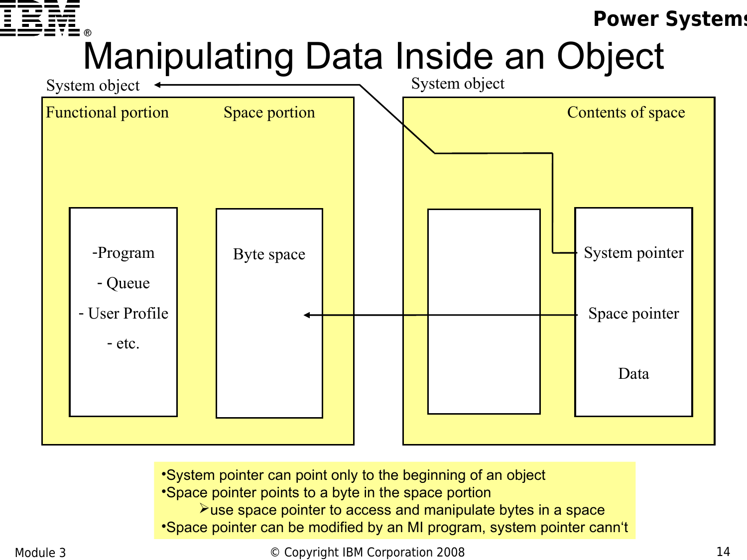# Manipulating Data Inside an Object

System object

Functional portion

Space portion

- -Program
- Queue
- User Profile
- etc.

Byte space

System object

Contents of space

System pointer

Space pointer

Data

- •System pointer can point only to the beginning of an object
- •Space pointer points to a byte in the space portion
  - ➢use space pointer to access and manipulate bytes in a space
- •Space pointer can be modified by an MI program, system pointer cann‘t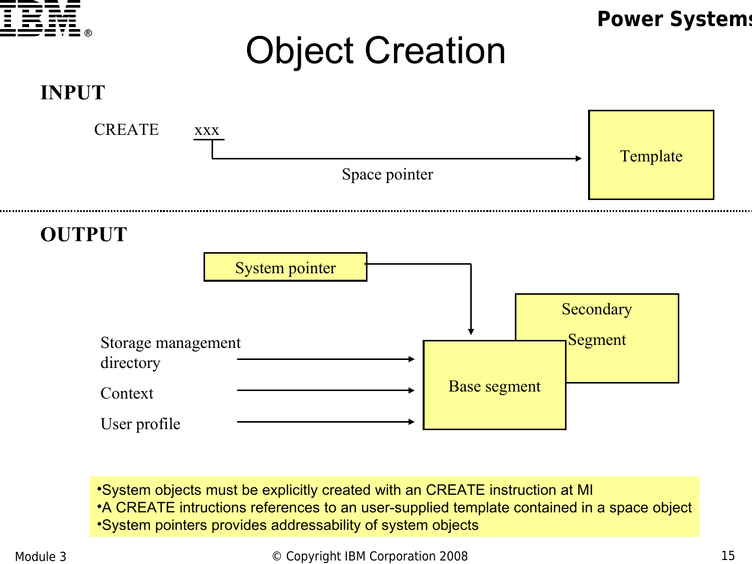# Object Creation

## INPUT

CREATE xxx

Space pointer

Template

## OUTPUT

System pointer

Storage management directory

Context

User profile

Base segment

Secondary Segment

- System objects must be explicitly created with an CREATE instruction at MI
- A CREATE intructions references to an user-supplied template contained in a space object
- System pointers provides addressability of system objects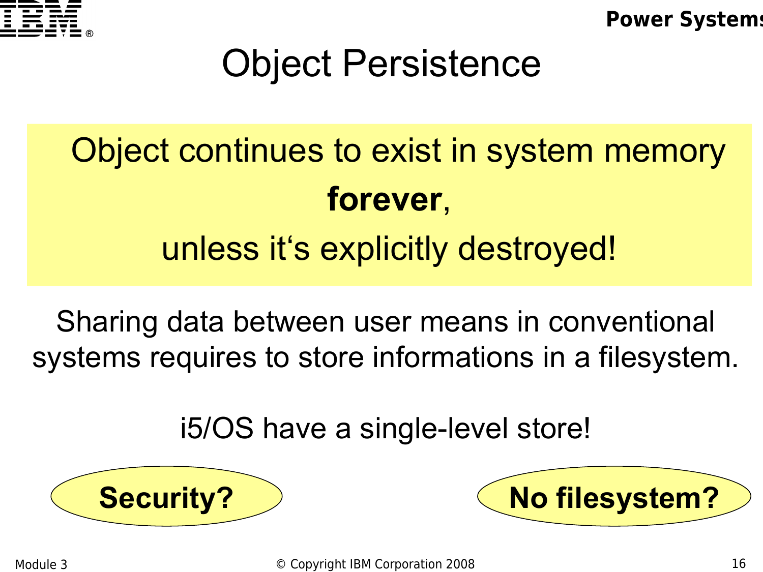# Object Persistence

Object continues to exist in system memory **forever**, unless it‘s explicitly destroyed!

Sharing data between user means in conventional systems requires to store informations in a filesystem.

i5/OS have a single-level store!

**Security?**

**No filesystem?**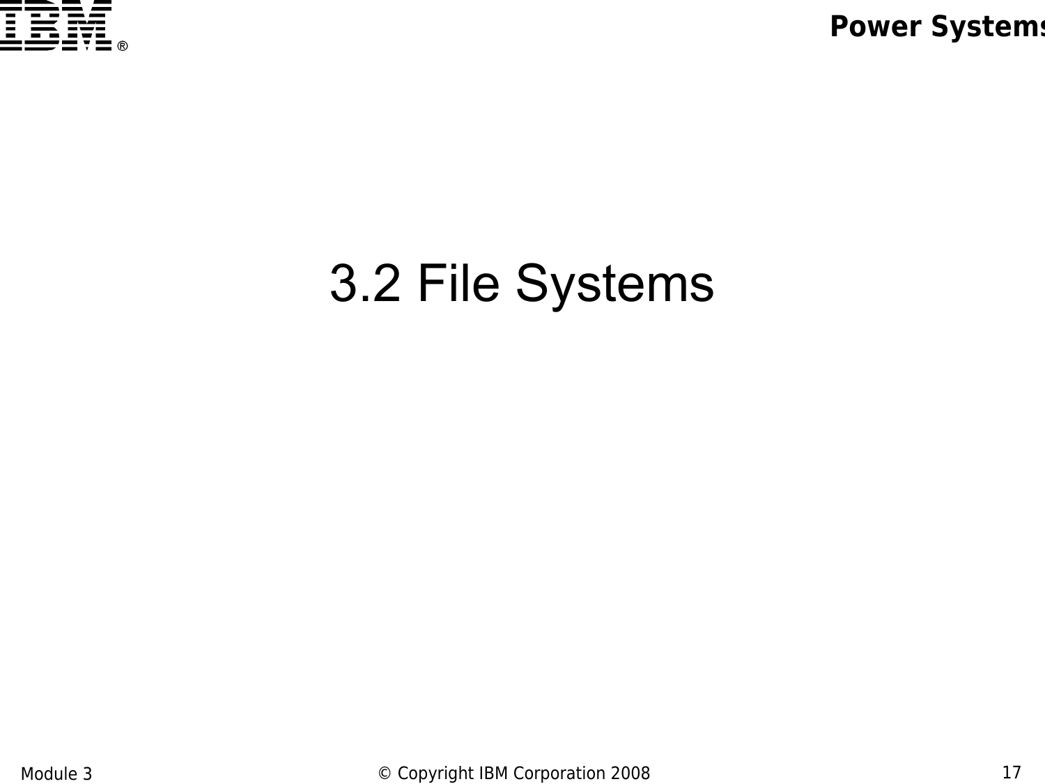# 3.2 File Systems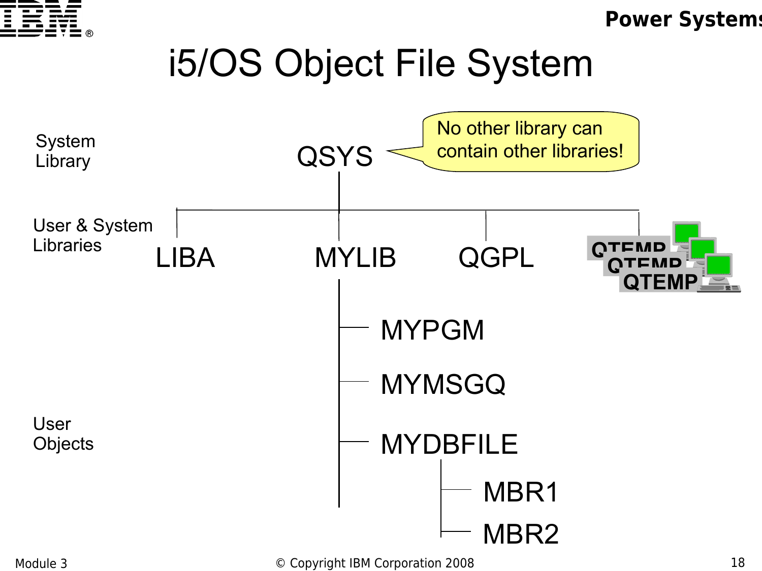# i5/OS Object File System

System Library: QSYS

> No other library can contain other libraries!

User & System Libraries: LIBA, MYLIB, QGPL, QTEMP, QTEMP, QTEMP

User Objects (in MYLIB):

- MYPGM
- MYMSGQ
- MYDBFILE
  - MBR1
  - MBR2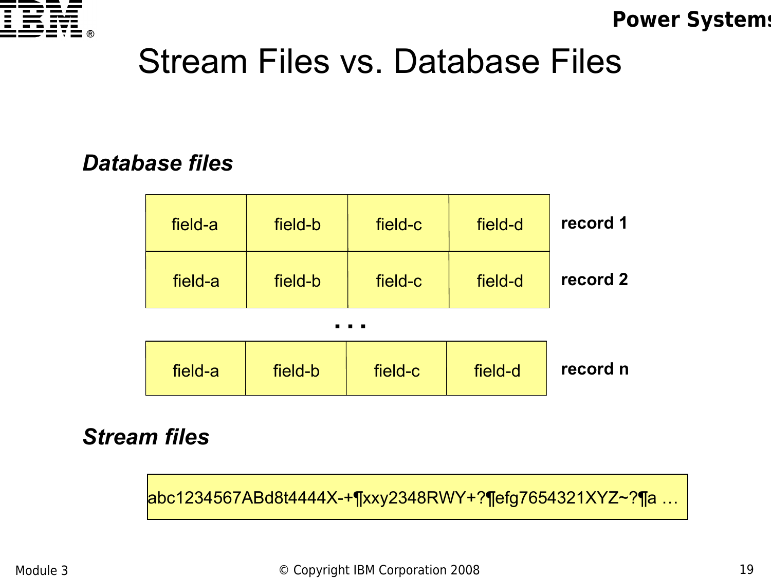# Stream Files vs. Database Files

***Database files***

| | | | | |
|---|---|---|---|---|
| field-a | field-b | field-c | field-d | **record 1** |
| field-a | field-b | field-c | field-d | **record 2** |
| . . . | | | | |
| field-a | field-b | field-c | field-d | **record n** |

***Stream files***

abc1234567ABd8t4444X-+¶xxy2348RWY+?¶efg7654321XYZ~?¶a …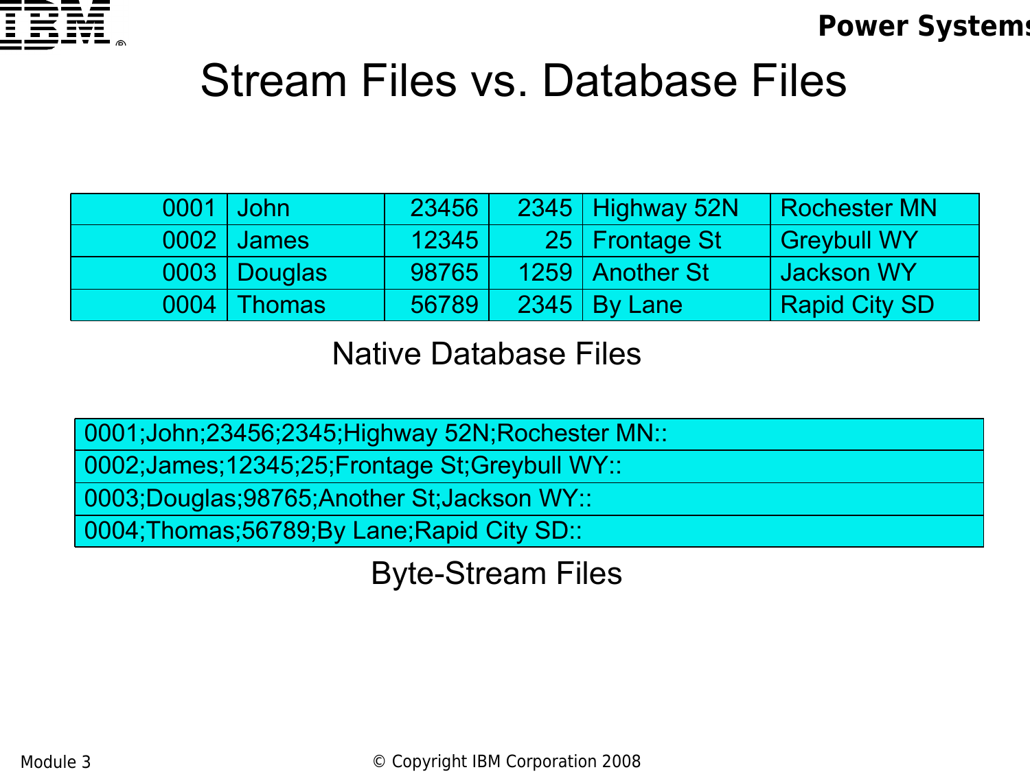# Stream Files vs. Database Files

| | | | | | |
|---|---|---|---|---|---|
| 0001 | John | 23456 | 2345 | Highway 52N | Rochester MN |
| 0002 | James | 12345 | 25 | Frontage St | Greybull WY |
| 0003 | Douglas | 98765 | 1259 | Another St | Jackson WY |
| 0004 | Thomas | 56789 | 2345 | By Lane | Rapid City SD |

Native Database Files

| |
|---|
| 0001;John;23456;2345;Highway 52N;Rochester MN:: |
| 0002;James;12345;25;Frontage St;Greybull WY:: |
| 0003;Douglas;98765;Another St;Jackson WY:: |
| 0004;Thomas;56789;By Lane;Rapid City SD:: |

Byte-Stream Files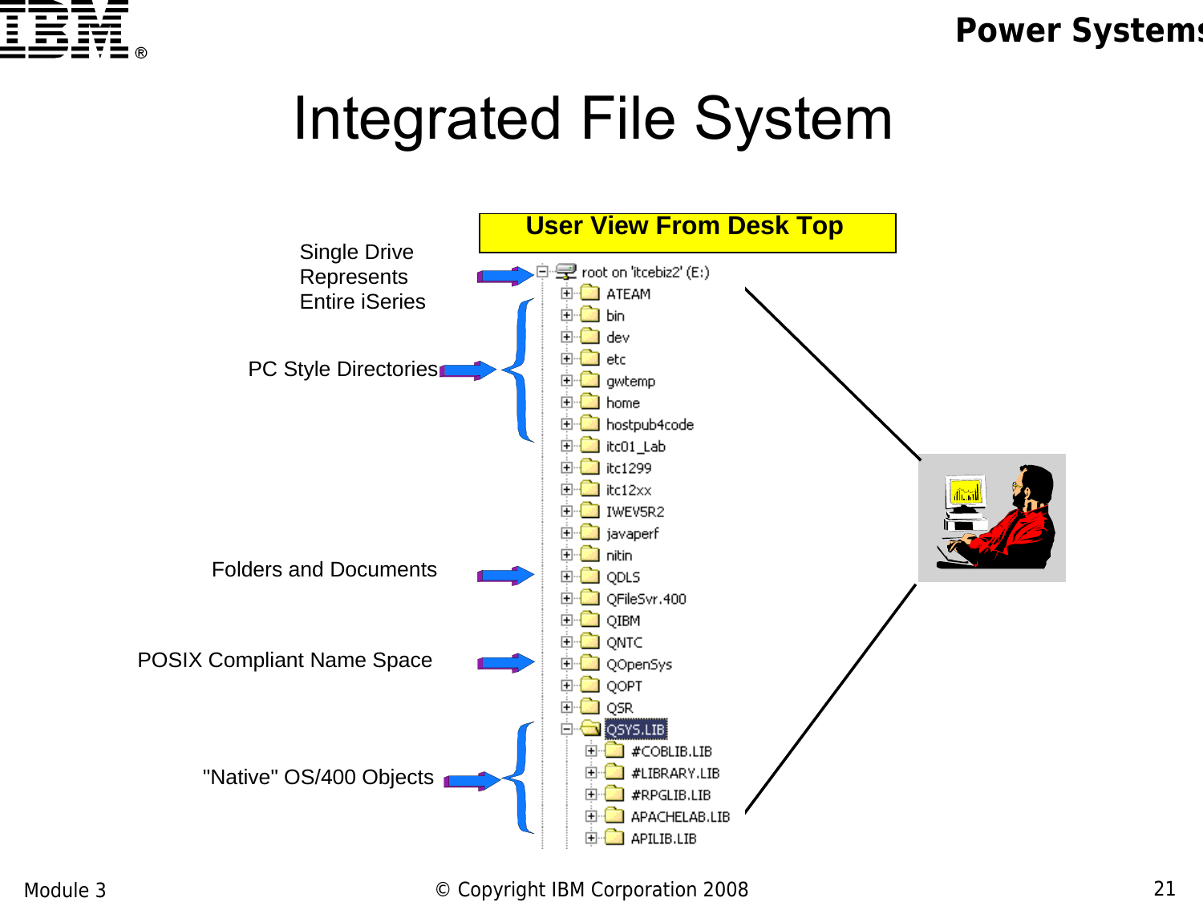# Integrated File System

**User View From Desk Top**

Single Drive Represents Entire iSeries

PC Style Directories

Folders and Documents

POSIX Compliant Name Space

"Native" OS/400 Objects

- root on 'itcebiz2' (E:)
  - ATEAM
  - bin
  - dev
  - etc
  - gwtemp
  - home
  - hostpub4code
  - itc01_Lab
  - itc1299
  - itc12xx
  - IWEV5R2
  - javaperf
  - nitin
  - QDLS
  - QFileSvr.400
  - QIBM
  - QNTC
  - QOpenSys
  - QOPT
  - QSR
  - QSYS.LIB
    - #COBLIB.LIB
    - #LIBRARY.LIB
    - #RPGLIB.LIB
    - APACHELAB.LIB
    - APILIB.LIB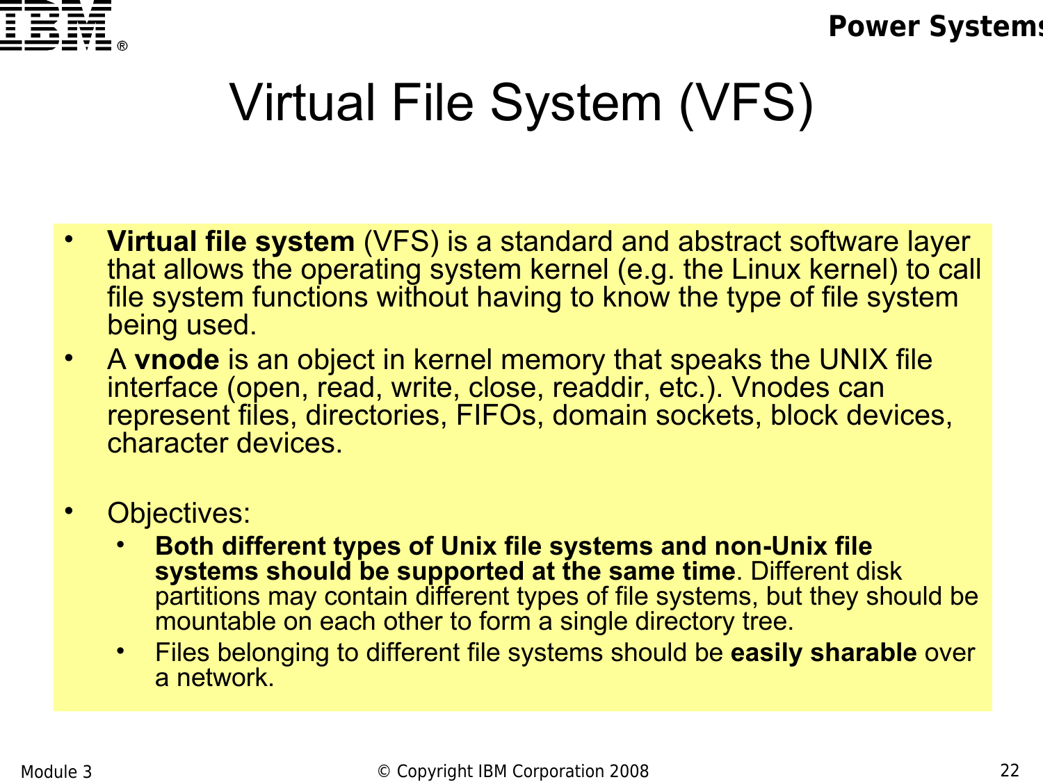# Virtual File System (VFS)

- **Virtual file system** (VFS) is a standard and abstract software layer that allows the operating system kernel (e.g. the Linux kernel) to call file system functions without having to know the type of file system being used.
- A **vnode** is an object in kernel memory that speaks the UNIX file interface (open, read, write, close, readdir, etc.). Vnodes can represent files, directories, FIFOs, domain sockets, block devices, character devices.
- Objectives:
  - **Both different types of Unix file systems and non-Unix file systems should be supported at the same time**. Different disk partitions may contain different types of file systems, but they should be mountable on each other to form a single directory tree.
  - Files belonging to different file systems should be **easily sharable** over a network.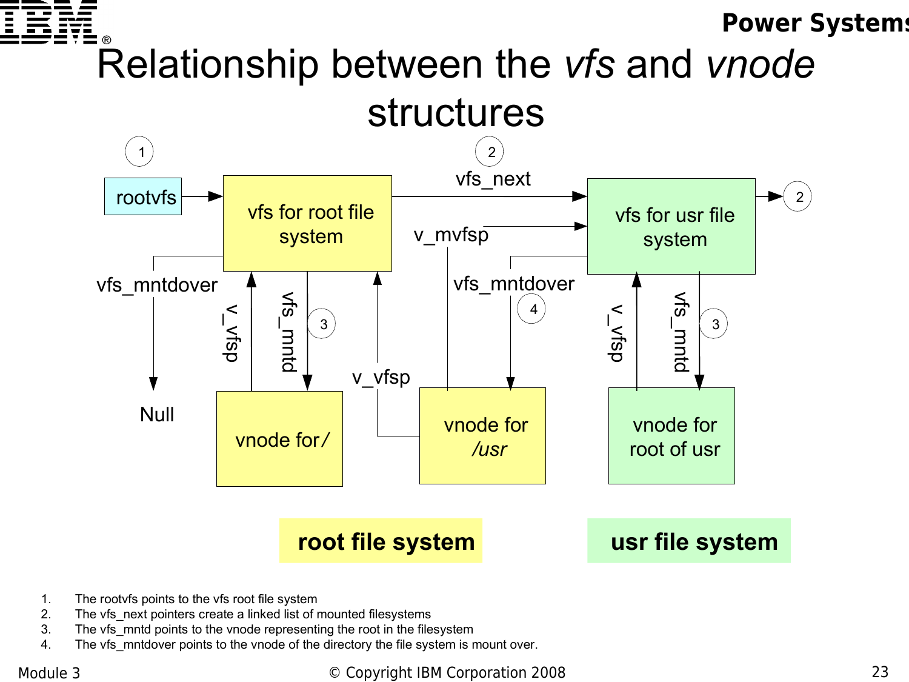# Relationship between the *vfs* and *vnode* structures

rootvfs → vfs for root file system —vfs_next→ vfs for usr file system → 2

vfs for root file system: vfs_mntdover → Null; vfs_mntd → vnode for /; v_vfsp (from vnode for /)

vnode for /usr: v_vfsp → vfs for root file system; v_mvfsp → vfs for usr file system

vfs for usr file system: vfs_mntdover → vnode for /usr (4); vfs_mntd → vnode for root of usr (3); v_vfsp (from vnode for root of usr)

**root file system** — **usr file system**

1. The rootvfs points to the vfs root file system
2. The vfs_next pointers create a linked list of mounted filesystems
3. The vfs_mntd points to the vnode representing the root in the filesystem
4. The vfs_mntdover points to the vnode of the directory the file system is mount over.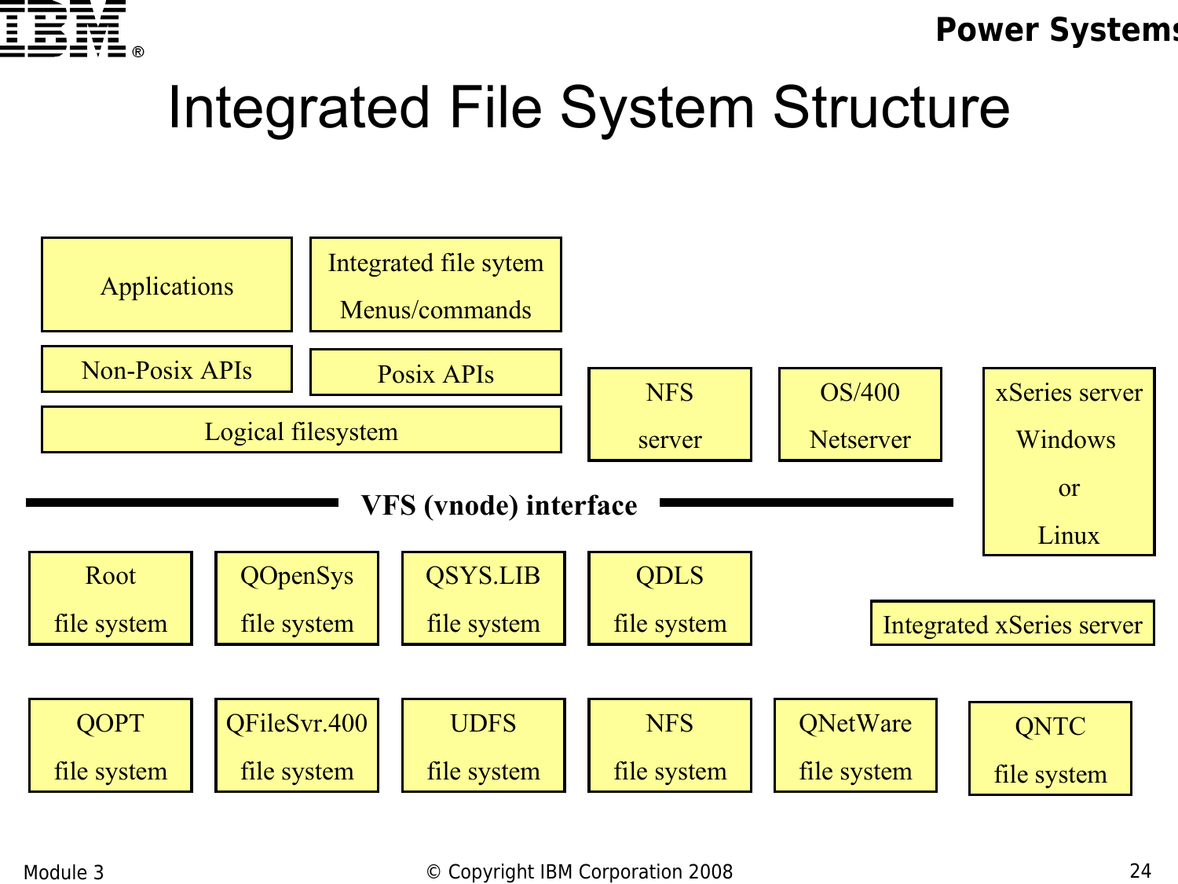# Integrated File System Structure

Applications

Integrated file sytem Menus/commands

Non-Posix APIs

Posix APIs

Logical filesystem

NFS server

OS/400 Netserver

xSeries server Windows or Linux

**VFS (vnode) interface**

Root file system

QOpenSys file system

QSYS.LIB file system

QDLS file system

Integrated xSeries server

QOPT file system

QFileSvr.400 file system

UDFS file system

NFS file system

QNetWare file system

QNTC file system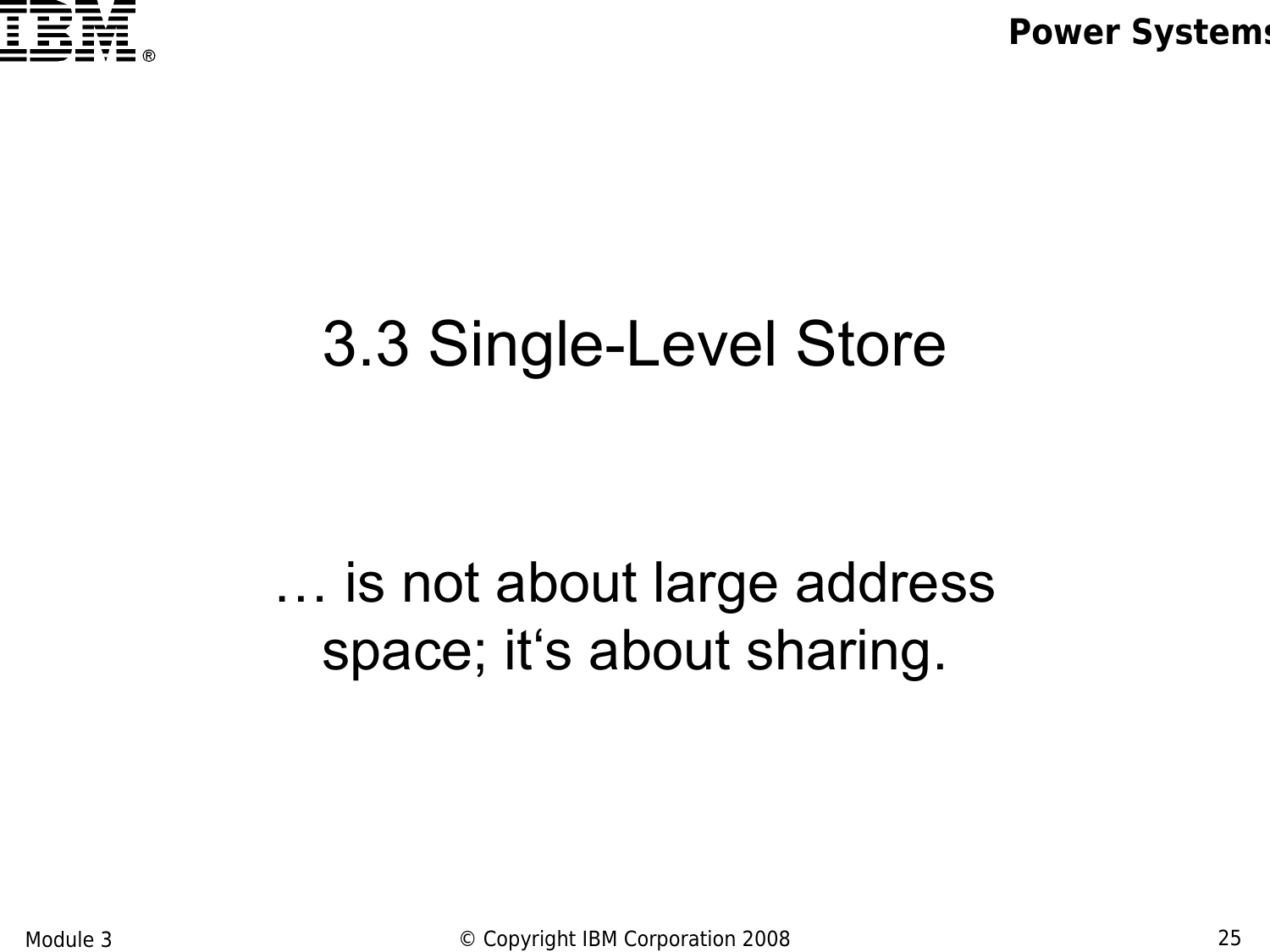# 3.3 Single-Level Store

… is not about large address space; it‘s about sharing.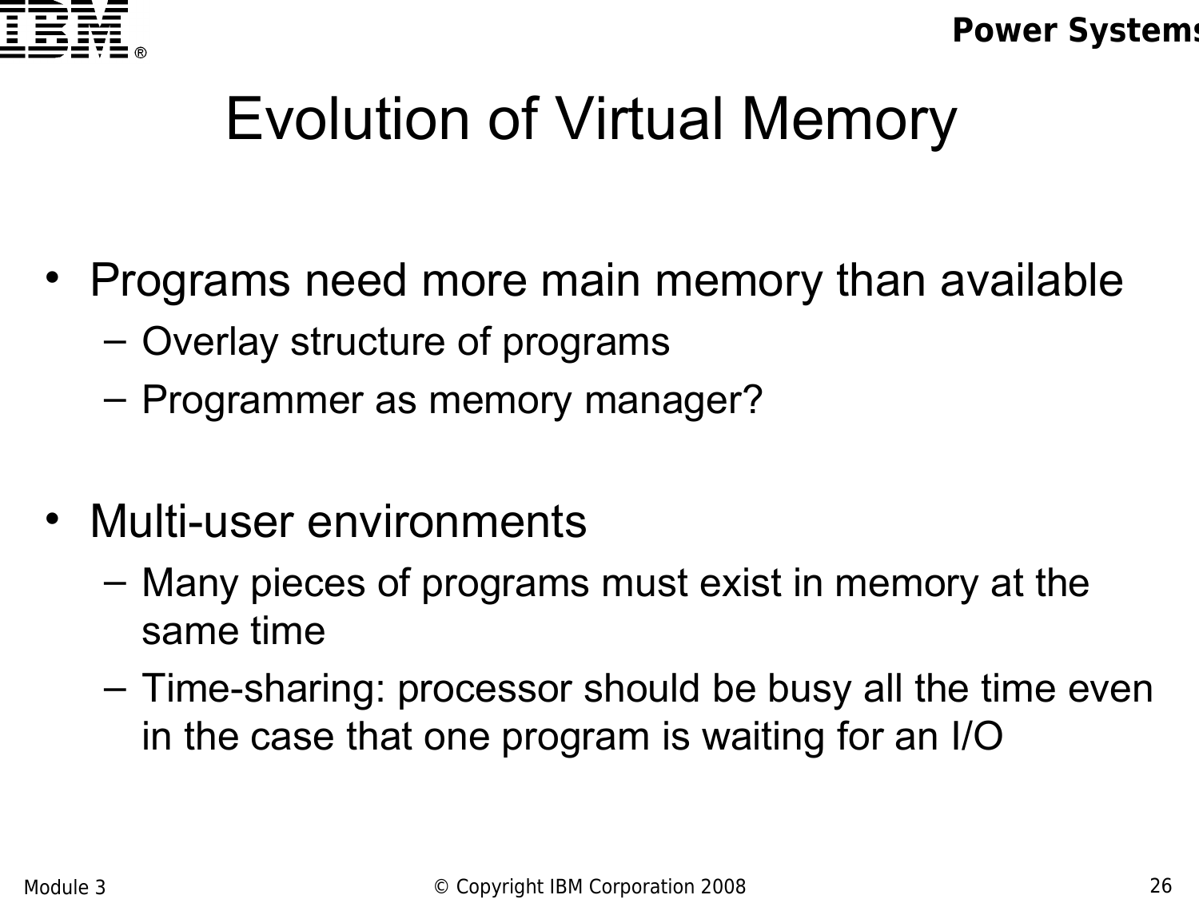# Evolution of Virtual Memory

- Programs need more main memory than available
  - Overlay structure of programs
  - Programmer as memory manager?

- Multi-user environments
  - Many pieces of programs must exist in memory at the same time
  - Time-sharing: processor should be busy all the time even in the case that one program is waiting for an I/O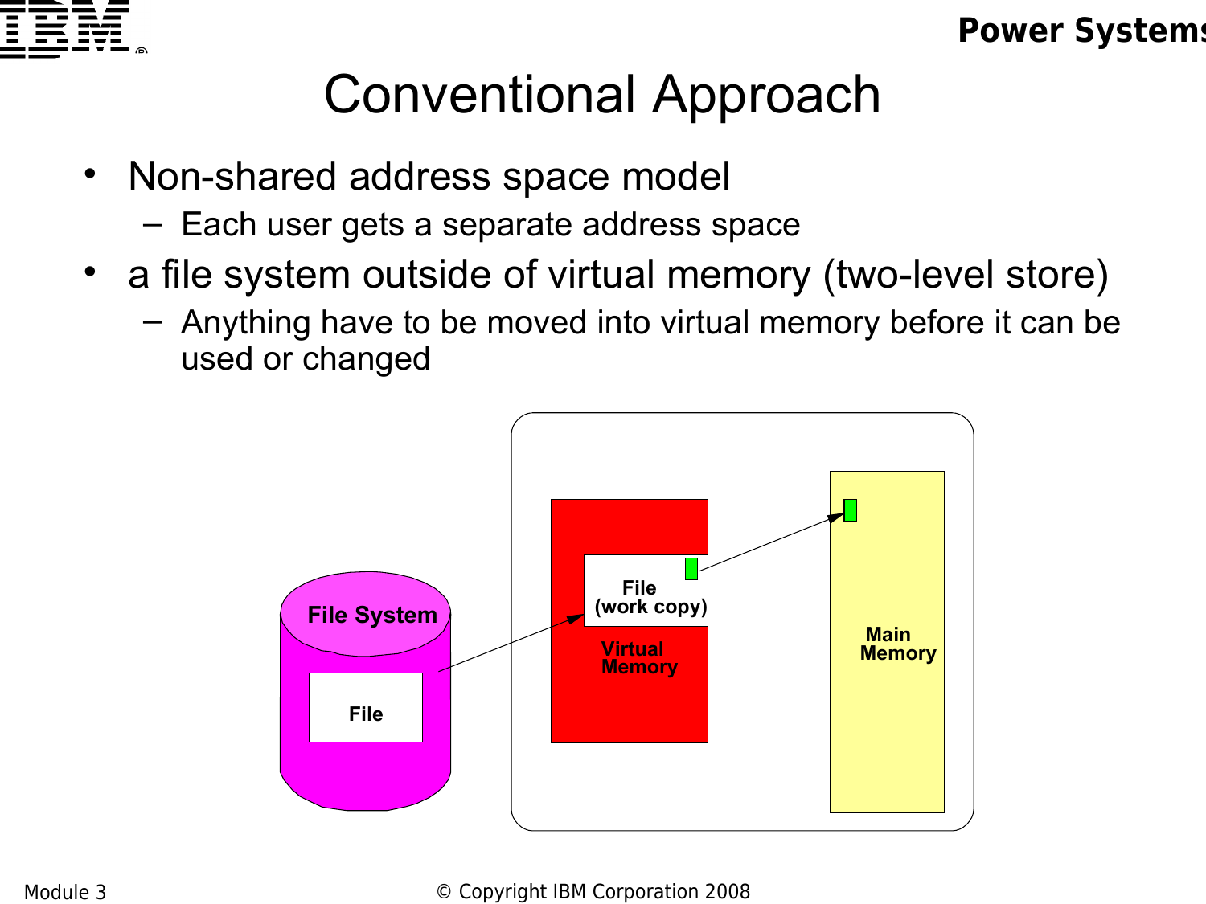# Conventional Approach

- Non-shared address space model
  - Each user gets a separate address space
- a file system outside of virtual memory (two-level store)
  - Anything have to be moved into virtual memory before it can be used or changed

File System

File

File (work copy)

Virtual Memory

Main Memory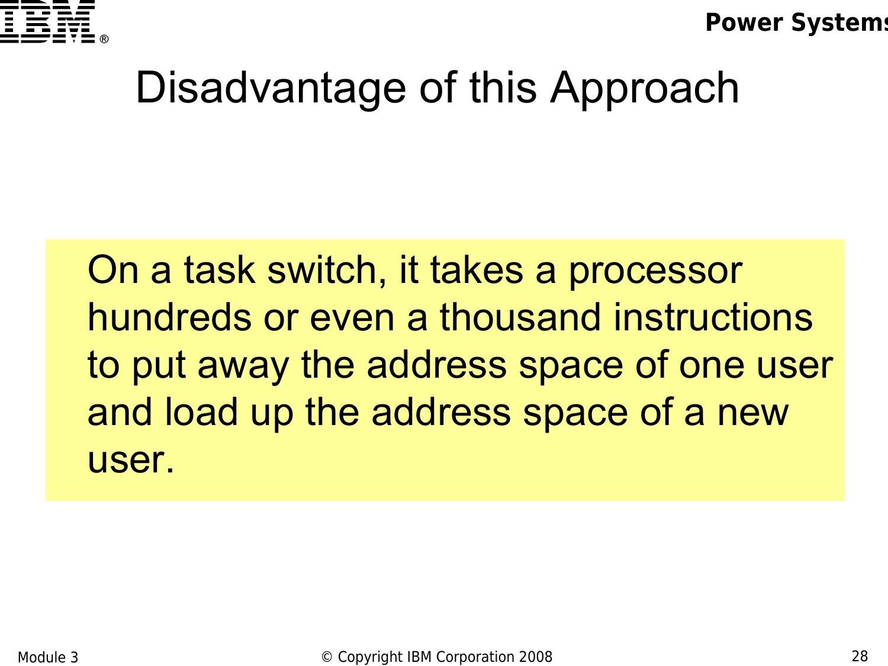# Disadvantage of this Approach

On a task switch, it takes a processor hundreds or even a thousand instructions to put away the address space of one user and load up the address space of a new user.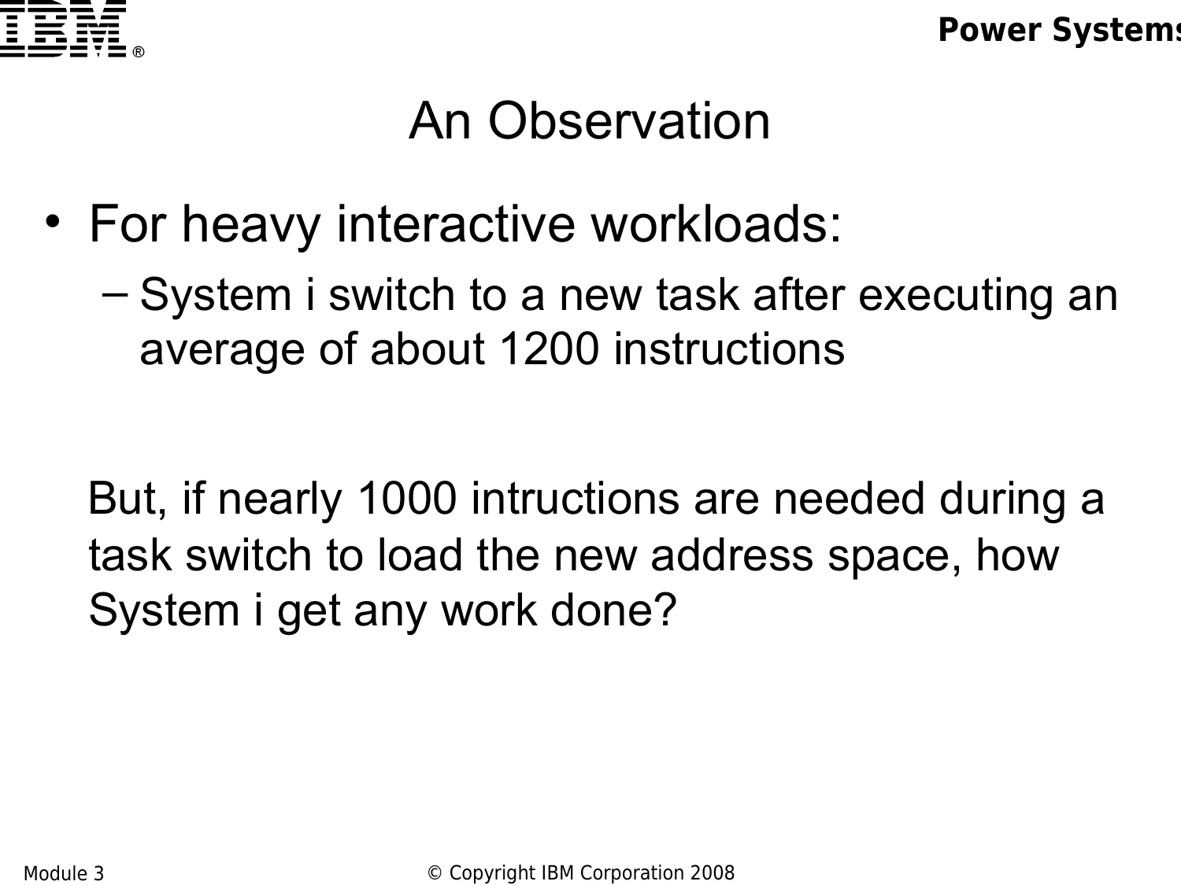# An Observation

- For heavy interactive workloads:
  - System i switch to a new task after executing an average of about 1200 instructions

But, if nearly 1000 intructions are needed during a task switch to load the new address space, how System i get any work done?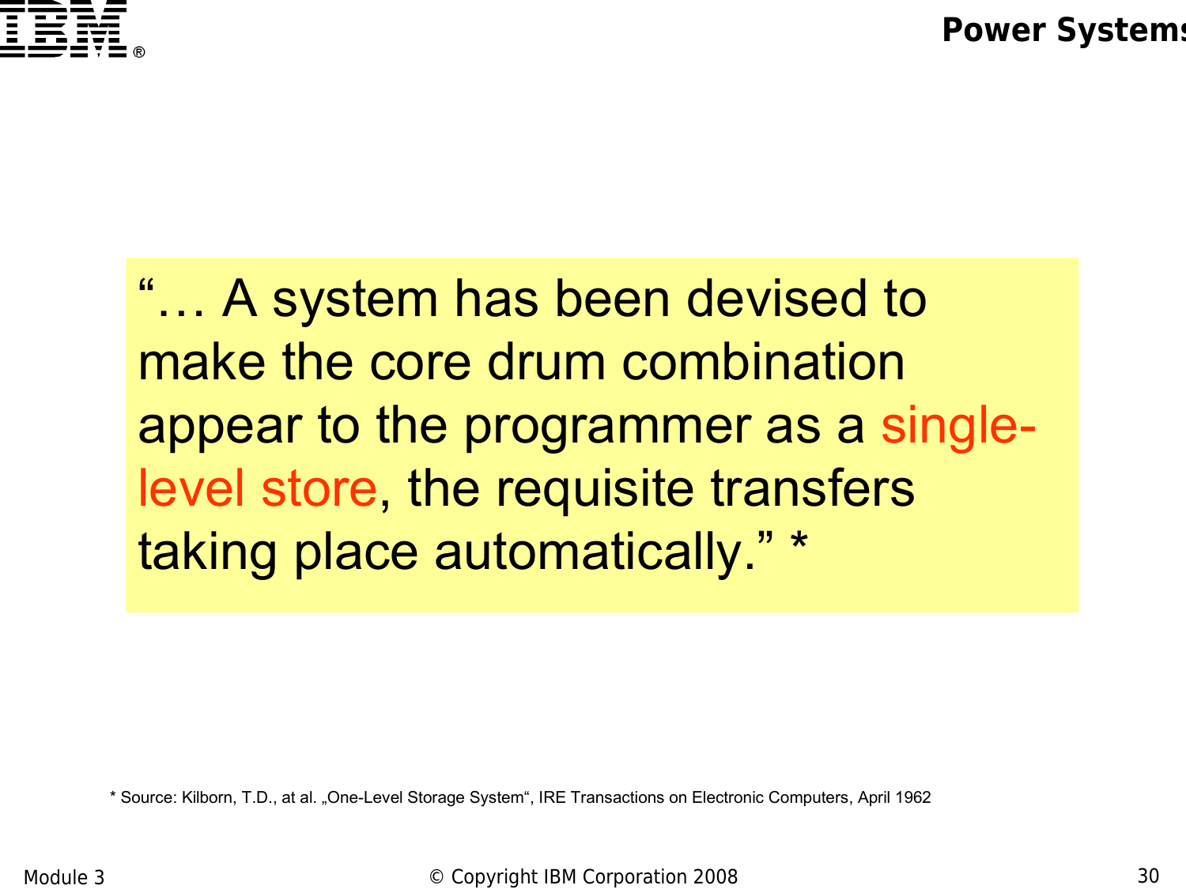"… A system has been devised to make the core drum combination appear to the programmer as a single-level store, the requisite transfers taking place automatically." *

* Source: Kilborn, T.D., at al. „One-Level Storage System", IRE Transactions on Electronic Computers, April 1962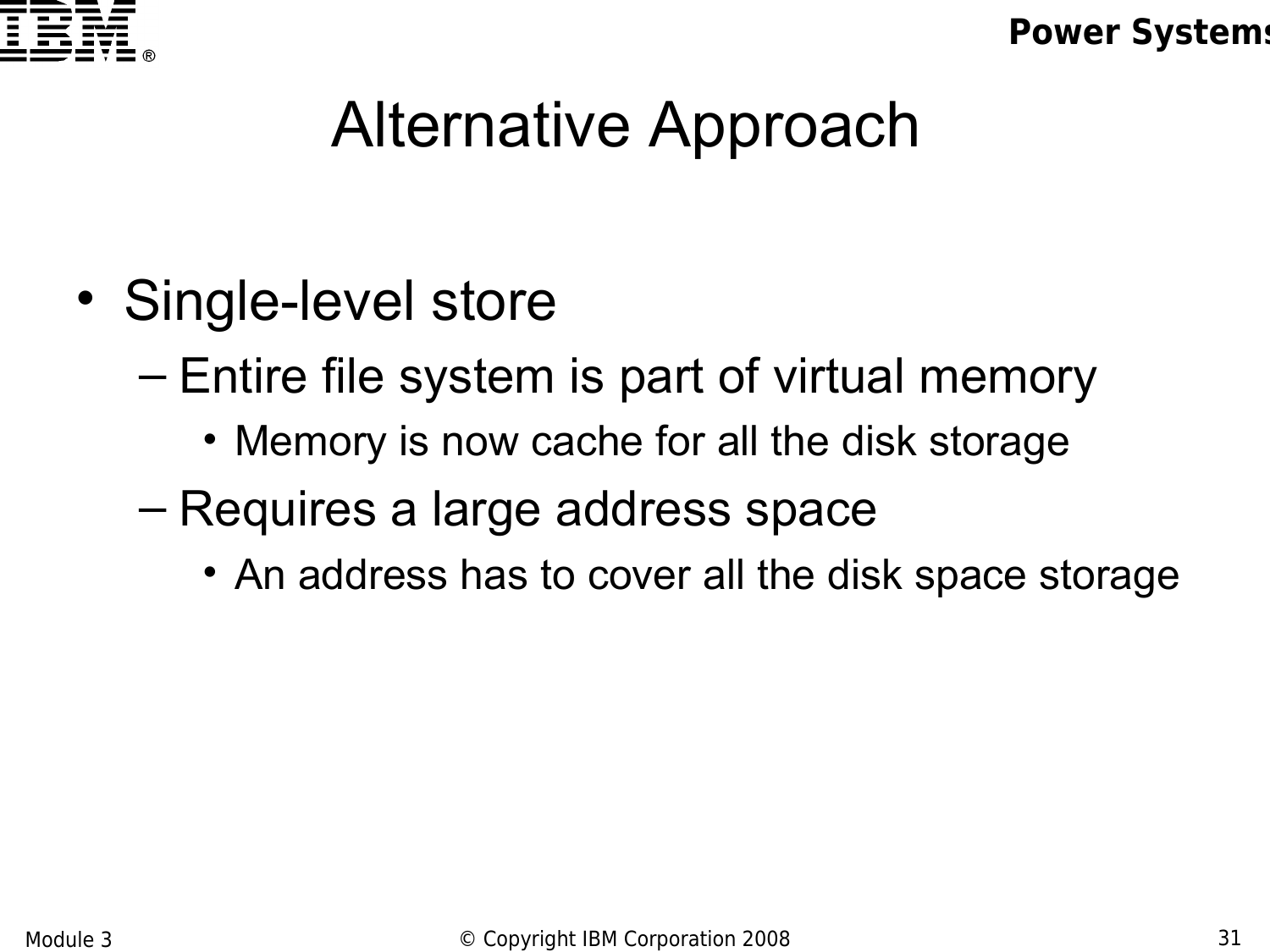# Alternative Approach

- Single-level store
  - Entire file system is part of virtual memory
    - Memory is now cache for all the disk storage
  - Requires a large address space
    - An address has to cover all the disk space storage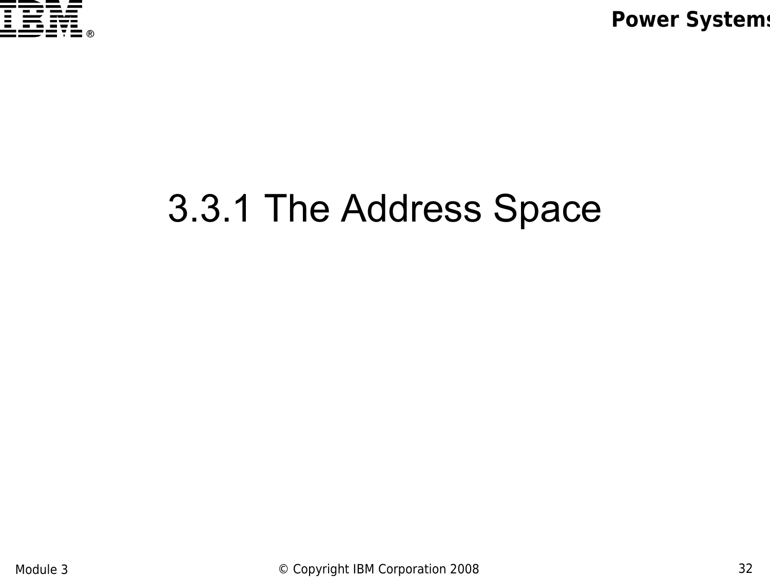# 3.3.1 The Address Space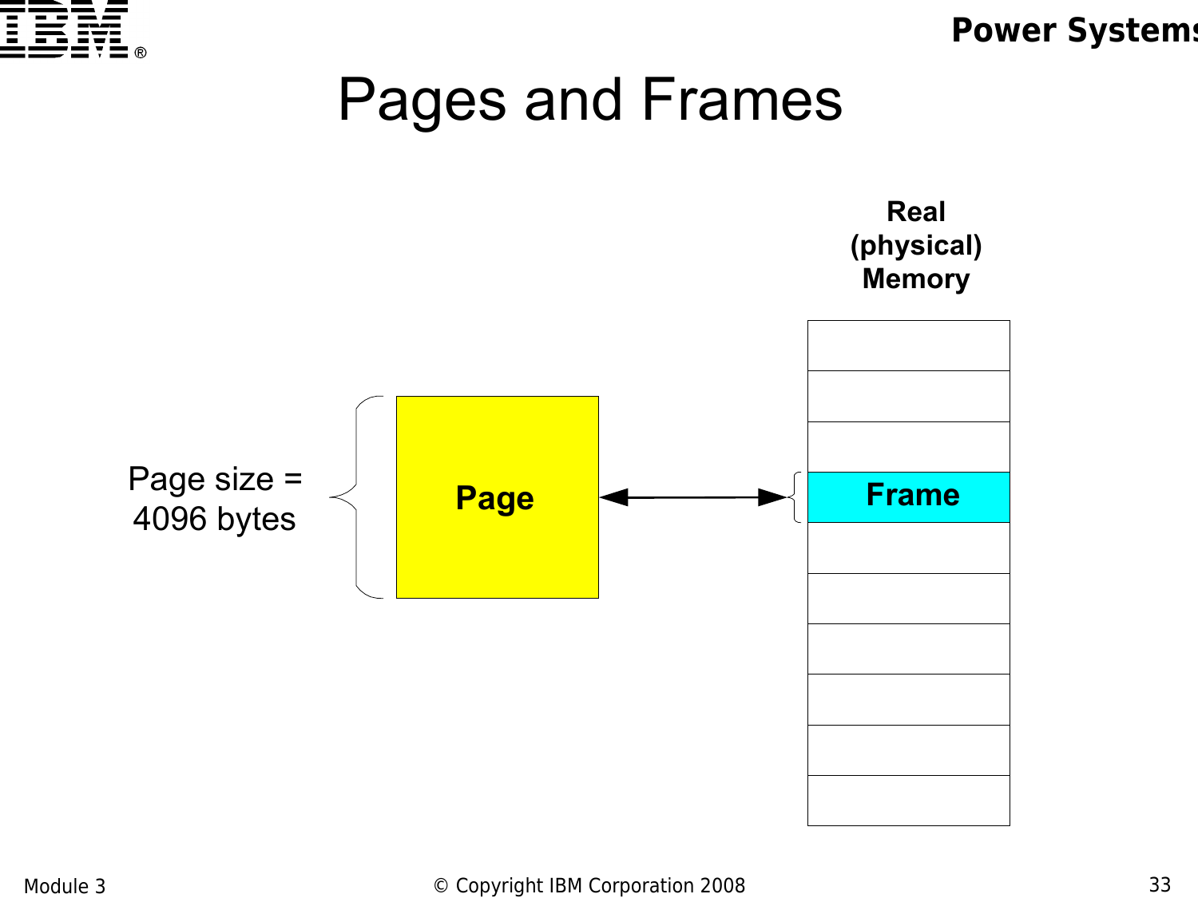# Pages and Frames

Real (physical) Memory

Page size = 4096 bytes

**Page**

**Frame**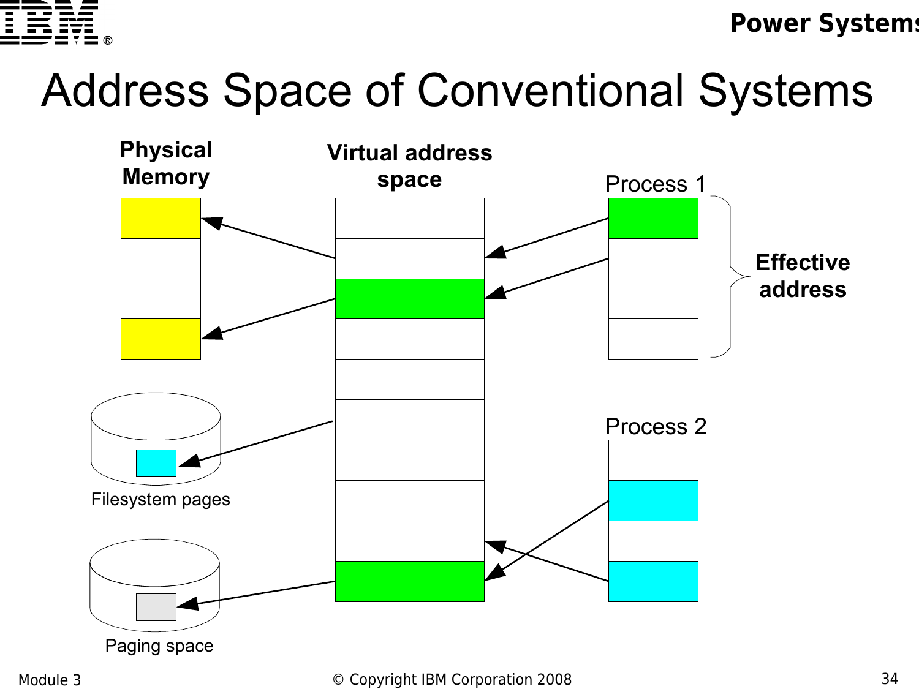# Address Space of Conventional Systems

Physical Memory

Virtual address space

Process 1

Effective address

Process 2

Filesystem pages

Paging space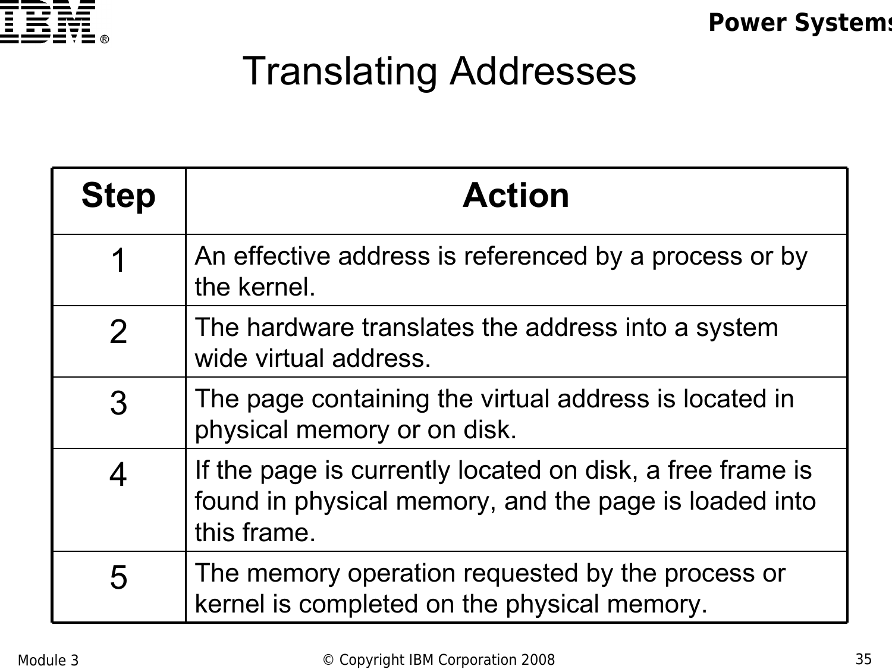# Translating Addresses

| Step | Action |
|---|---|
| 1 | An effective address is referenced by a process or by the kernel. |
| 2 | The hardware translates the address into a system wide virtual address. |
| 3 | The page containing the virtual address is located in physical memory or on disk. |
| 4 | If the page is currently located on disk, a free frame is found in physical memory, and the page is loaded into this frame. |
| 5 | The memory operation requested by the process or kernel is completed on the physical memory. |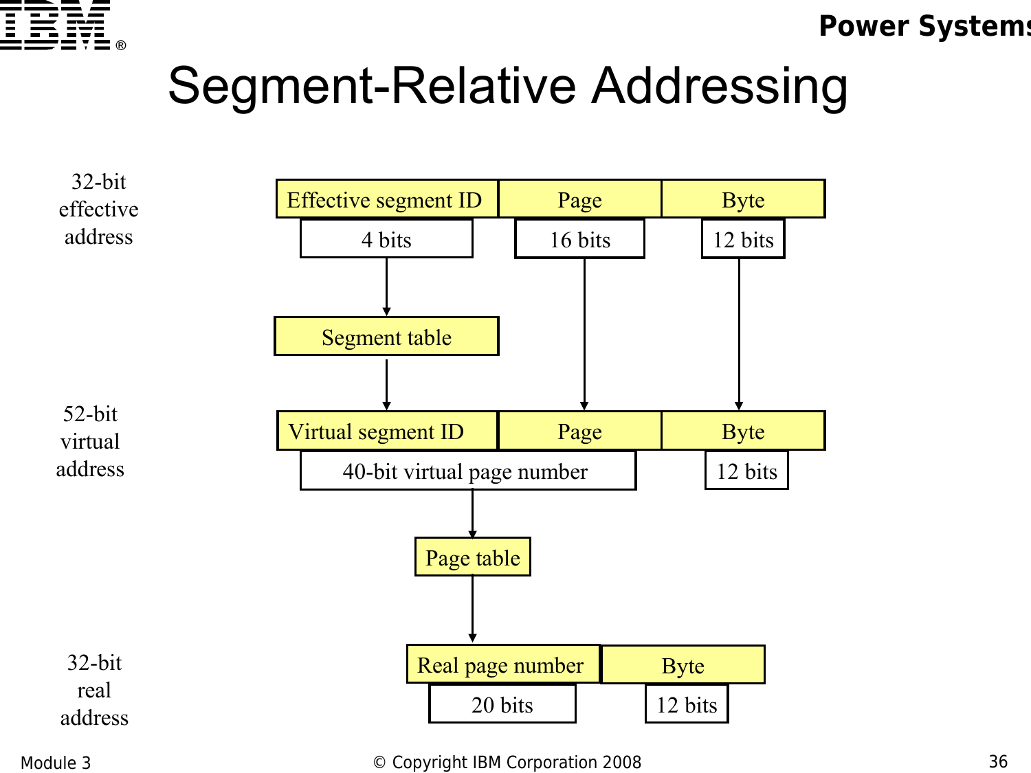# Segment-Relative Addressing

32-bit effective address

| Effective segment ID | Page | Byte |
|---|---|---|
| 4 bits | 16 bits | 12 bits |

↓ (4 bits) → Segment table

52-bit virtual address

| Virtual segment ID | Page | Byte |
|---|---|---|
| 40-bit virtual page number | | 12 bits |

↓ (40-bit virtual page number) → Page table

32-bit real address

| Real page number | Byte |
|---|---|
| 20 bits | 12 bits |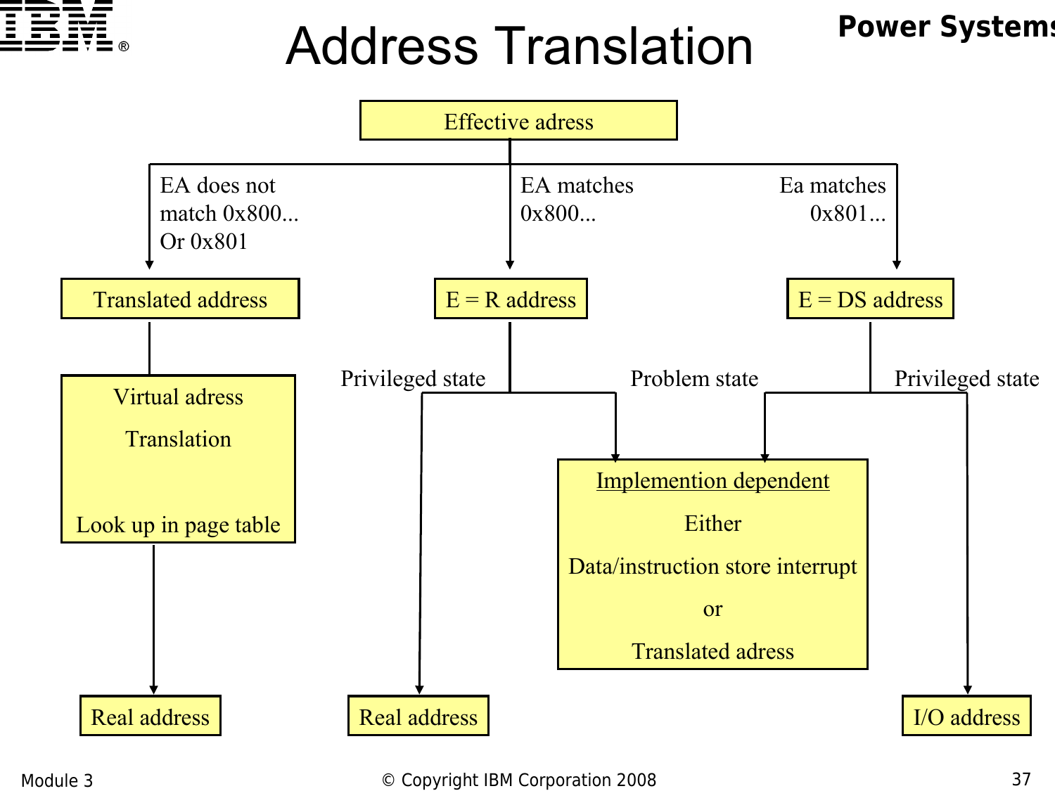# Address Translation

Effective adress

- EA does not match 0x800... Or 0x801 → **Translated address**
  - Virtual adress Translation — Look up in page table
    - → **Real address**
- EA matches 0x800... → **E = R address**
  - Privileged state → **Real address**
  - Problem state → Implementation dependent
- Ea matches 0x801... → **E = DS address**
  - Problem state → Implementation dependent
  - Privileged state → **I/O address**

Implemention dependent

Either

Data/instruction store interrupt

or

Translated adress

Module 3 © Copyright IBM Corporation 2008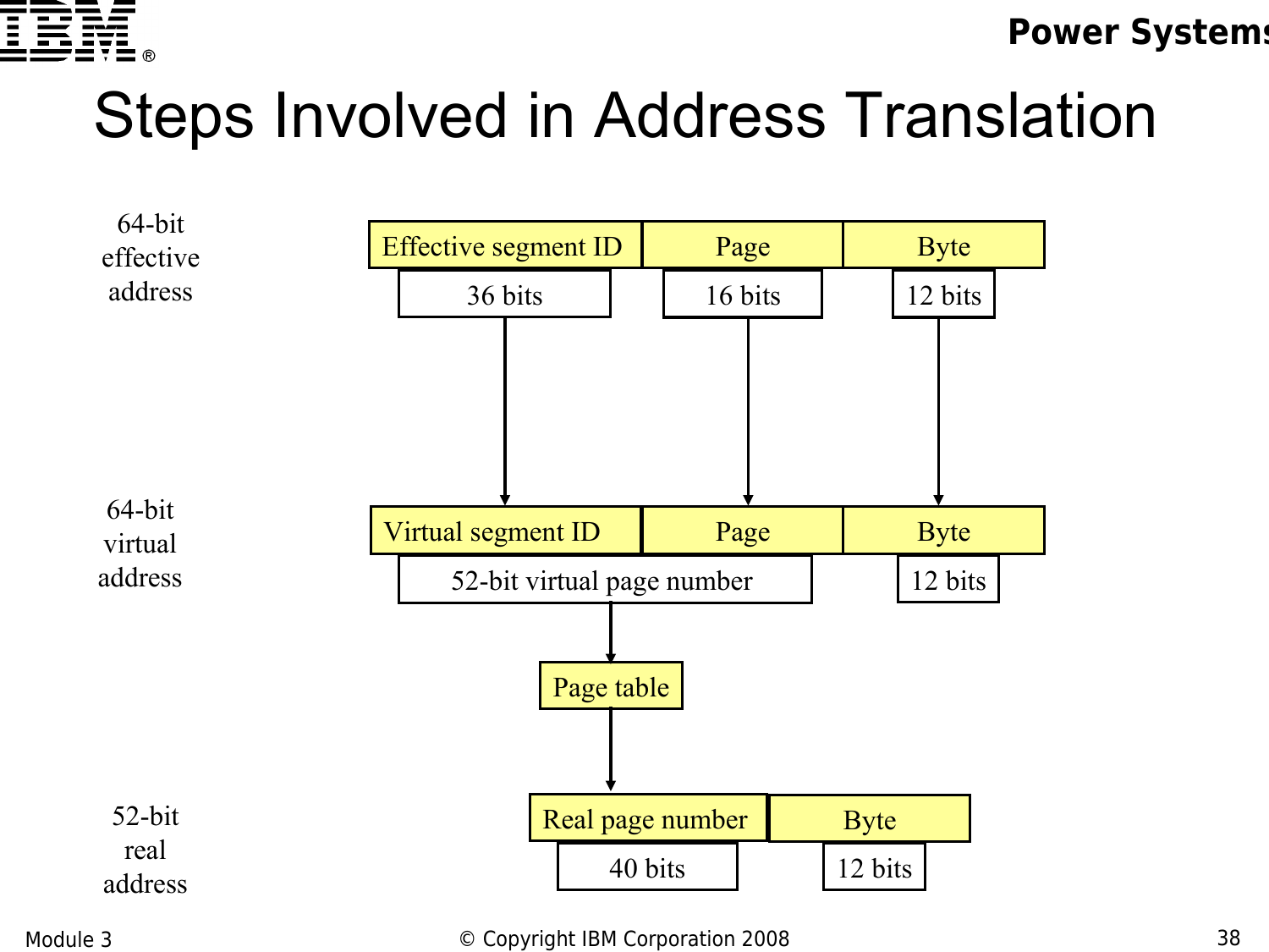# Steps Involved in Address Translation

64-bit effective address

| Effective segment ID | Page | Byte |
| --- | --- | --- |
| 36 bits | 16 bits | 12 bits |

64-bit virtual address

| Virtual segment ID | Page | Byte |
| --- | --- | --- |
| 52-bit virtual page number | | 12 bits |

Page table

52-bit real address

| Real page number | Byte |
| --- | --- |
| 40 bits | 12 bits |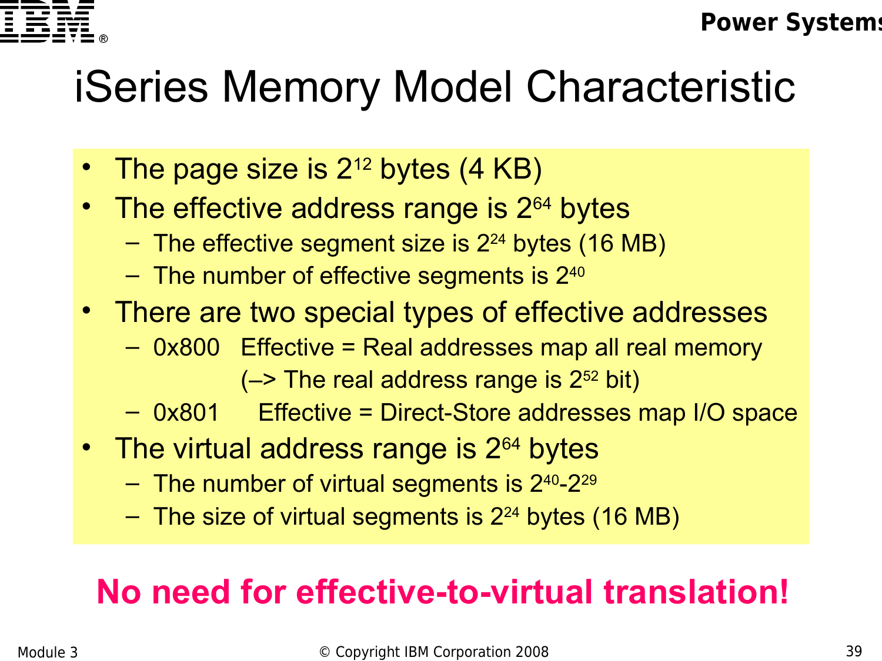# iSeries Memory Model Characteristic

- The page size is $2^{12}$ bytes (4 KB)
- The effective address range is $2^{64}$ bytes
  - The effective segment size is $2^{24}$ bytes (16 MB)
  - The number of effective segments is $2^{40}$
- There are two special types of effective addresses
  - 0x800 Effective = Real addresses map all real memory (–> The real address range is $2^{52}$ bit)
  - 0x801 Effective = Direct-Store addresses map I/O space
- The virtual address range is $2^{64}$ bytes
  - The number of virtual segments is $2^{40}$-$2^{29}$
  - The size of virtual segments is $2^{24}$ bytes (16 MB)

**No need for effective-to-virtual translation!**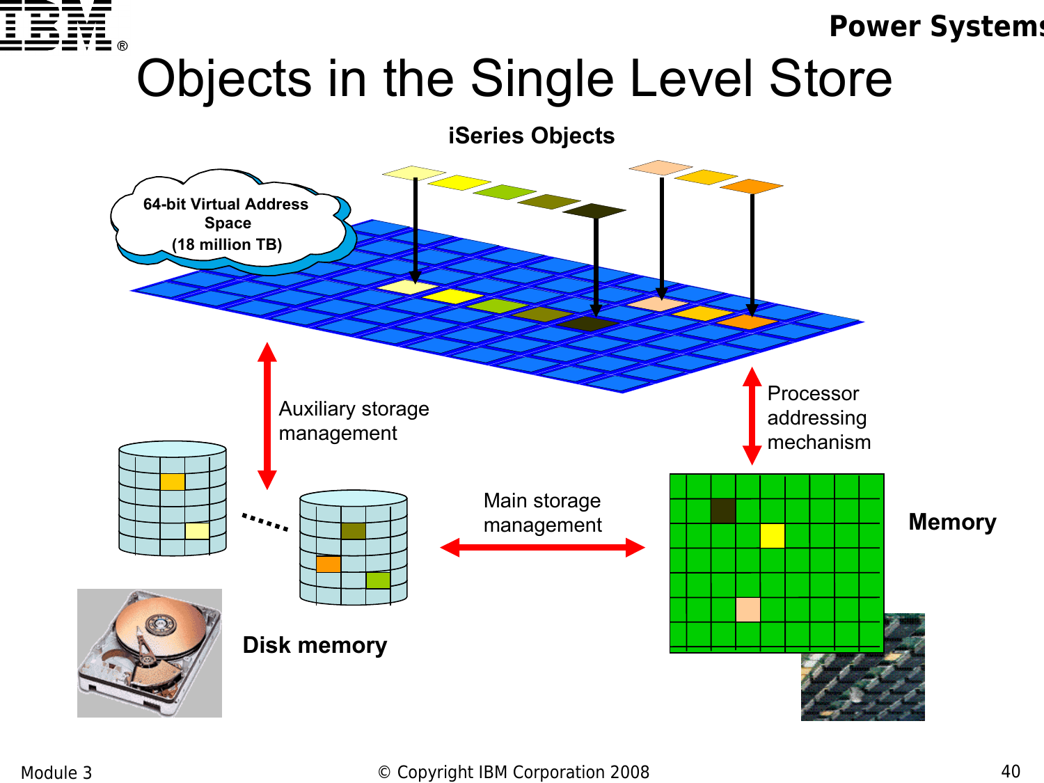# Objects in the Single Level Store

**iSeries Objects**

64-bit Virtual Address Space
(18 million TB)

Auxiliary storage management

Processor addressing mechanism

Main storage management

**Memory**

**Disk memory**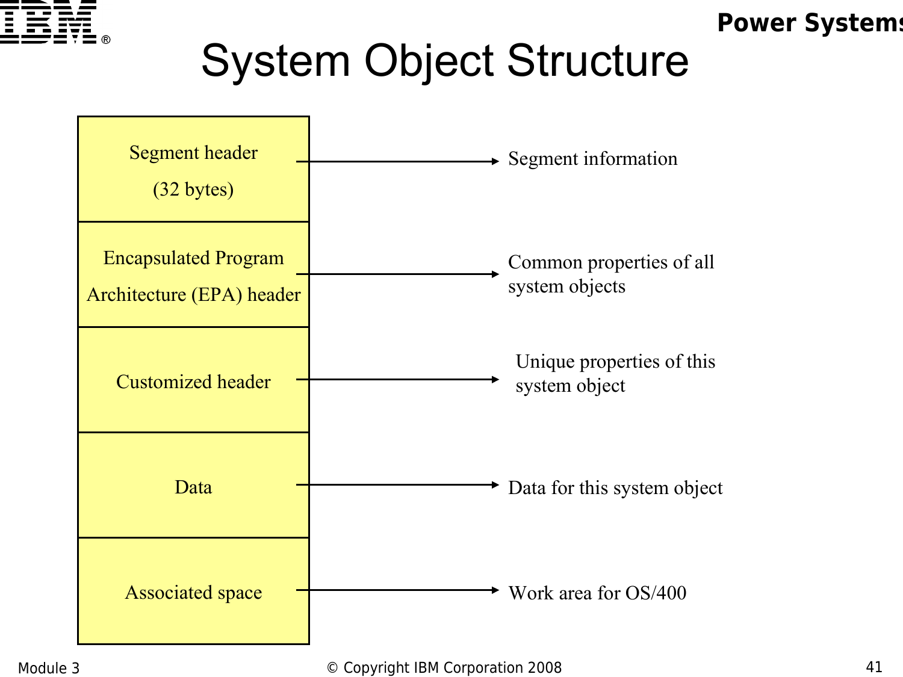# System Object Structure

| Component | Description |
| --- | --- |
| Segment header (32 bytes) | Segment information |
| Encapsulated Program Architecture (EPA) header | Common properties of all system objects |
| Customized header | Unique properties of this system object |
| Data | Data for this system object |
| Associated space | Work area for OS/400 |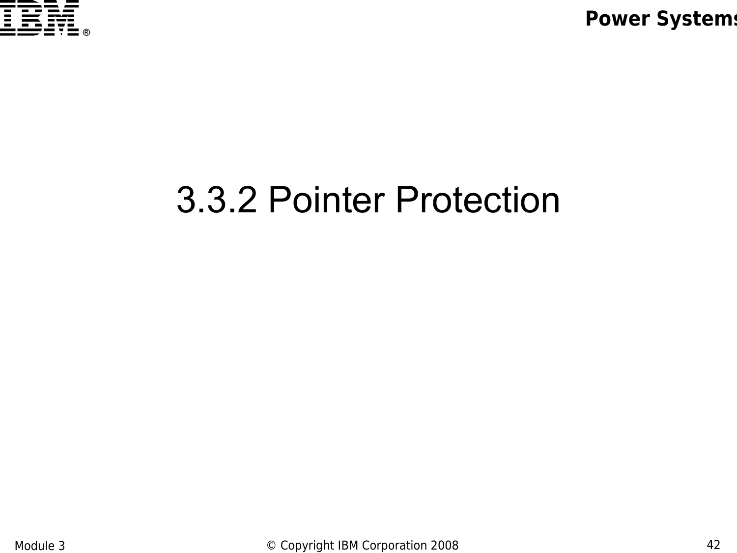# 3.3.2 Pointer Protection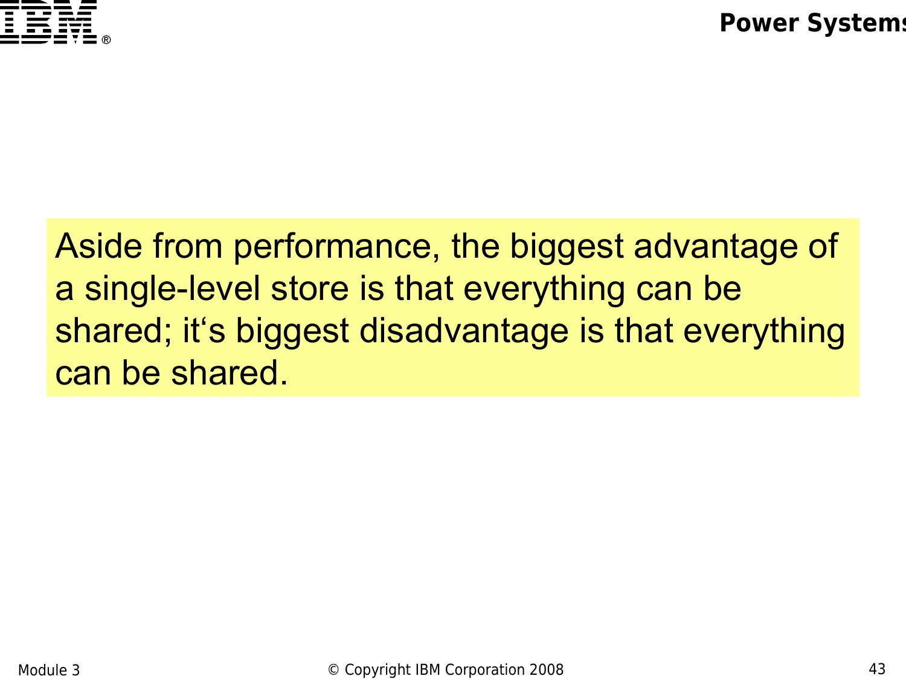Aside from performance, the biggest advantage of a single-level store is that everything can be shared; it‘s biggest disadvantage is that everything can be shared.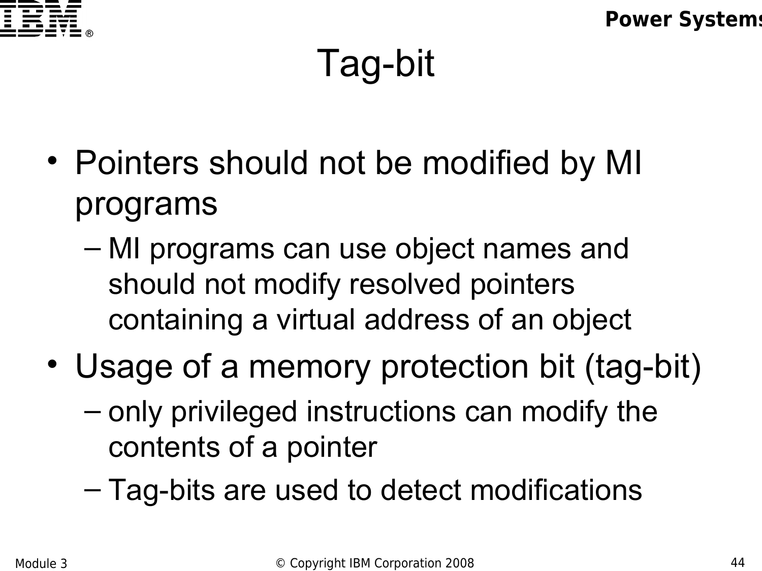# Tag-bit

- Pointers should not be modified by MI programs
  - MI programs can use object names and should not modify resolved pointers containing a virtual address of an object
- Usage of a memory protection bit (tag-bit)
  - only privileged instructions can modify the contents of a pointer
  - Tag-bits are used to detect modifications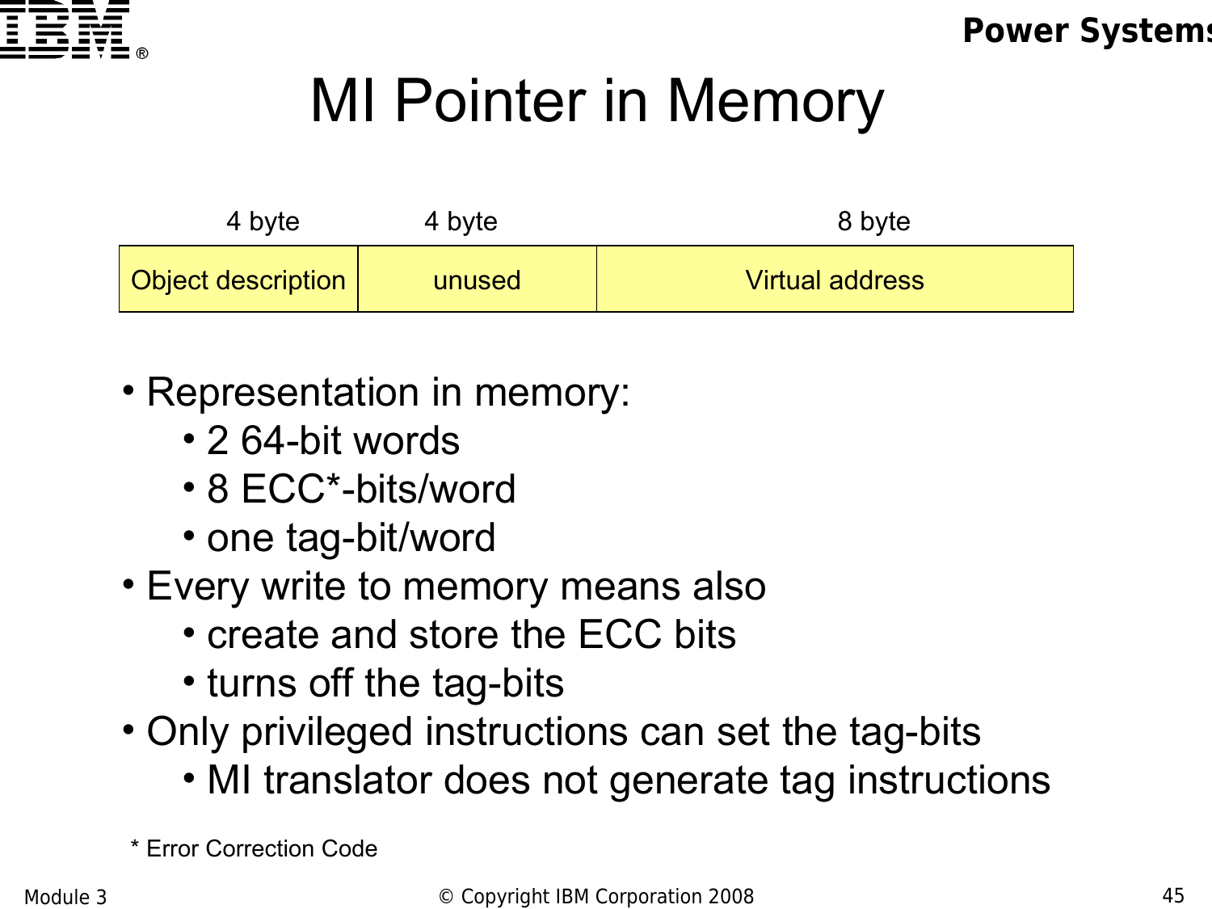# MI Pointer in Memory

| 4 byte | 4 byte | 8 byte |
| --- | --- | --- |
| Object description | unused | Virtual address |

- Representation in memory:
  - 2 64-bit words
  - 8 ECC*-bits/word
  - one tag-bit/word
- Every write to memory means also
  - create and store the ECC bits
  - turns off the tag-bits
- Only privileged instructions can set the tag-bits
  - MI translator does not generate tag instructions

\* Error Correction Code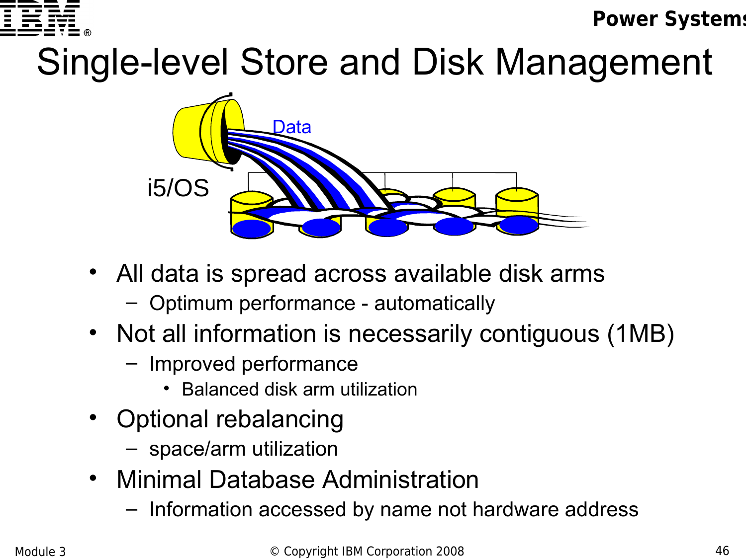# Single-level Store and Disk Management

i5/OS

Data

- All data is spread across available disk arms
  - Optimum performance - automatically
- Not all information is necessarily contiguous (1MB)
  - Improved performance
    - Balanced disk arm utilization
- Optional rebalancing
  - space/arm utilization
- Minimal Database Administration
  - Information accessed by name not hardware address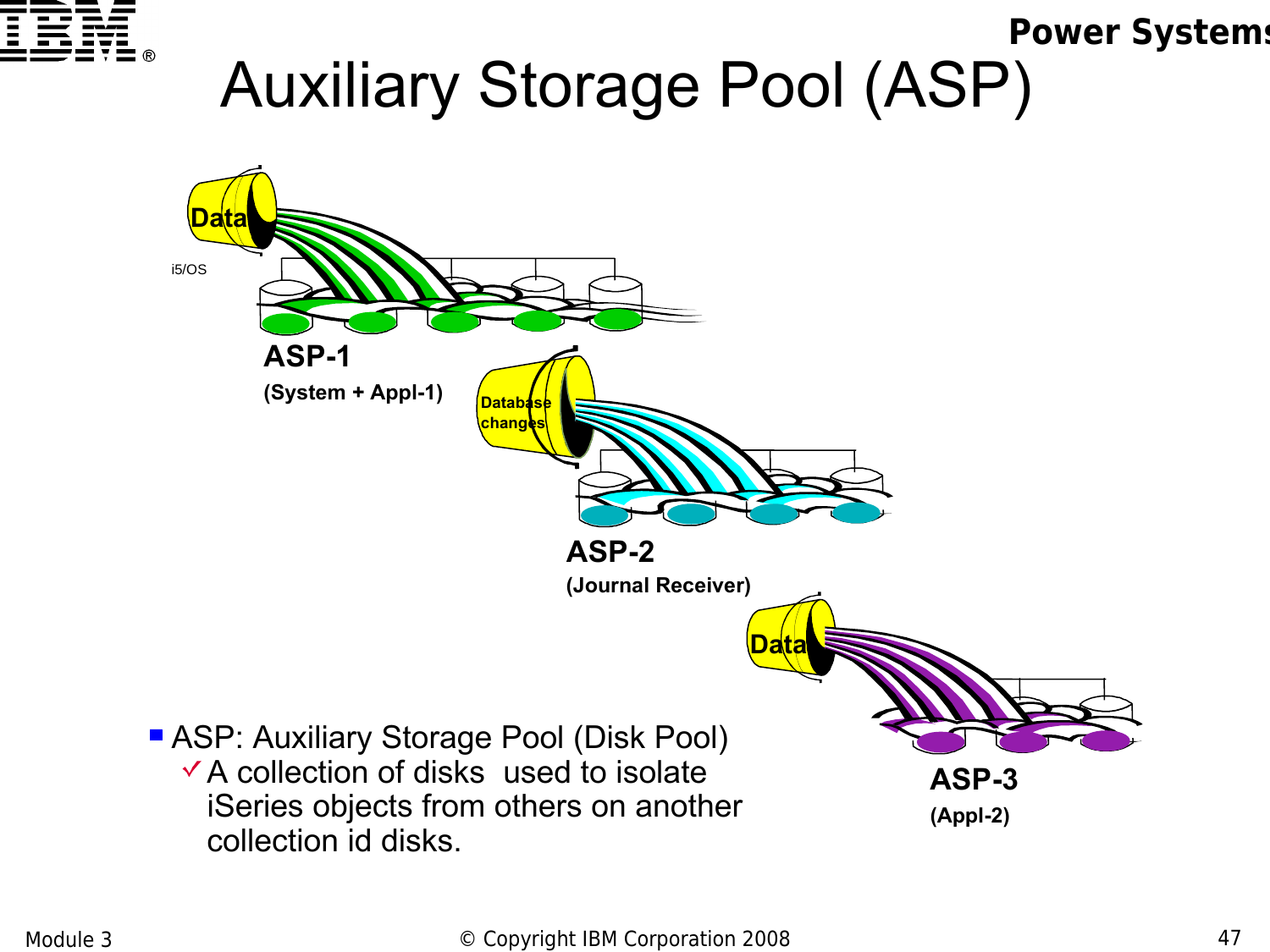# Auxiliary Storage Pool (ASP)

Data

i5/OS

**ASP-1**

**(System + Appl-1)**

Database changes

**ASP-2**

**(Journal Receiver)**

Data

**ASP-3**

**(Appl-2)**

- ASP: Auxiliary Storage Pool (Disk Pool)
  - A collection of disks  used to isolate iSeries objects from others on another collection id disks.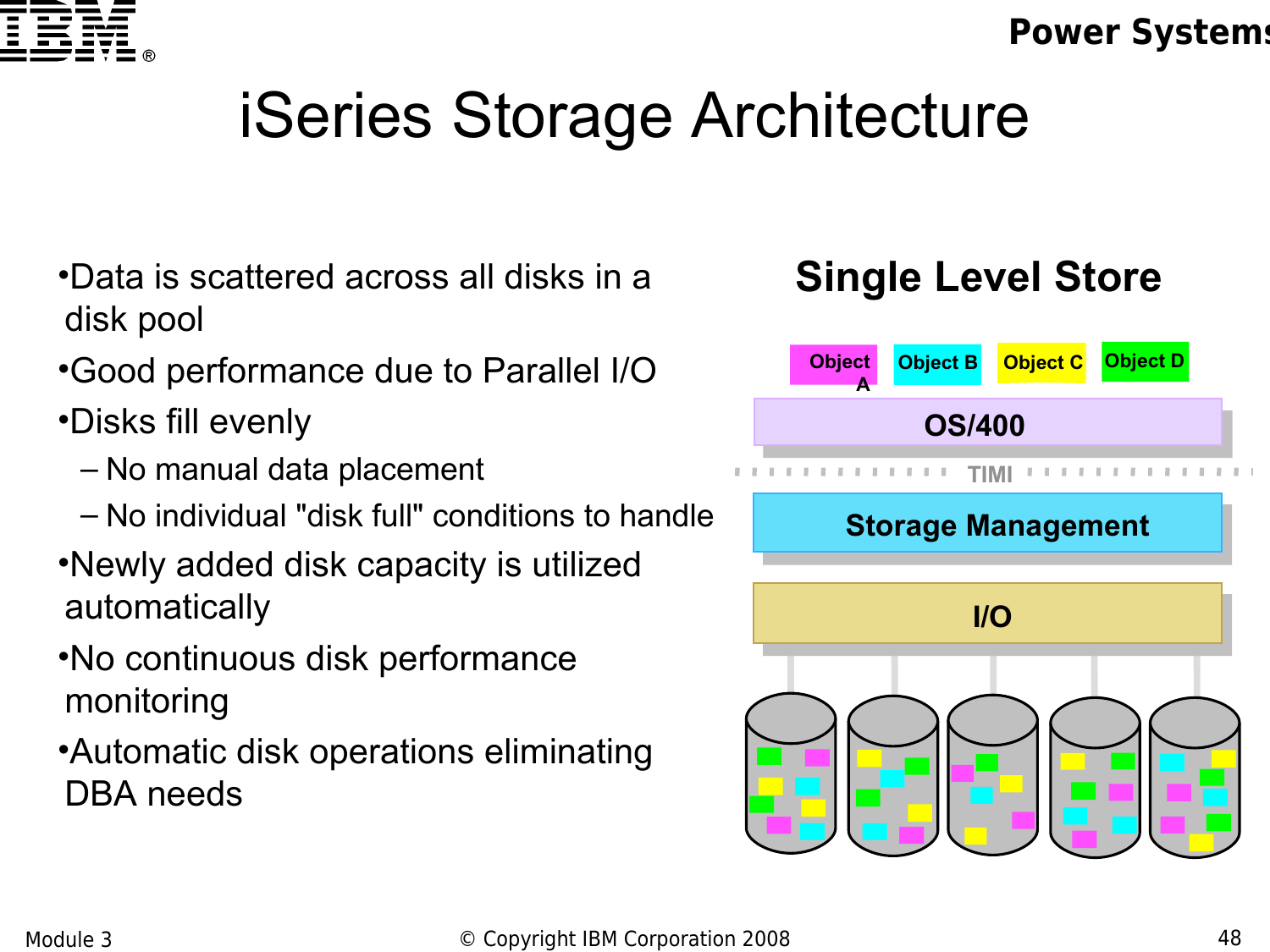# iSeries Storage Architecture

- Data is scattered across all disks in a disk pool
- Good performance due to Parallel I/O
- Disks fill evenly
  - No manual data placement
  - No individual "disk full" conditions to handle
- Newly added disk capacity is utilized automatically
- No continuous disk performance monitoring
- Automatic disk operations eliminating DBA needs

## Single Level Store

Object A | Object B | Object C | Object D

OS/400

TIMI

Storage Management

I/O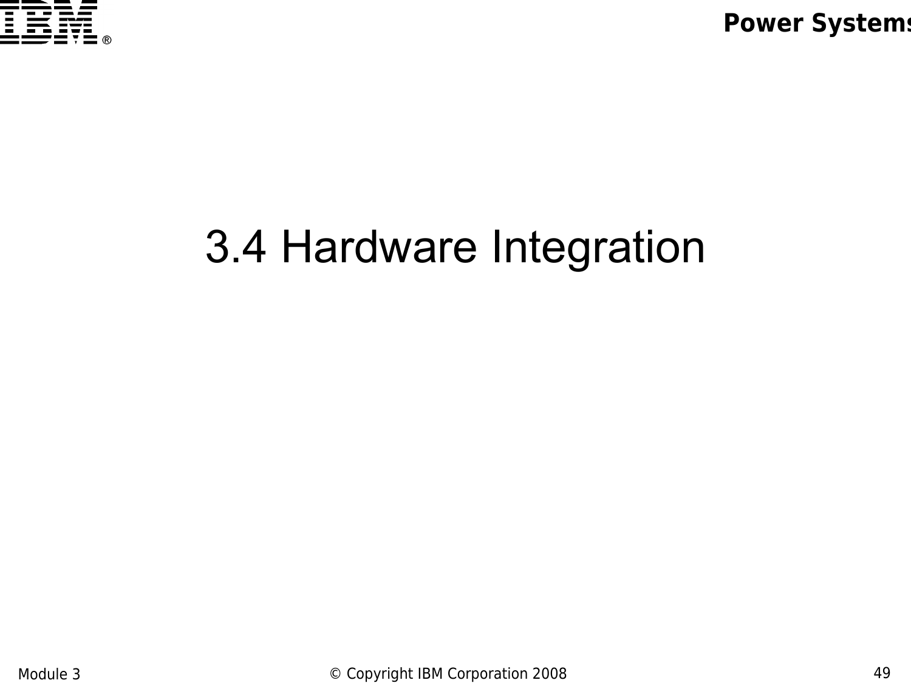# 3.4 Hardware Integration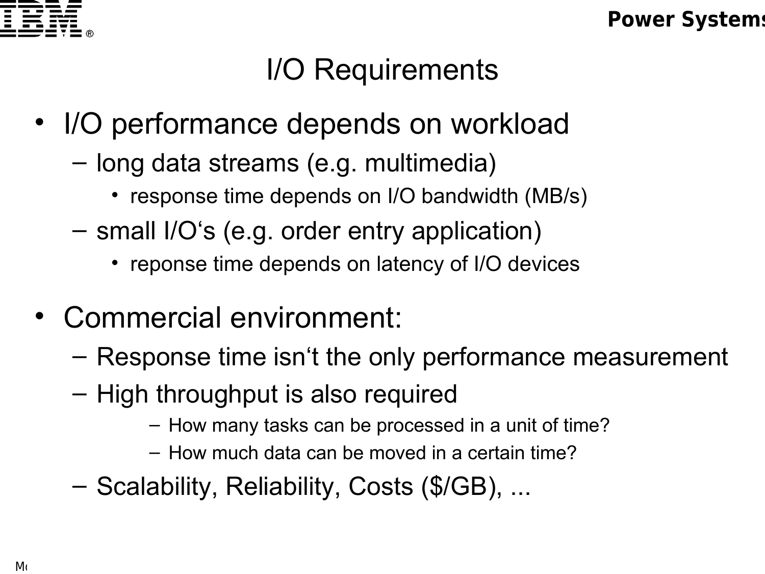# I/O Requirements

- I/O performance depends on workload
  - long data streams (e.g. multimedia)
    - response time depends on I/O bandwidth (MB/s)
  - small I/O‘s (e.g. order entry application)
    - reponse time depends on latency of I/O devices
- Commercial environment:
  - Response time isn‘t the only performance measurement
  - High throughput is also required
    - How many tasks can be processed in a unit of time?
    - How much data can be moved in a certain time?
  - Scalability, Reliability, Costs ($/GB), ...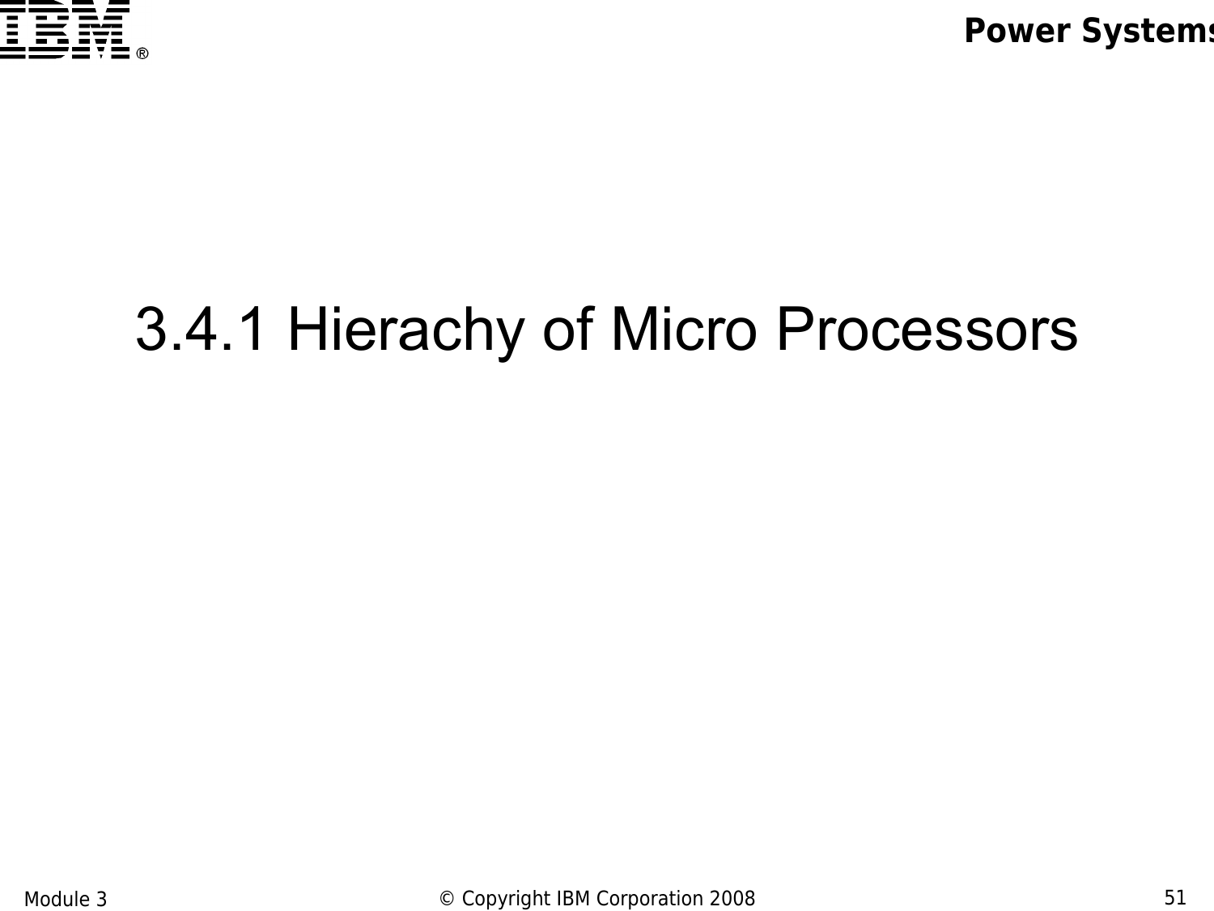# 3.4.1 Hierachy of Micro Processors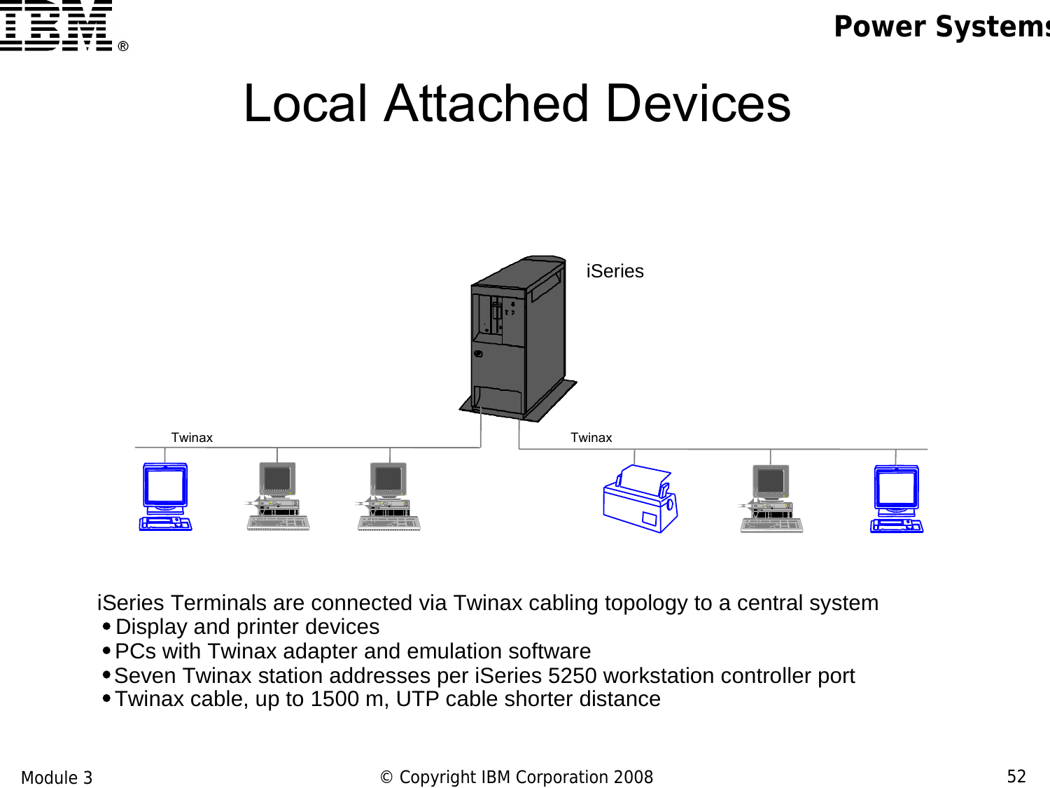# Local Attached Devices

iSeries

Twinax

Twinax

iSeries Terminals are connected via Twinax cabling topology to a central system

- Display and printer devices
- PCs with Twinax adapter and emulation software
- Seven Twinax station addresses per iSeries 5250 workstation controller port
- Twinax cable, up to 1500 m, UTP cable shorter distance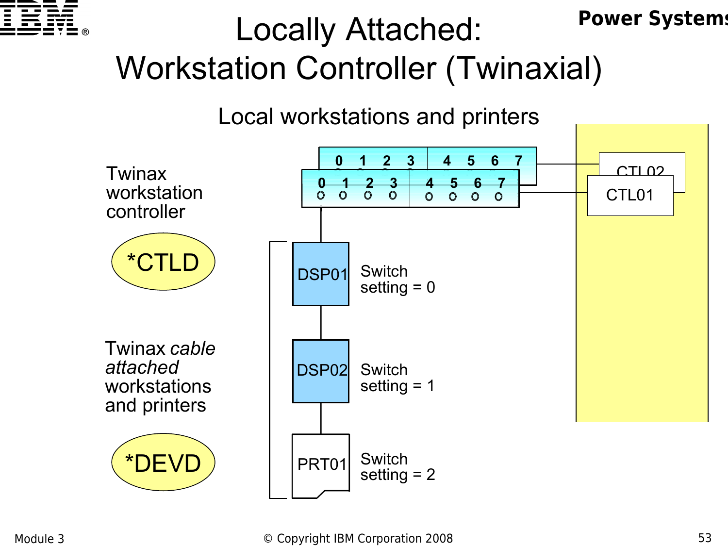# Locally Attached: Workstation Controller (Twinaxial)

Local workstations and printers

Twinax workstation controller

*CTLD

Twinax *cable attached* workstations and printers

*DEVD

0 1 2 3 4 5 6 7

0 1 2 3 4 5 6 7

CTL02

CTL01

DSP01 Switch setting = 0

DSP02 Switch setting = 1

PRT01 Switch setting = 2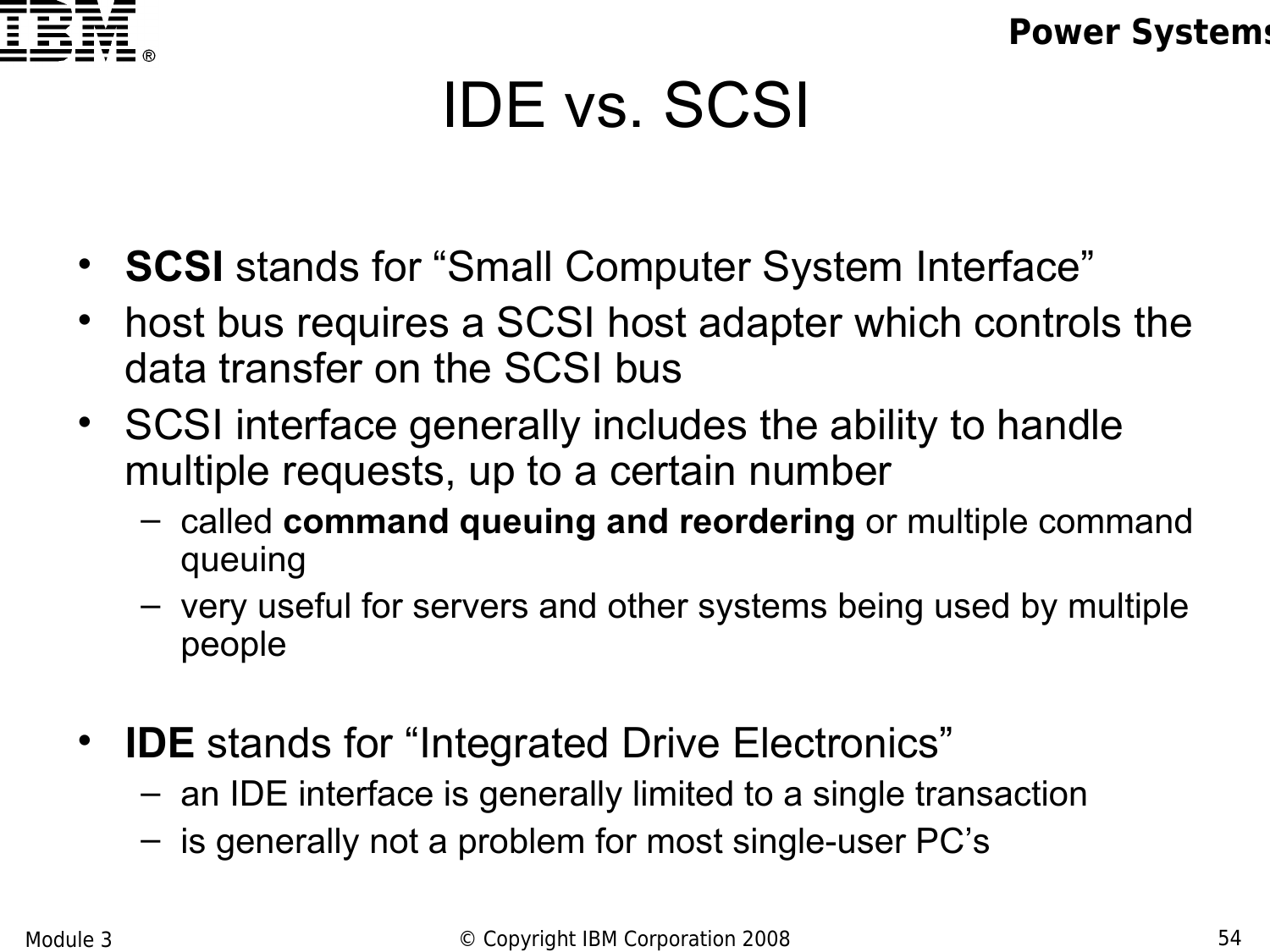# IDE vs. SCSI

- **SCSI** stands for “Small Computer System Interface”
- host bus requires a SCSI host adapter which controls the data transfer on the SCSI bus
- SCSI interface generally includes the ability to handle multiple requests, up to a certain number
  - called **command queuing and reordering** or multiple command queuing
  - very useful for servers and other systems being used by multiple people

- **IDE** stands for “Integrated Drive Electronics”
  - an IDE interface is generally limited to a single transaction
  - is generally not a problem for most single-user PC’s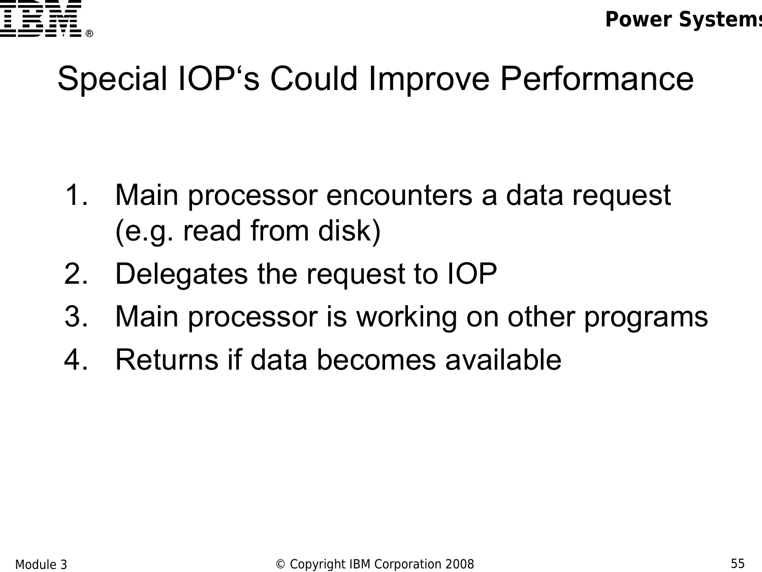# Special IOP‘s Could Improve Performance

1. Main processor encounters a data request (e.g. read from disk)
2. Delegates the request to IOP
3. Main processor is working on other programs
4. Returns if data becomes available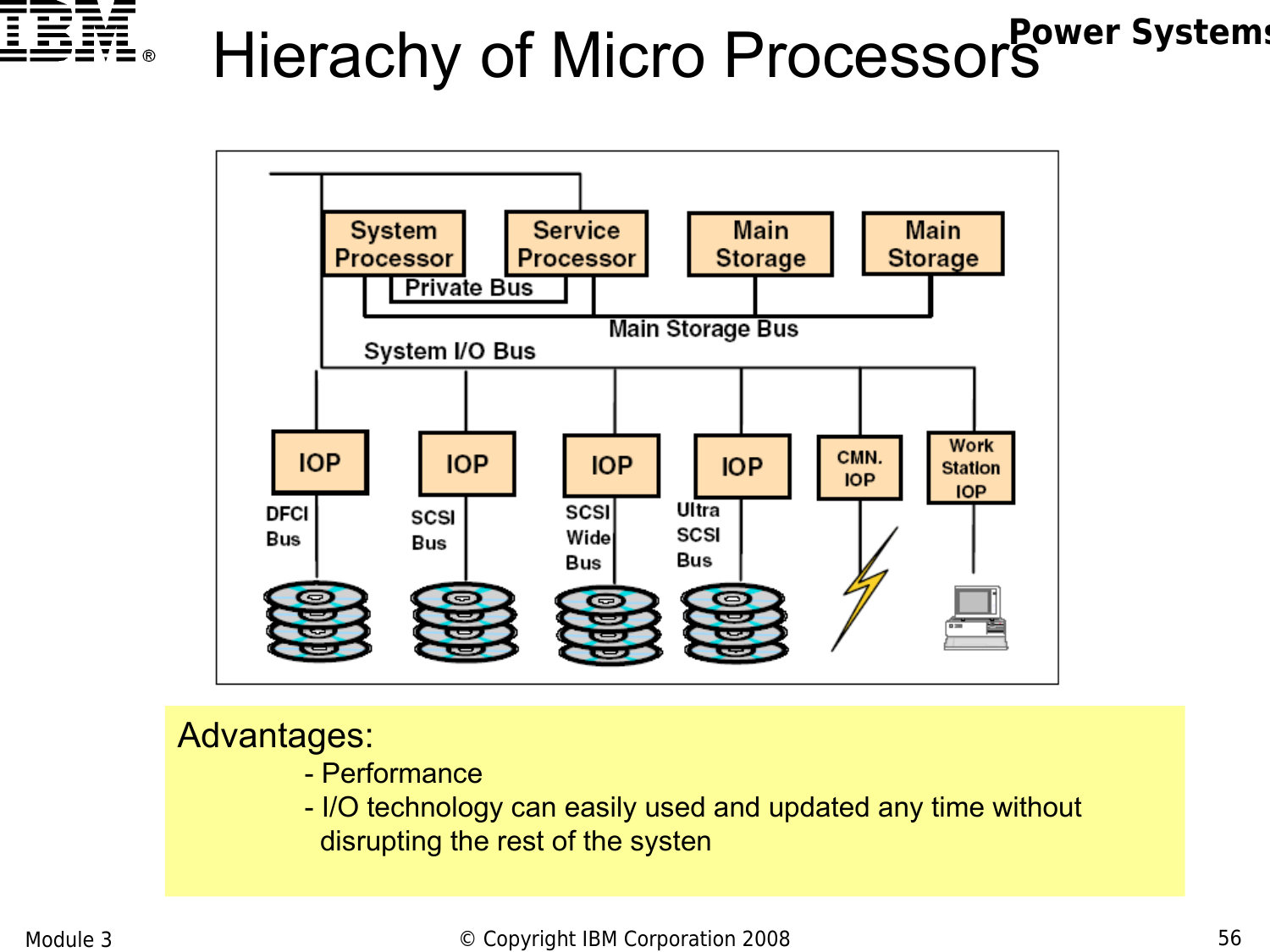# Hierachy of Micro Processors

System Processor | Service Processor | Main Storage | Main Storage

Private Bus

Main Storage Bus

System I/O Bus

IOP | IOP | IOP | IOP | CMN. IOP | Work Station IOP

DFCI Bus | SCSI Bus | SCSI Wide Bus | Ultra SCSI Bus

Advantages:

- Performance
- I/O technology can easily used and updated any time without disrupting the rest of the systen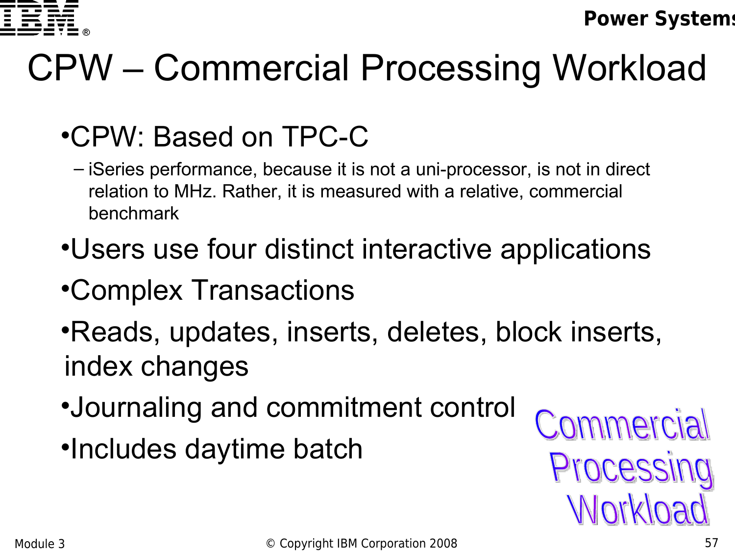# CPW – Commercial Processing Workload

- CPW: Based on TPC-C
  - iSeries performance, because it is not a uni-processor, is not in direct relation to MHz. Rather, it is measured with a relative, commercial benchmark
- Users use four distinct interactive applications
- Complex Transactions
- Reads, updates, inserts, deletes, block inserts, index changes
- Journaling and commitment control
- Includes daytime batch

Commercial Processing Workload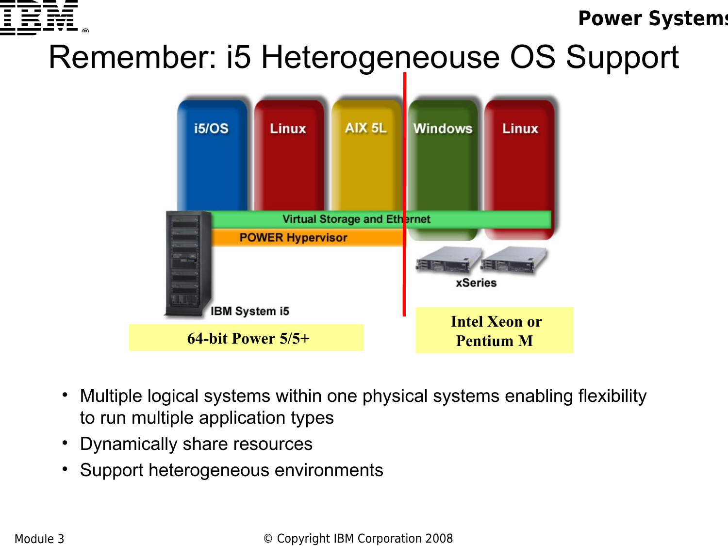# Remember: i5 Heterogeneouse OS Support

i5/OS | Linux | AIX 5L | Windows | Linux

Virtual Storage and Ethernet

POWER Hypervisor

IBM System i5

xSeries

**64-bit Power 5/5+**

**Intel Xeon or Pentium M**

- Multiple logical systems within one physical systems enabling flexibility to run multiple application types
- Dynamically share resources
- Support heterogeneous environments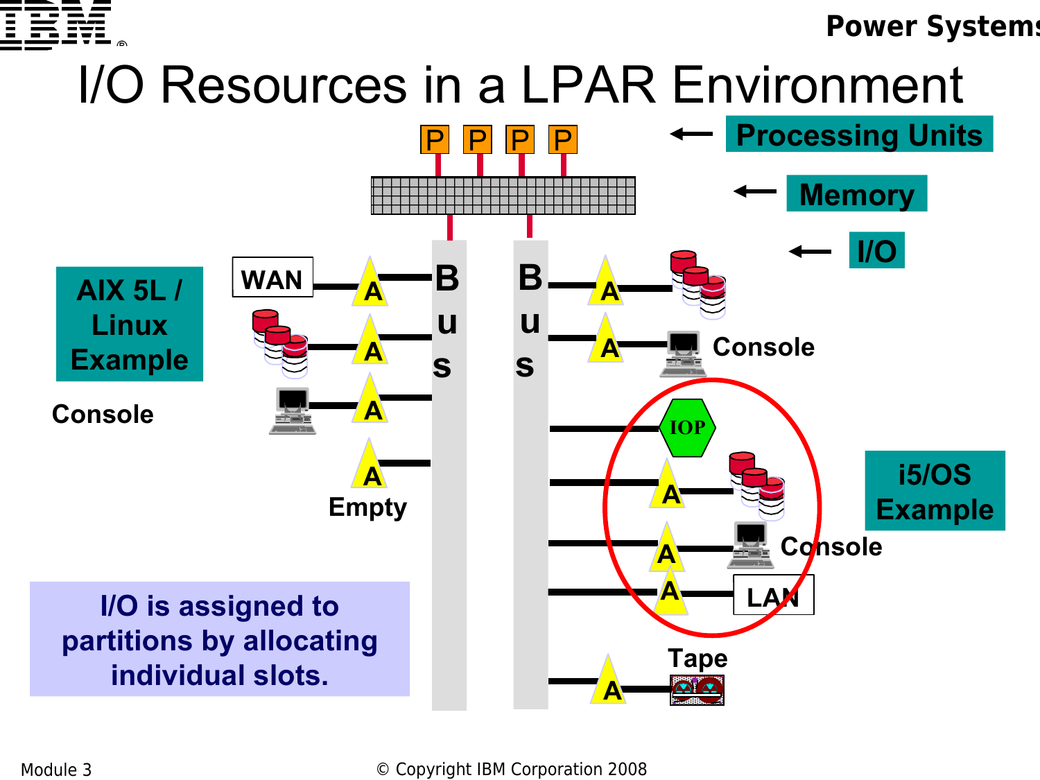# I/O Resources in a LPAR Environment

P P P P — Processing Units

Memory

I/O

AIX 5L / Linux Example

WAN

Console

Empty

Bus

Bus

Console

IOP

i5/OS Example

Console

LAN

Tape

I/O is assigned to partitions by allocating individual slots.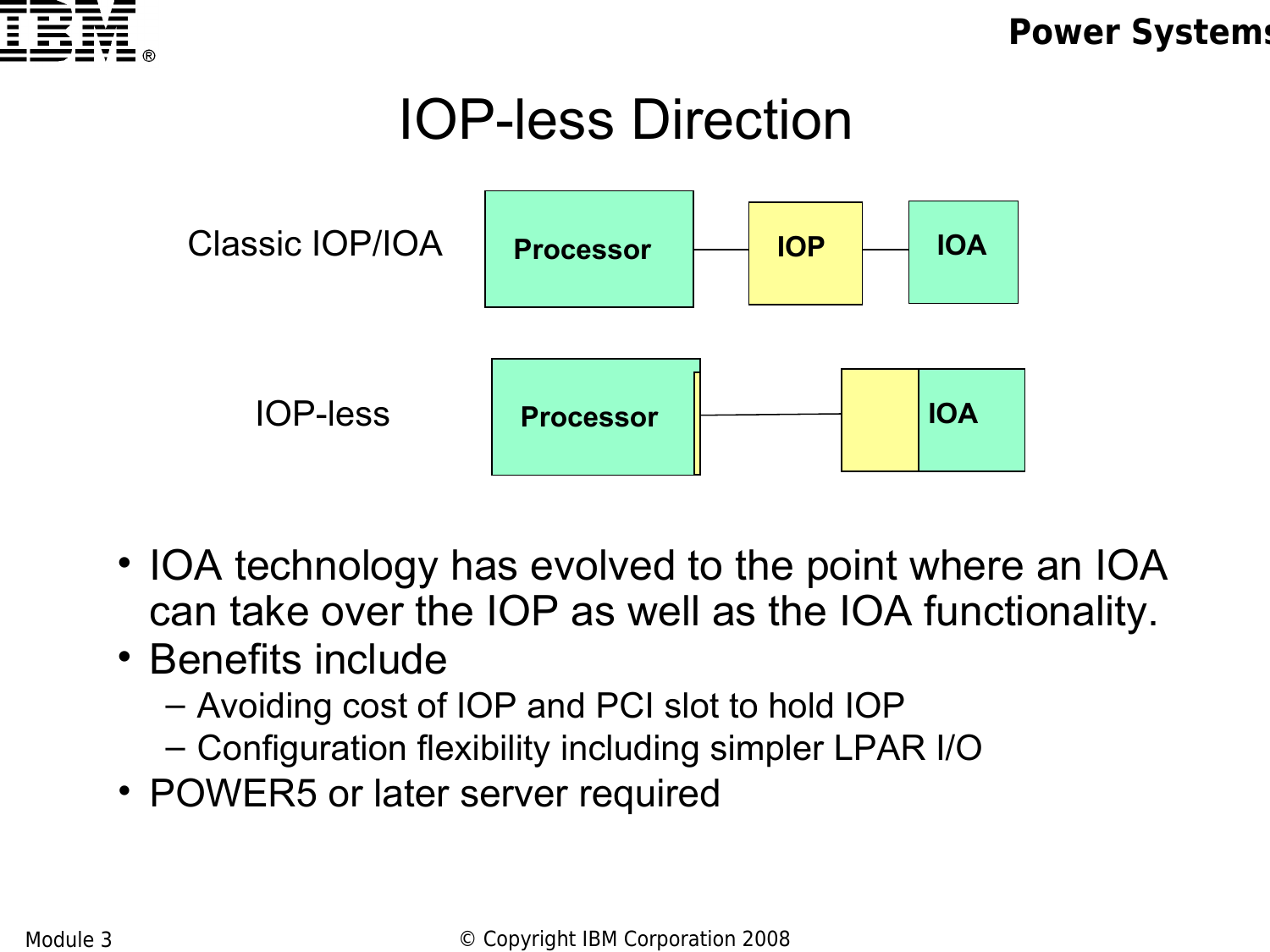# IOP-less Direction

Classic IOP/IOA — Processor — IOP — IOA

IOP-less — Processor — IOA

- IOA technology has evolved to the point where an IOA can take over the IOP as well as the IOA functionality.
- Benefits include
  - Avoiding cost of IOP and PCI slot to hold IOP
  - Configuration flexibility including simpler LPAR I/O
- POWER5 or later server required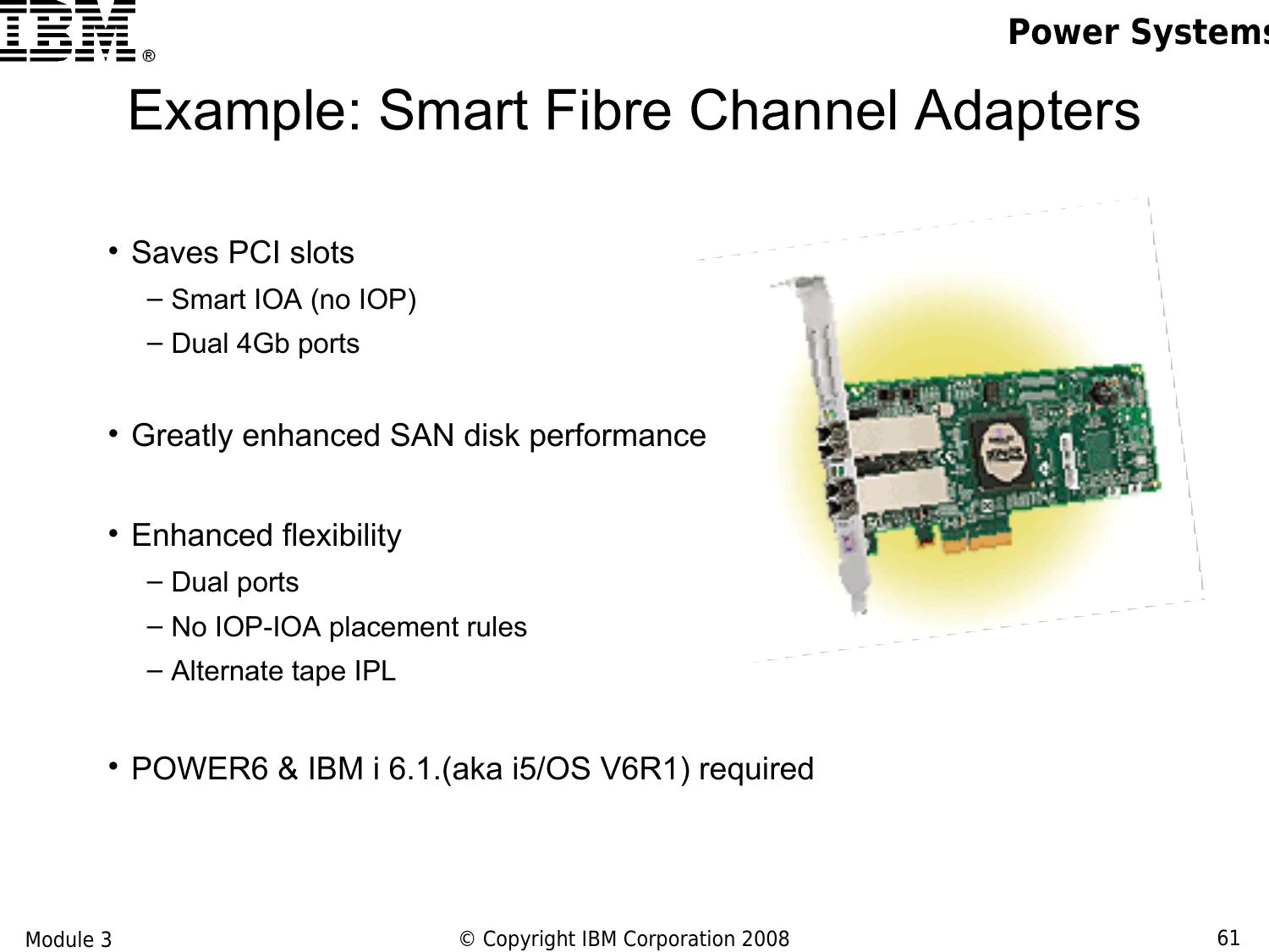# Example: Smart Fibre Channel Adapters

- Saves PCI slots
  - Smart IOA (no IOP)
  - Dual 4Gb ports
- Greatly enhanced SAN disk performance
- Enhanced flexibility
  - Dual ports
  - No IOP-IOA placement rules
  - Alternate tape IPL
- POWER6 & IBM i 6.1.(aka i5/OS V6R1) required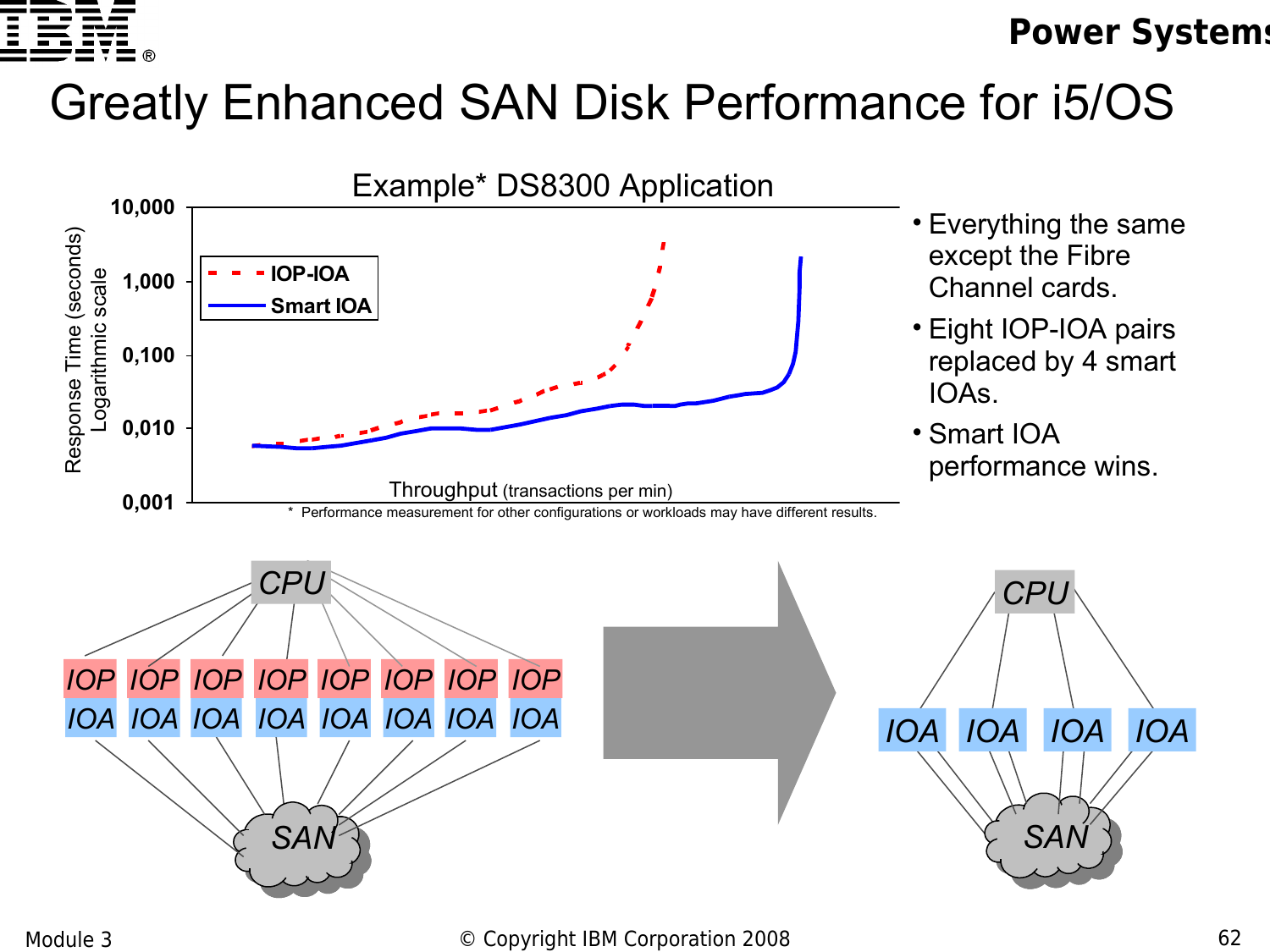# Greatly Enhanced SAN Disk Performance for i5/OS

**Example* DS8300 Application**

Response Time (seconds) Logarithmic scale: 10,000 / 1,000 / 0,100 / 0,010 / 0,001

- IOP-IOA
- Smart IOA

Throughput (transactions per min)

\* Performance measurement for other configurations or workloads may have different results.

- Everything the same except the Fibre Channel cards.
- Eight IOP-IOA pairs replaced by 4 smart IOAs.
- Smart IOA performance wins.

CPU — IOP/IOA ×8 — SAN → CPU — IOA ×4 — SAN

Module 3 © Copyright IBM Corporation 2008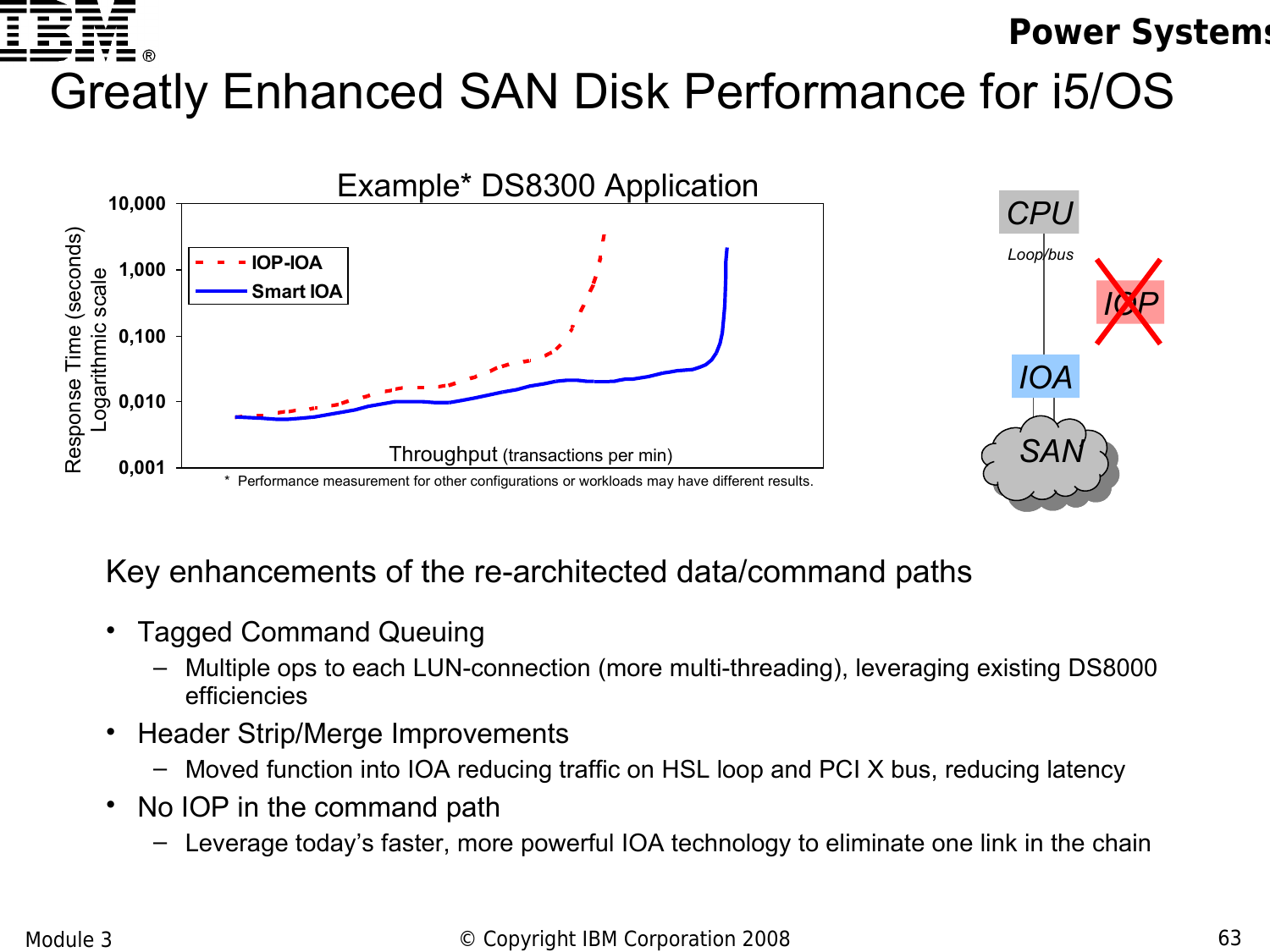# Greatly Enhanced SAN Disk Performance for i5/OS

Example* DS8300 Application

\* Performance measurement for other configurations or workloads may have different results.

Key enhancements of the re-architected data/command paths

- Tagged Command Queuing
  - Multiple ops to each LUN-connection (more multi-threading), leveraging existing DS8000 efficiencies
- Header Strip/Merge Improvements
  - Moved function into IOA reducing traffic on HSL loop and PCI X bus, reducing latency
- No IOP in the command path
  - Leverage today's faster, more powerful IOA technology to eliminate one link in the chain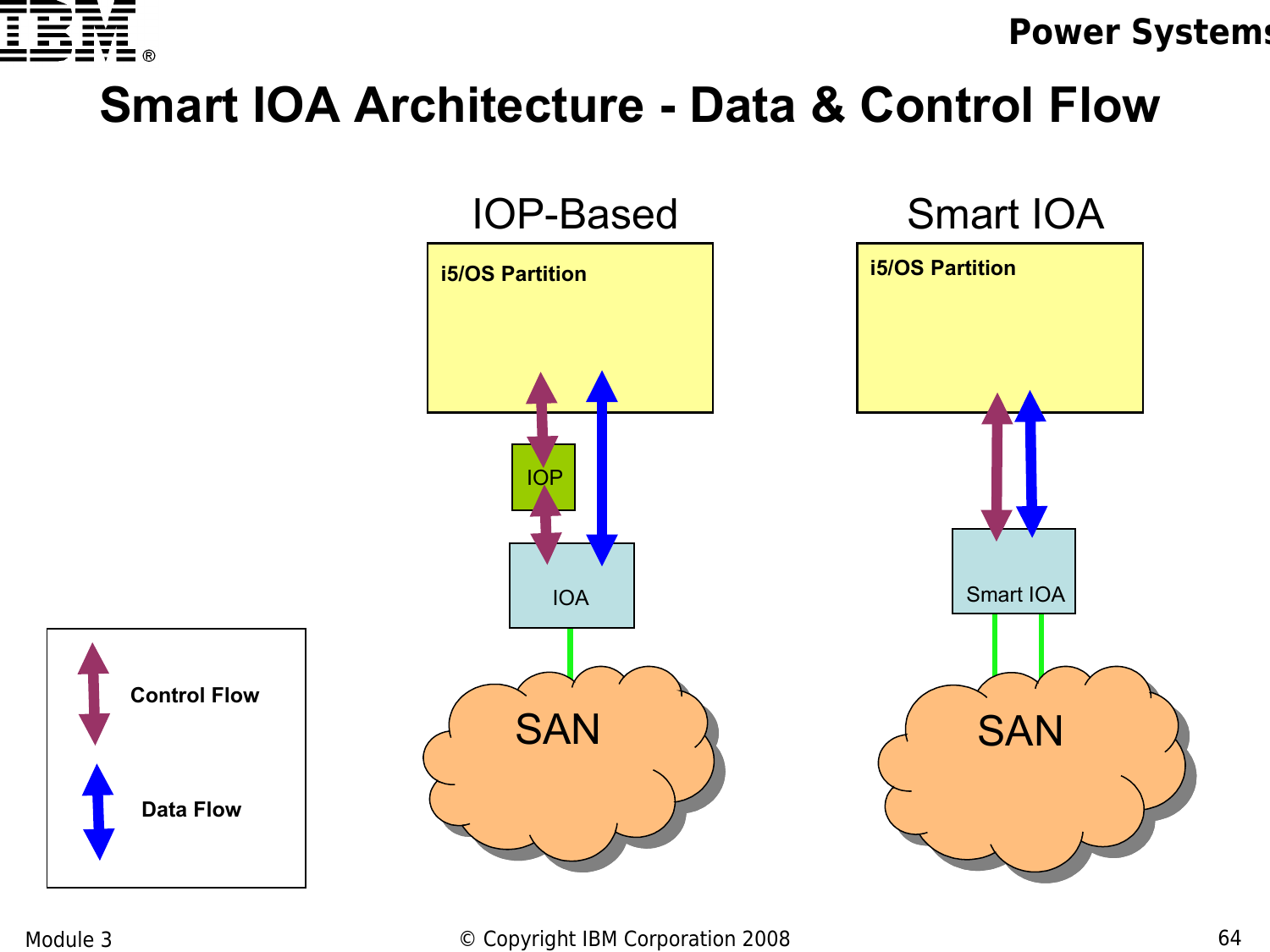# Smart IOA Architecture - Data & Control Flow

IOP-Based

i5/OS Partition

IOP

IOA

SAN

Smart IOA

i5/OS Partition

Smart IOA

SAN

Control Flow

Data Flow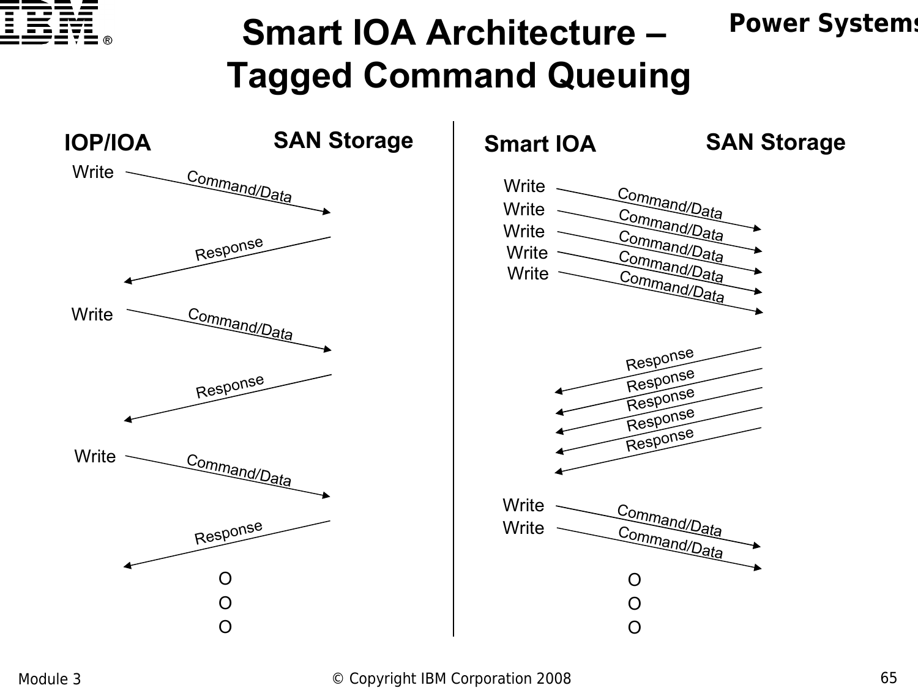# Smart IOA Architecture – Tagged Command Queuing

**IOP/IOA** | **SAN Storage**

Write → Command/Data

Response ←

Write → Command/Data

Response ←

Write → Command/Data

Response ←

O
O
O

**Smart IOA** | **SAN Storage**

Write → Command/Data

Write → Command/Data

Write → Command/Data

Write → Command/Data

Write → Command/Data

Response ←

Response ←

Response ←

Response ←

Response ←

Write → Command/Data

Write → Command/Data

O
O
O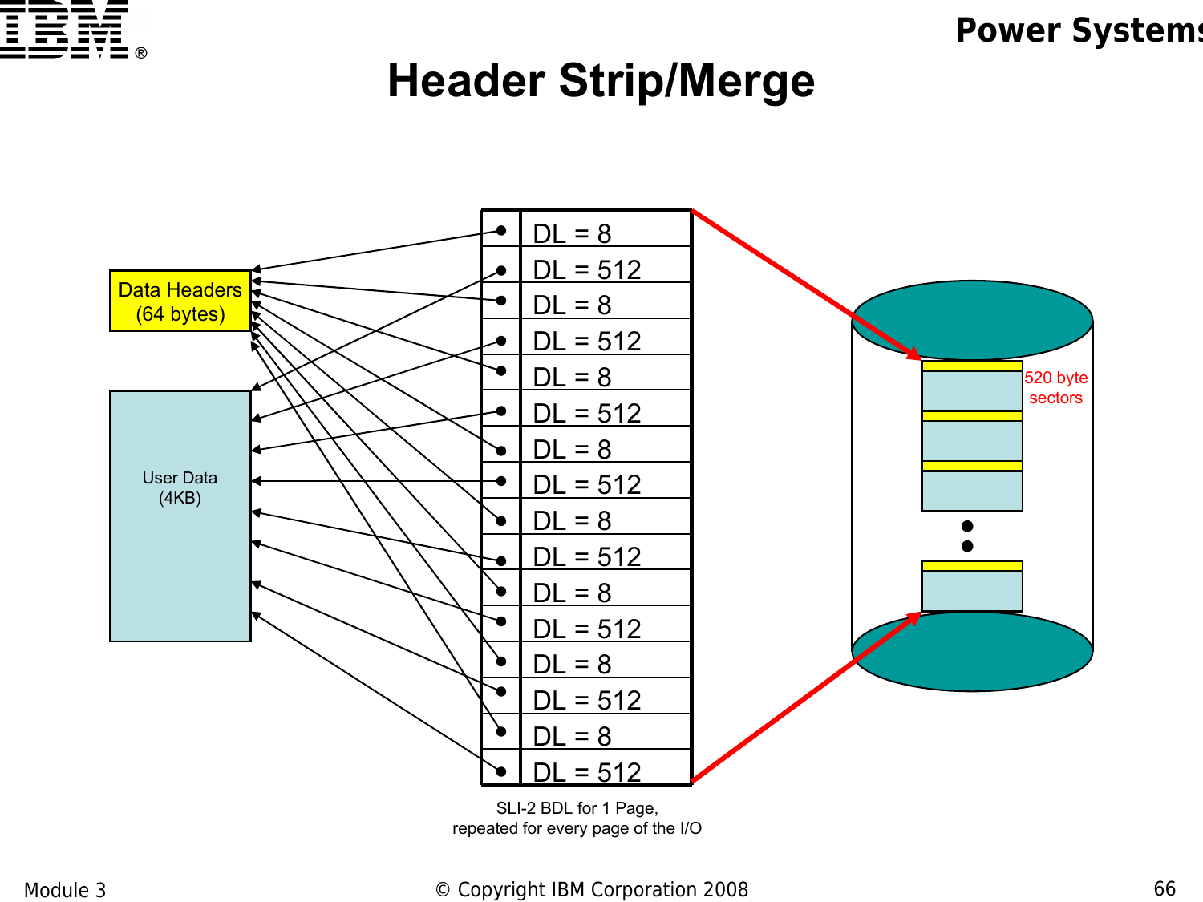# Header Strip/Merge

Data Headers
(64 bytes)

User Data
(4KB)

| DL = 8 |
|---|
| DL = 512 |
| DL = 8 |
| DL = 512 |
| DL = 8 |
| DL = 512 |
| DL = 8 |
| DL = 512 |
| DL = 8 |
| DL = 512 |
| DL = 8 |
| DL = 512 |
| DL = 8 |
| DL = 512 |
| DL = 8 |
| DL = 512 |

SLI-2 BDL for 1 Page,
repeated for every page of the I/O

520 byte
sectors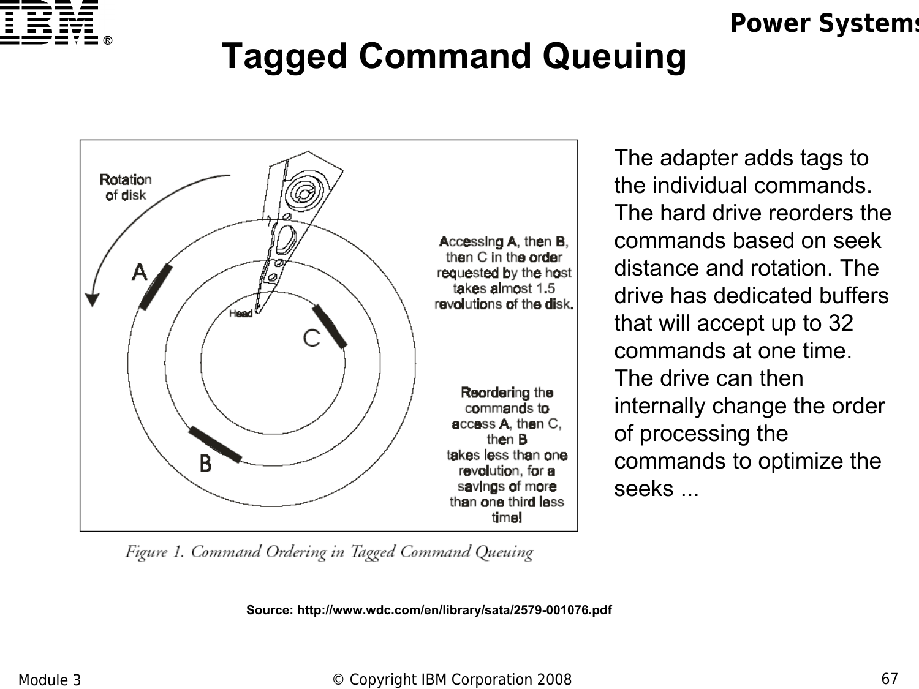# Tagged Command Queuing

Figure 1. Command Ordering in Tagged Command Queuing

Source: http://www.wdc.com/en/library/sata/2579-001076.pdf

The adapter adds tags to the individual commands. The hard drive reorders the commands based on seek distance and rotation. The drive has dedicated buffers that will accept up to 32 commands at one time. The drive can then internally change the order of processing the commands to optimize the seeks ...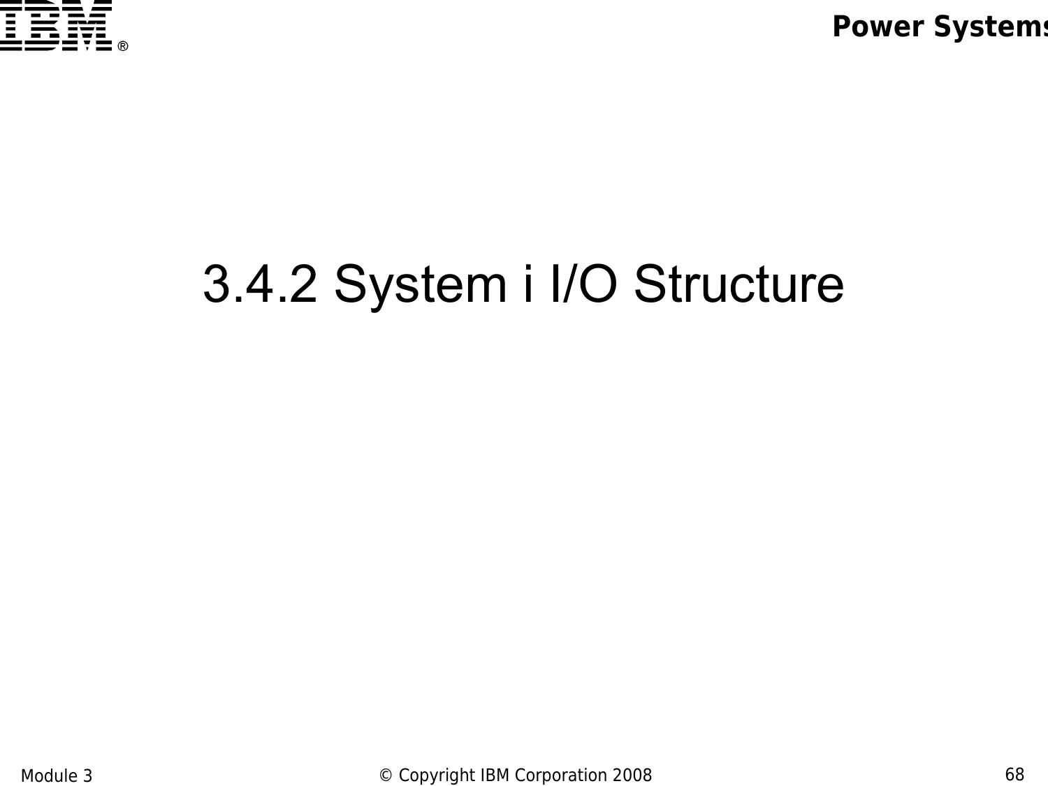# 3.4.2 System i I/O Structure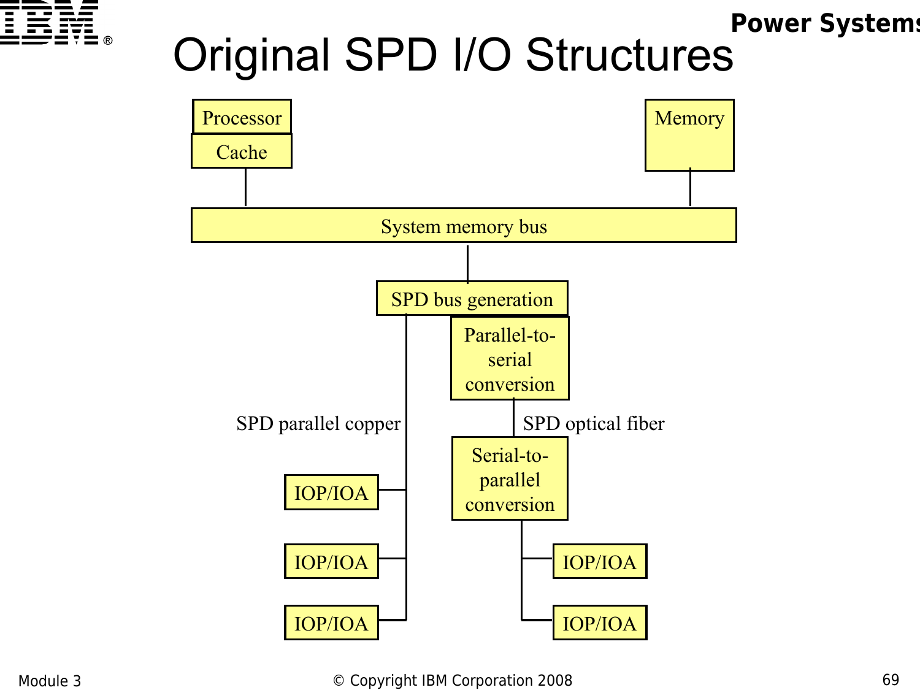# Original SPD I/O Structures

Processor

Cache

Memory

System memory bus

SPD bus generation

Parallel-to-serial conversion

SPD parallel copper

SPD optical fiber

Serial-to-parallel conversion

IOP/IOA

IOP/IOA

IOP/IOA

IOP/IOA

IOP/IOA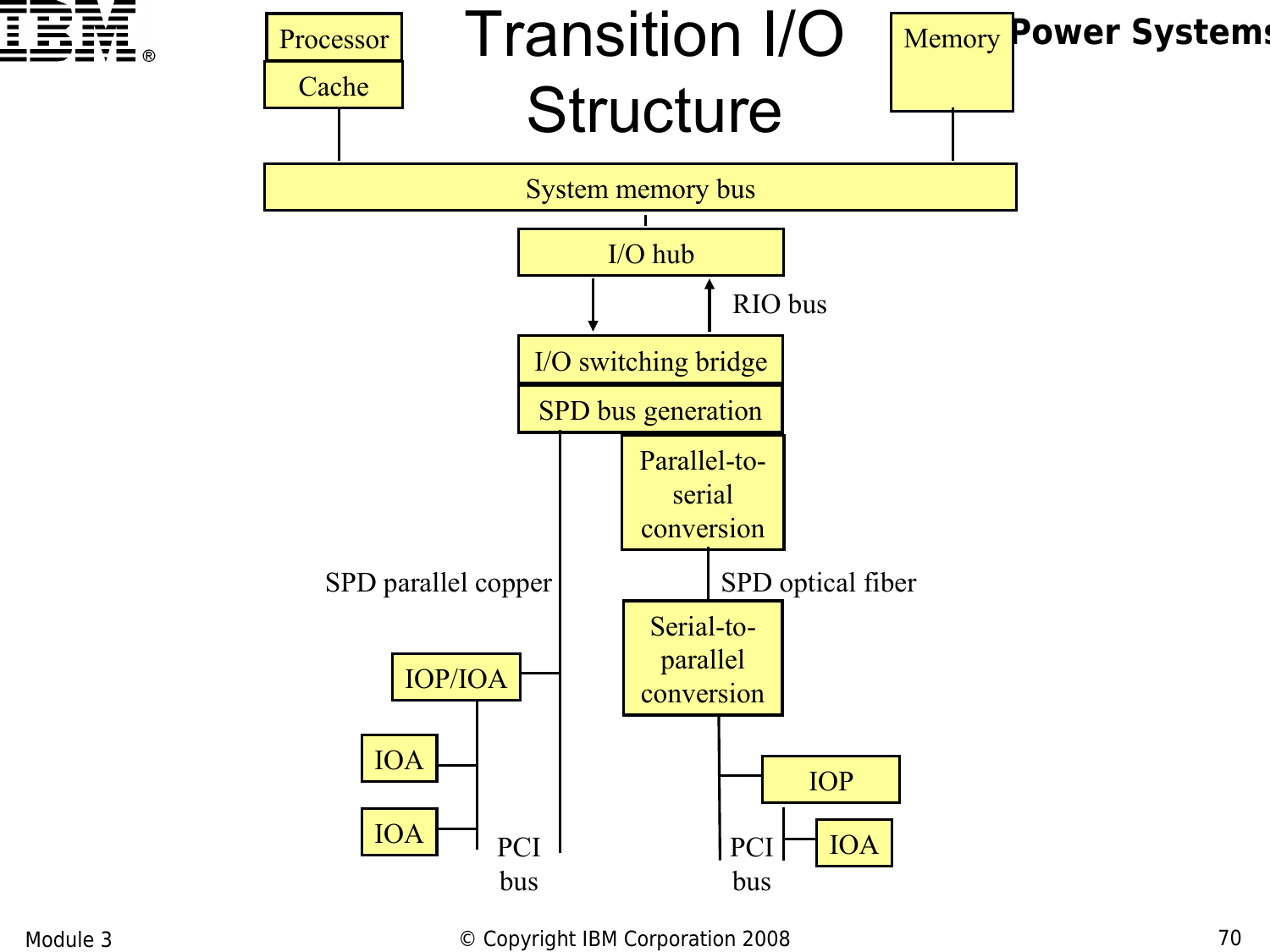# Transition I/O Structure

Processor

Cache

Memory

System memory bus

I/O hub

RIO bus

I/O switching bridge

SPD bus generation

Parallel-to-serial conversion

SPD parallel copper

SPD optical fiber

Serial-to-parallel conversion

IOP/IOA

IOA

IOA

PCI bus

IOP

IOA

PCI bus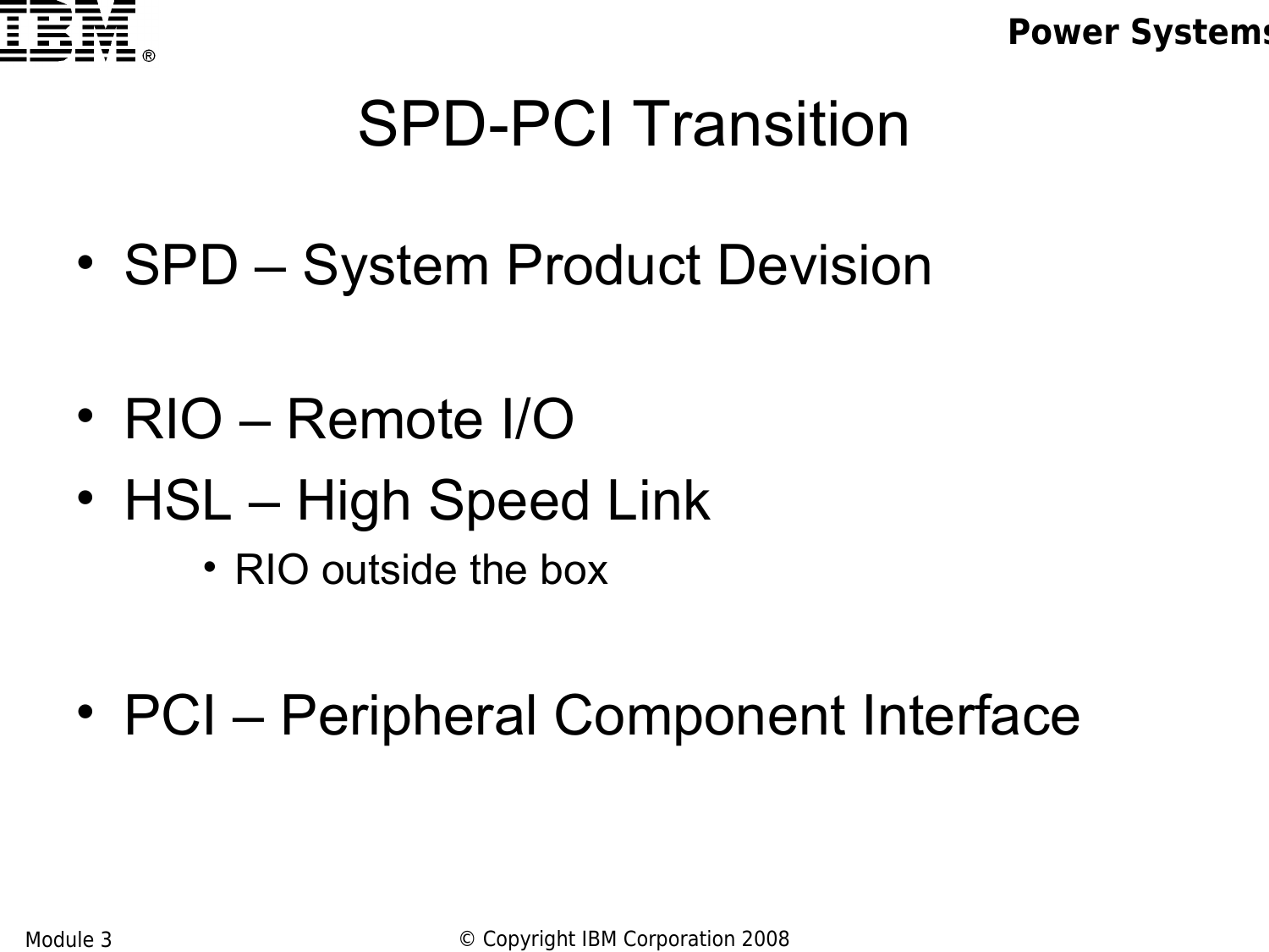# SPD-PCI Transition

- SPD – System Product Devision
- RIO – Remote I/O
- HSL – High Speed Link
  - RIO outside the box
- PCI – Peripheral Component Interface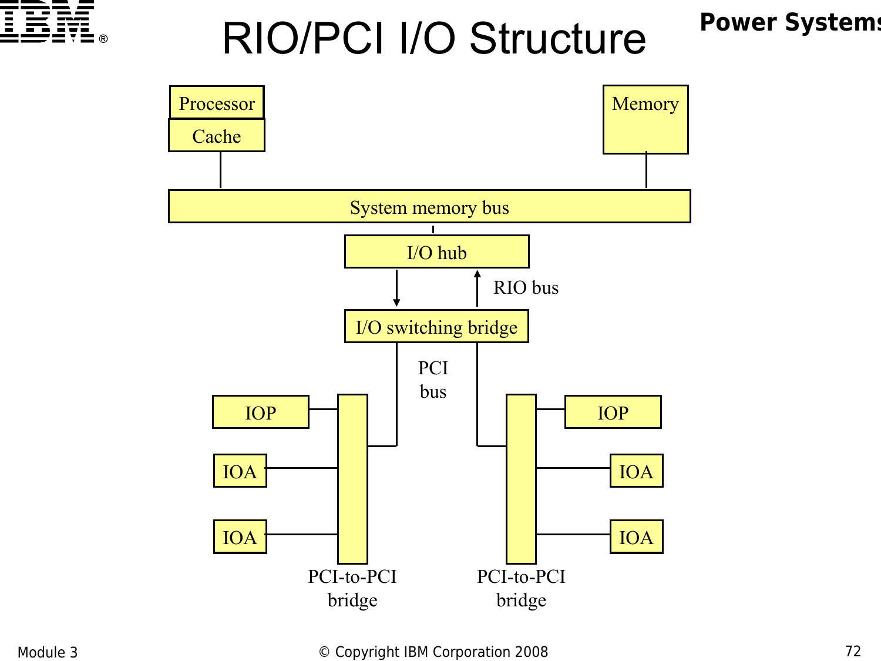# RIO/PCI I/O Structure

Processor

Cache

Memory

System memory bus

I/O hub

RIO bus

I/O switching bridge

PCI bus

IOP

IOA

IOA

PCI-to-PCI bridge

PCI-to-PCI bridge

IOP

IOA

IOA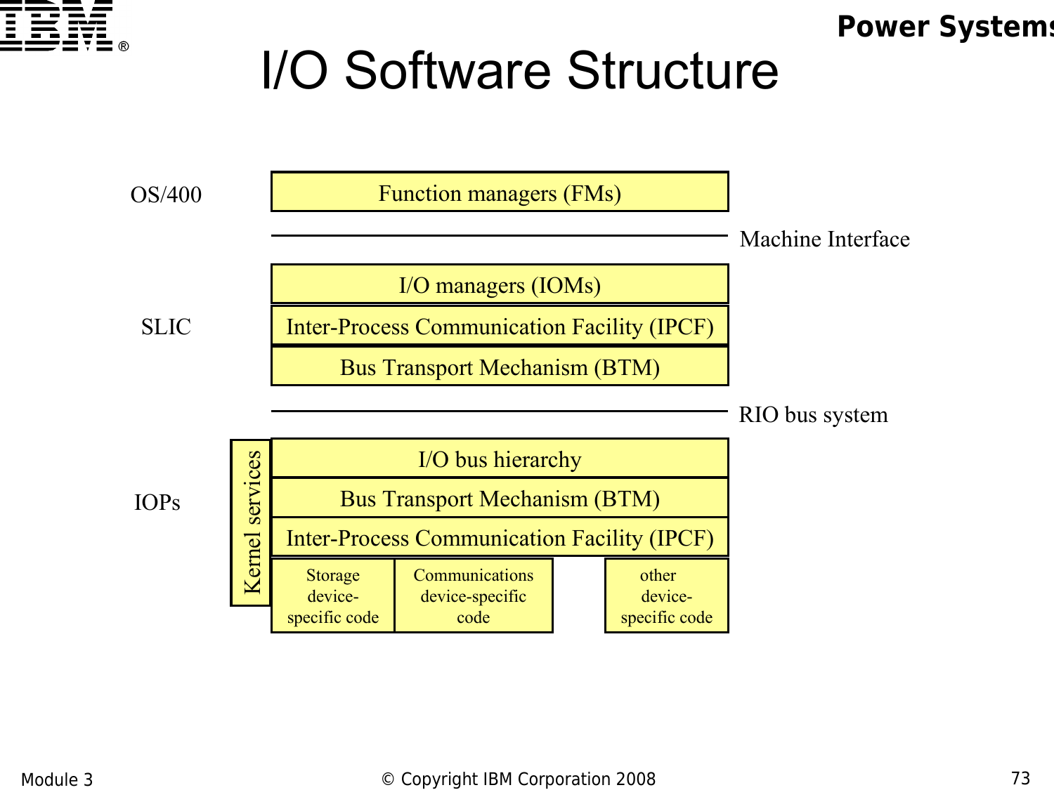# I/O Software Structure

**OS/400**

- Function managers (FMs)

*Machine Interface*

**SLIC**

- I/O managers (IOMs)
- Inter-Process Communication Facility (IPCF)
- Bus Transport Mechanism (BTM)

*RIO bus system*

**IOPs**

- Kernel services
- I/O bus hierarchy
- Bus Transport Mechanism (BTM)
- Inter-Process Communication Facility (IPCF)
- Storage device-specific code
- Communications device-specific code
- other device-specific code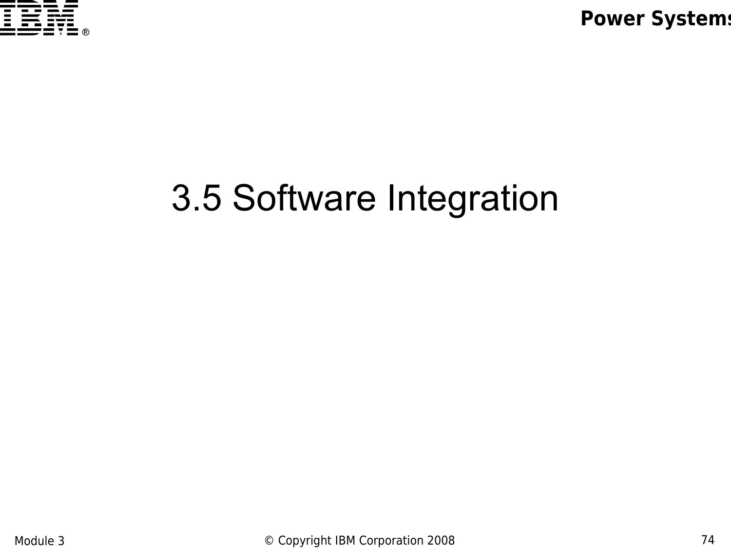# 3.5 Software Integration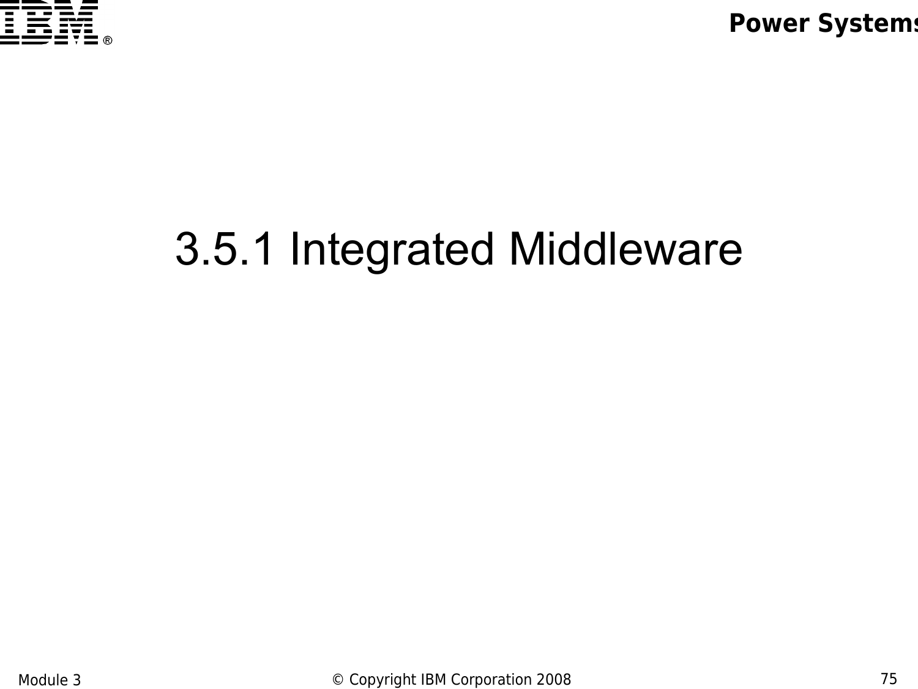# 3.5.1 Integrated Middleware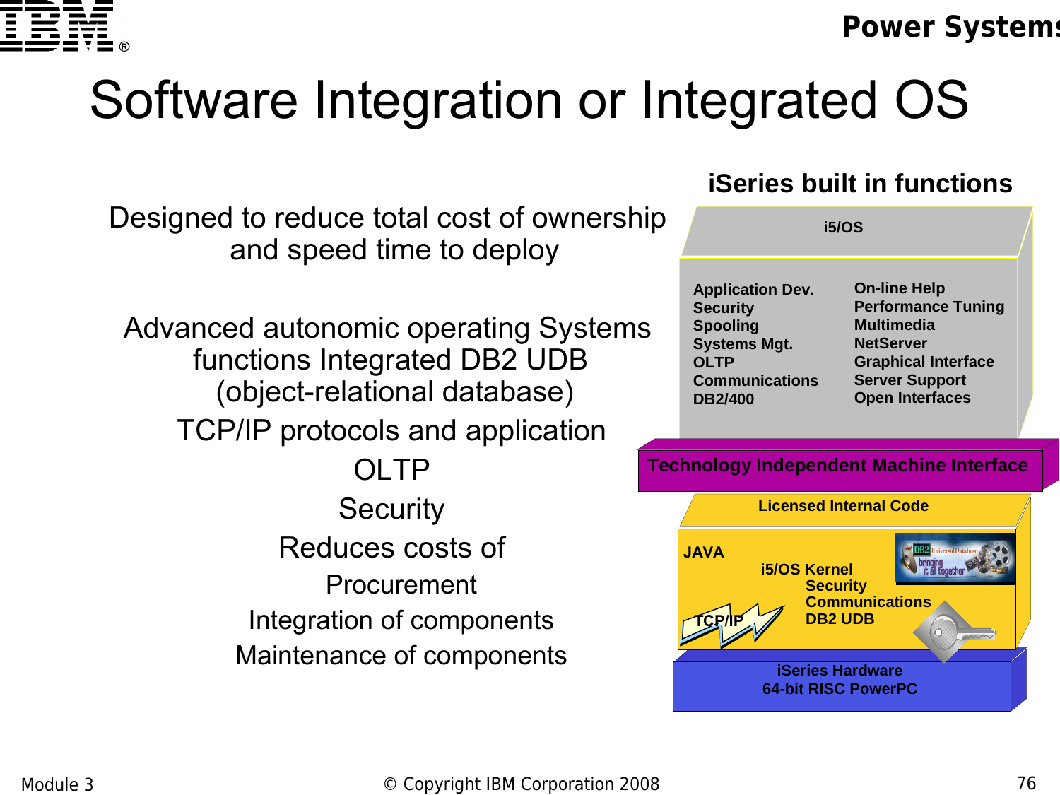# Software Integration or Integrated OS

Designed to reduce total cost of ownership and speed time to deploy

Advanced autonomic operating Systems functions Integrated DB2 UDB (object-relational database)

TCP/IP protocols and application

OLTP

Security

Reduces costs of

Procurement

Integration of components

Maintenance of components

## iSeries built in functions

**i5/OS**

**Application Dev.**
**Security**
**Spooling**
**Systems Mgt.**
**OLTP**
**Communications**
**DB2/400**

**On-line Help**
**Performance Tuning**
**Multimedia**
**NetServer**
**Graphical Interface**
**Server Support**
**Open Interfaces**

**Technology Independent Machine Interface**

**Licensed Internal Code**

**JAVA**
**i5/OS Kernel**
**Security**
**Communications**
**DB2 UDB**
**TCP/IP**

**iSeries Hardware**
**64-bit RISC PowerPC**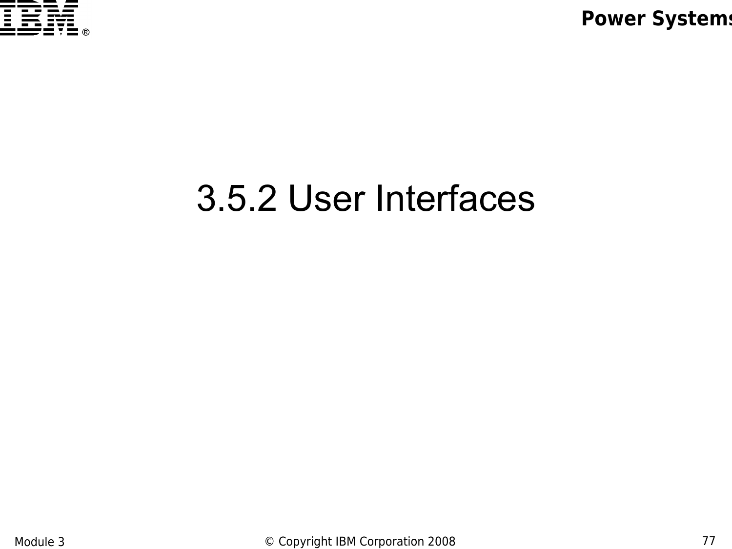# 3.5.2 User Interfaces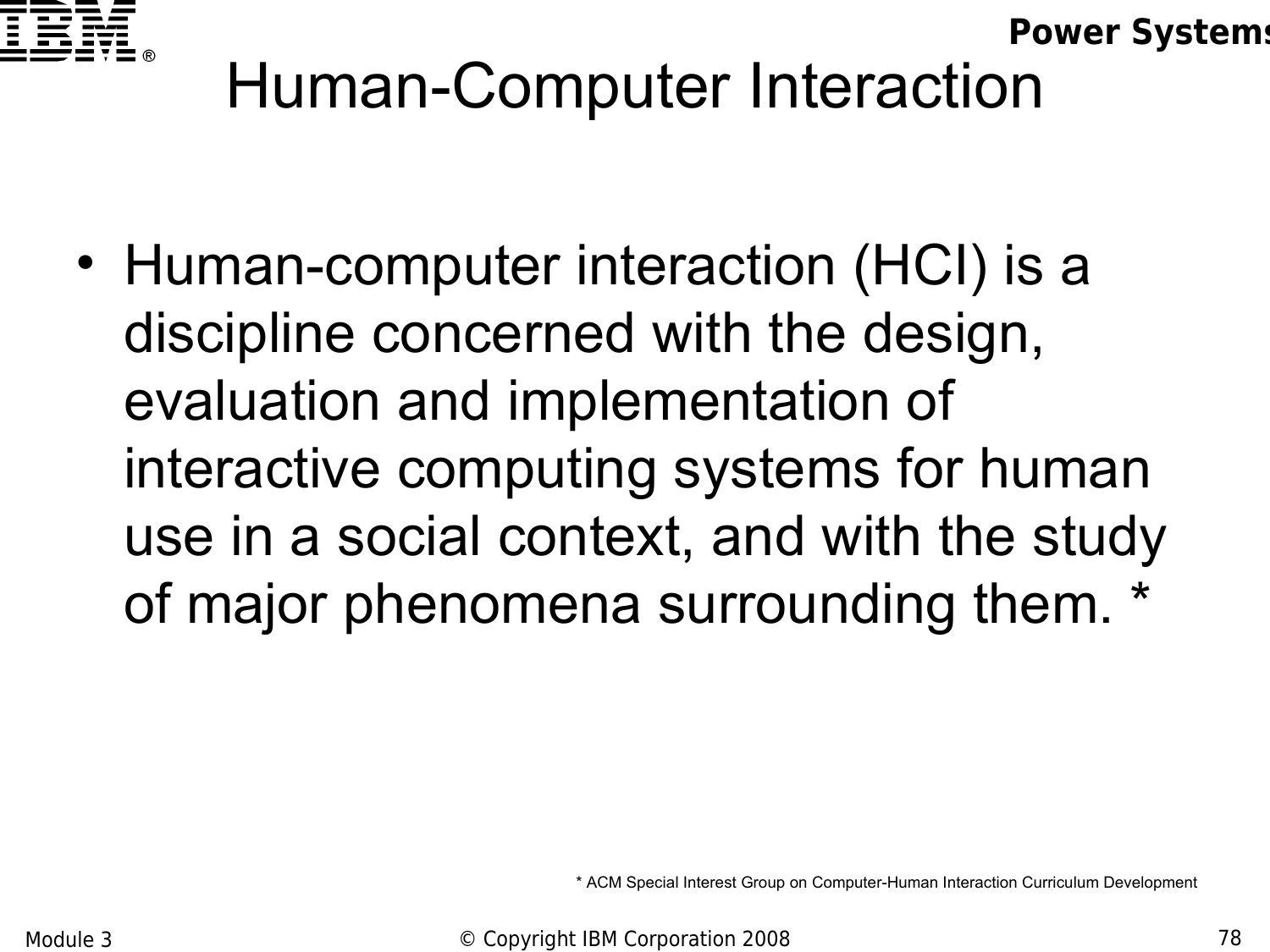# Human-Computer Interaction

- Human-computer interaction (HCI) is a discipline concerned with the design, evaluation and implementation of interactive computing systems for human use in a social context, and with the study of major phenomena surrounding them. *

* ACM Special Interest Group on Computer-Human Interaction Curriculum Development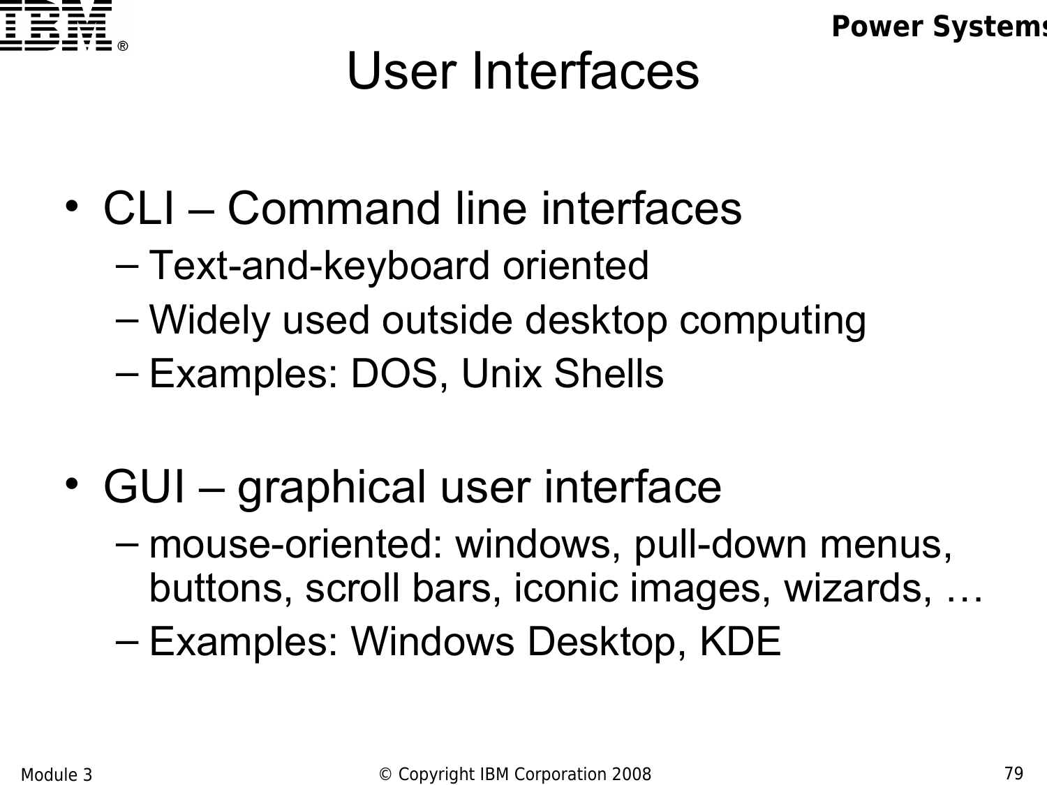# User Interfaces

- CLI – Command line interfaces
  - Text-and-keyboard oriented
  - Widely used outside desktop computing
  - Examples: DOS, Unix Shells

- GUI – graphical user interface
  - mouse-oriented: windows, pull-down menus, buttons, scroll bars, iconic images, wizards, …
  - Examples: Windows Desktop, KDE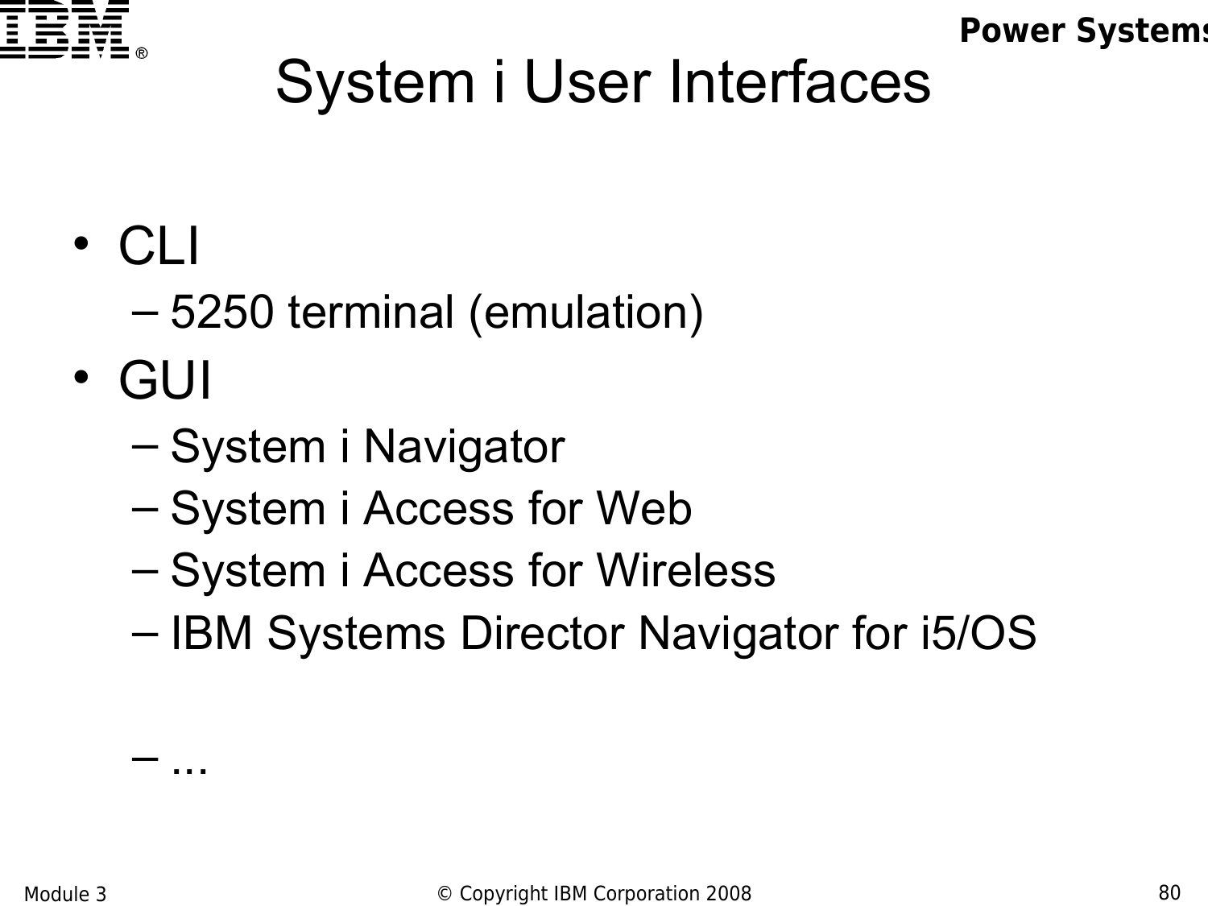# System i User Interfaces

- CLI
  - 5250 terminal (emulation)
- GUI
  - System i Navigator
  - System i Access for Web
  - System i Access for Wireless
  - IBM Systems Director Navigator for i5/OS
  - ...